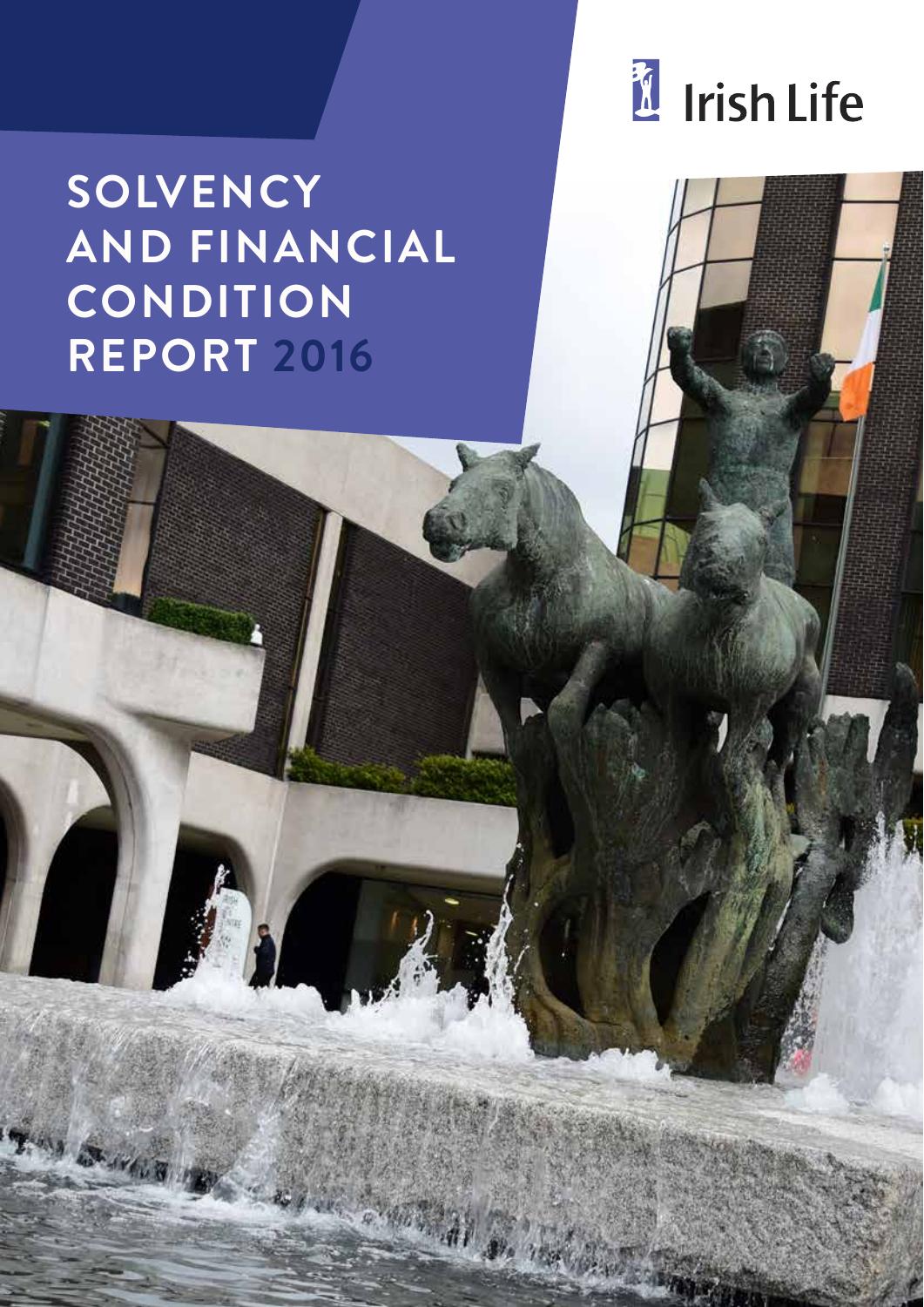# SOLVENCY AND FINANCIAL CONDITION REPORT 2016

Irish Life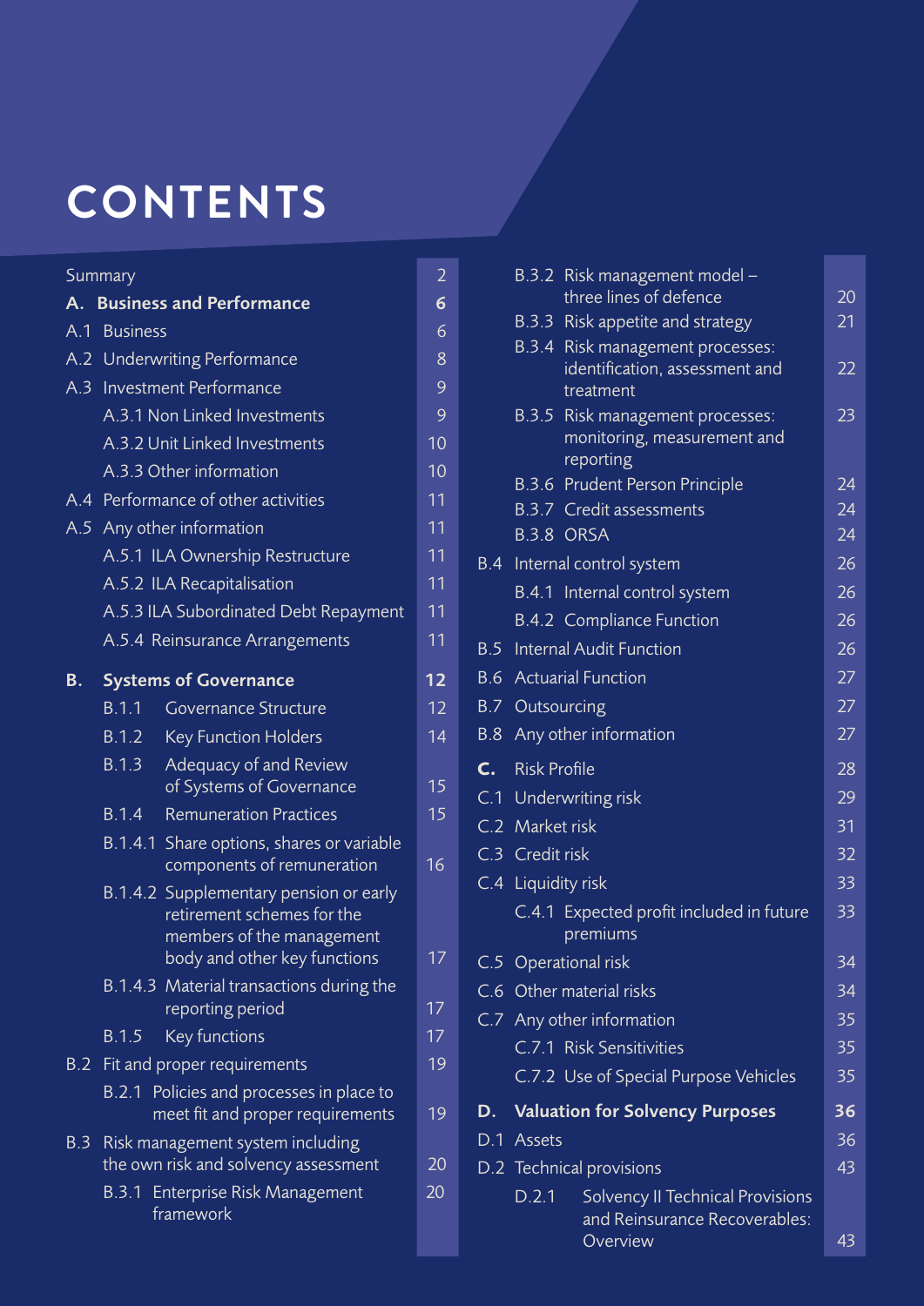# CONTENTS

| | |
|---|---|
| Summary | 2 |
| **A. Business and Performance** | **6** |
| A.1 Business | 6 |
| A.2 Underwriting Performance | 8 |
| A.3 Investment Performance | 9 |
| A.3.1 Non Linked Investments | 9 |
| A.3.2 Unit Linked Investments | 10 |
| A.3.3 Other information | 10 |
| A.4 Performance of other activities | 11 |
| A.5 Any other information | 11 |
| A.5.1 ILA Ownership Restructure | 11 |
| A.5.2 ILA Recapitalisation | 11 |
| A.5.3 ILA Subordinated Debt Repayment | 11 |
| A.5.4 Reinsurance Arrangements | 11 |
| **B. Systems of Governance** | **12** |
| B.1.1 Governance Structure | 12 |
| B.1.2 Key Function Holders | 14 |
| B.1.3 Adequacy of and Review of Systems of Governance | 15 |
| B.1.4 Remuneration Practices | 15 |
| B.1.4.1 Share options, shares or variable components of remuneration | 16 |
| B.1.4.2 Supplementary pension or early retirement schemes for the members of the management body and other key functions | 17 |
| B.1.4.3 Material transactions during the reporting period | 17 |
| B.1.5 Key functions | 17 |
| B.2 Fit and proper requirements | 19 |
| B.2.1 Policies and processes in place to meet fit and proper requirements | 19 |
| B.3 Risk management system including the own risk and solvency assessment | 20 |
| B.3.1 Enterprise Risk Management framework | 20 |
| B.3.2 Risk management model – three lines of defence | 20 |
| B.3.3 Risk appetite and strategy | 21 |
| B.3.4 Risk management processes: identification, assessment and treatment | 22 |
| B.3.5 Risk management processes: monitoring, measurement and reporting | 23 |
| B.3.6 Prudent Person Principle | 24 |
| B.3.7 Credit assessments | 24 |
| B.3.8 ORSA | 24 |
| B.4 Internal control system | 26 |
| B.4.1 Internal control system | 26 |
| B.4.2 Compliance Function | 26 |
| B.5 Internal Audit Function | 26 |
| B.6 Actuarial Function | 27 |
| B.7 Outsourcing | 27 |
| B.8 Any other information | 27 |
| **C.** Risk Profile | 28 |
| C.1 Underwriting risk | 29 |
| C.2 Market risk | 31 |
| C.3 Credit risk | 32 |
| C.4 Liquidity risk | 33 |
| C.4.1 Expected profit included in future premiums | 33 |
| C.5 Operational risk | 34 |
| C.6 Other material risks | 34 |
| C.7 Any other information | 35 |
| C.7.1 Risk Sensitivities | 35 |
| C.7.2 Use of Special Purpose Vehicles | 35 |
| **D. Valuation for Solvency Purposes** | **36** |
| D.1 Assets | 36 |
| D.2 Technical provisions | 43 |
| D.2.1 Solvency II Technical Provisions and Reinsurance Recoverables: Overview | 43 |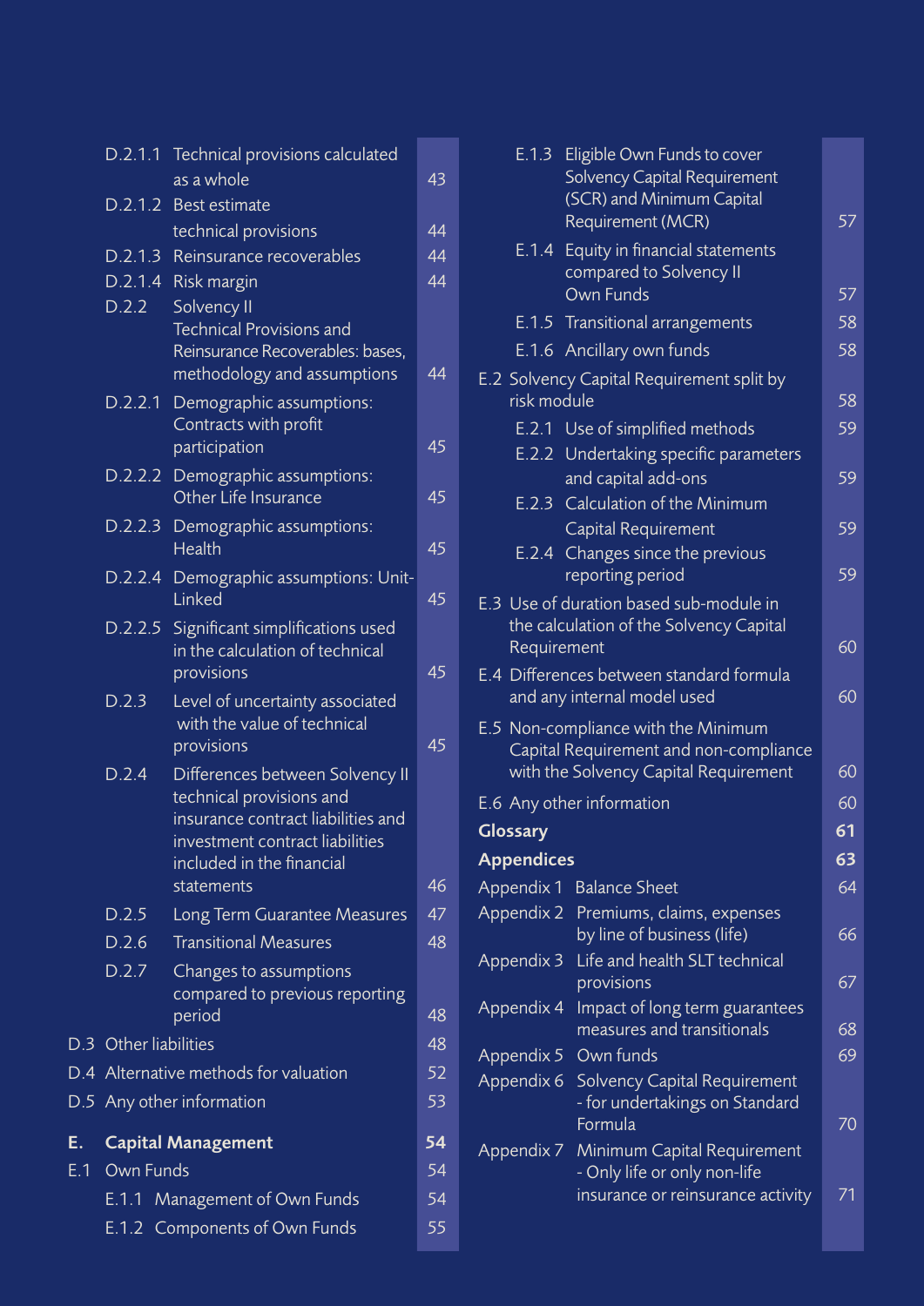| Section | Title | Page |
|---|---|---|
| D.2.1.1 | Technical provisions calculated as a whole | 43 |
| D.2.1.2 | Best estimate technical provisions | 44 |
| D.2.1.3 | Reinsurance recoverables | 44 |
| D.2.1.4 | Risk margin | 44 |
| D.2.2 | Solvency II Technical Provisions and Reinsurance Recoverables: bases, methodology and assumptions | 44 |
| D.2.2.1 | Demographic assumptions: Contracts with profit participation | 45 |
| D.2.2.2 | Demographic assumptions: Other Life Insurance | 45 |
| D.2.2.3 | Demographic assumptions: Health | 45 |
| D.2.2.4 | Demographic assumptions: Unit-Linked | 45 |
| D.2.2.5 | Significant simplifications used in the calculation of technical provisions | 45 |
| D.2.3 | Level of uncertainty associated with the value of technical provisions | 45 |
| D.2.4 | Differences between Solvency II technical provisions and insurance contract liabilities and investment contract liabilities included in the financial statements | 46 |
| D.2.5 | Long Term Guarantee Measures | 47 |
| D.2.6 | Transitional Measures | 48 |
| D.2.7 | Changes to assumptions compared to previous reporting period | 48 |
| D.3 | Other liabilities | 48 |
| D.4 | Alternative methods for valuation | 52 |
| D.5 | Any other information | 53 |
| **E.** | **Capital Management** | **54** |
| E.1 | Own Funds | 54 |
| E.1.1 | Management of Own Funds | 54 |
| E.1.2 | Components of Own Funds | 55 |
| E.1.3 | Eligible Own Funds to cover Solvency Capital Requirement (SCR) and Minimum Capital Requirement (MCR) | 57 |
| E.1.4 | Equity in financial statements compared to Solvency II Own Funds | 57 |
| E.1.5 | Transitional arrangements | 58 |
| E.1.6 | Ancillary own funds | 58 |
| E.2 | Solvency Capital Requirement split by risk module | 58 |
| E.2.1 | Use of simplified methods | 59 |
| E.2.2 | Undertaking specific parameters and capital add-ons | 59 |
| E.2.3 | Calculation of the Minimum Capital Requirement | 59 |
| E.2.4 | Changes since the previous reporting period | 59 |
| E.3 | Use of duration based sub-module in the calculation of the Solvency Capital Requirement | 60 |
| E.4 | Differences between standard formula and any internal model used | 60 |
| E.5 | Non-compliance with the Minimum Capital Requirement and non-compliance with the Solvency Capital Requirement | 60 |
| E.6 | Any other information | 60 |
| **Glossary** | | **61** |
| **Appendices** | | **63** |
| Appendix 1 | Balance Sheet | 64 |
| Appendix 2 | Premiums, claims, expenses by line of business (life) | 66 |
| Appendix 3 | Life and health SLT technical provisions | 67 |
| Appendix 4 | Impact of long term guarantees measures and transitionals | 68 |
| Appendix 5 | Own funds | 69 |
| Appendix 6 | Solvency Capital Requirement - for undertakings on Standard Formula | 70 |
| Appendix 7 | Minimum Capital Requirement - Only life or only non-life insurance or reinsurance activity | 71 |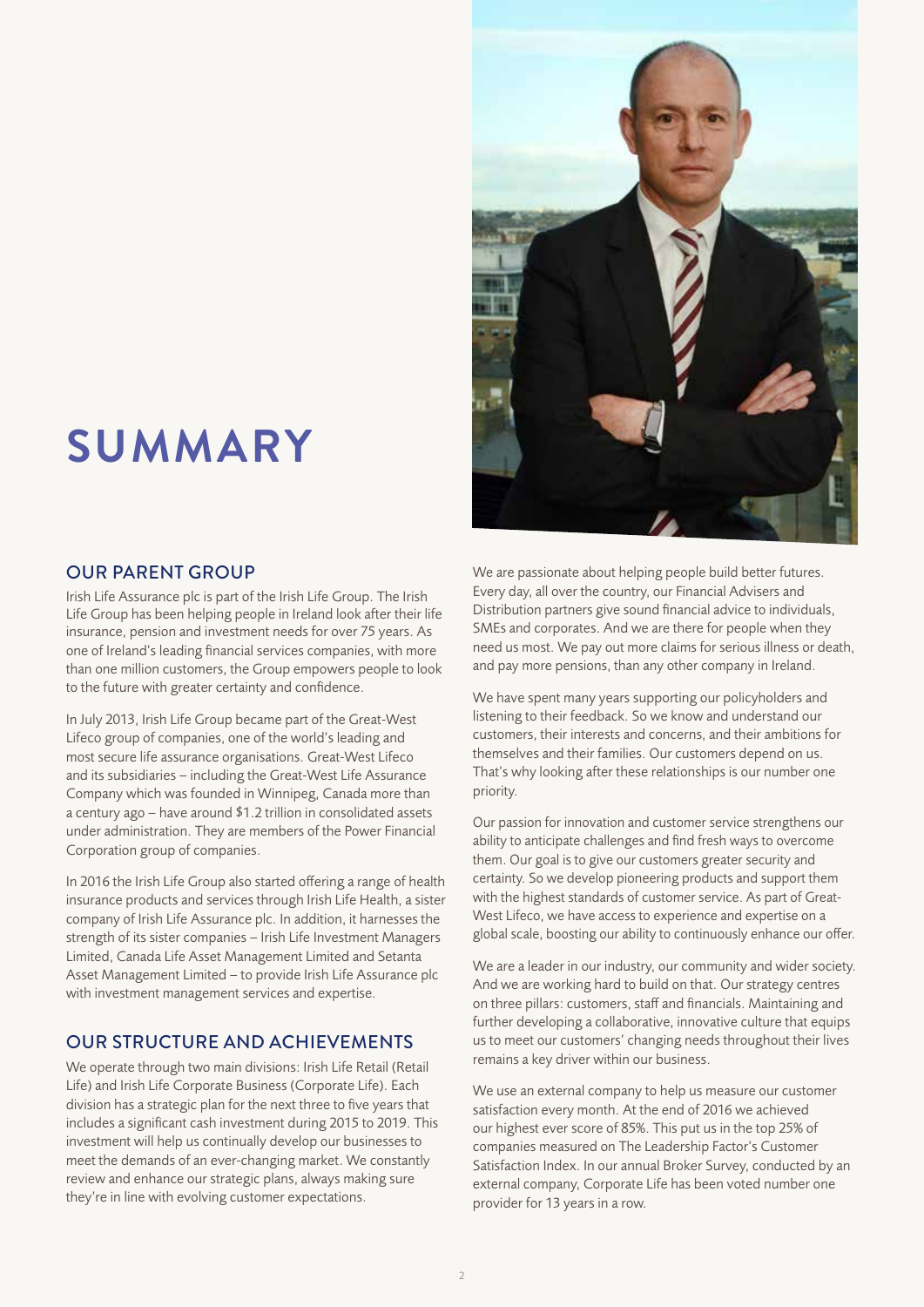# SUMMARY

## OUR PARENT GROUP

Irish Life Assurance plc is part of the Irish Life Group. The Irish Life Group has been helping people in Ireland look after their life insurance, pension and investment needs for over 75 years. As one of Ireland's leading financial services companies, with more than one million customers, the Group empowers people to look to the future with greater certainty and confidence.

In July 2013, Irish Life Group became part of the Great-West Lifeco group of companies, one of the world's leading and most secure life assurance organisations. Great-West Lifeco and its subsidiaries – including the Great-West Life Assurance Company which was founded in Winnipeg, Canada more than a century ago – have around $1.2 trillion in consolidated assets under administration. They are members of the Power Financial Corporation group of companies.

In 2016 the Irish Life Group also started offering a range of health insurance products and services through Irish Life Health, a sister company of Irish Life Assurance plc. In addition, it harnesses the strength of its sister companies – Irish Life Investment Managers Limited, Canada Life Asset Management Limited and Setanta Asset Management Limited – to provide Irish Life Assurance plc with investment management services and expertise.

## OUR STRUCTURE AND ACHIEVEMENTS

We operate through two main divisions: Irish Life Retail (Retail Life) and Irish Life Corporate Business (Corporate Life). Each division has a strategic plan for the next three to five years that includes a significant cash investment during 2015 to 2019. This investment will help us continually develop our businesses to meet the demands of an ever-changing market. We constantly review and enhance our strategic plans, always making sure they're in line with evolving customer expectations.

We are passionate about helping people build better futures. Every day, all over the country, our Financial Advisers and Distribution partners give sound financial advice to individuals, SMEs and corporates. And we are there for people when they need us most. We pay out more claims for serious illness or death, and pay more pensions, than any other company in Ireland.

We have spent many years supporting our policyholders and listening to their feedback. So we know and understand our customers, their interests and concerns, and their ambitions for themselves and their families. Our customers depend on us. That's why looking after these relationships is our number one priority.

Our passion for innovation and customer service strengthens our ability to anticipate challenges and find fresh ways to overcome them. Our goal is to give our customers greater security and certainty. So we develop pioneering products and support them with the highest standards of customer service. As part of Great-West Lifeco, we have access to experience and expertise on a global scale, boosting our ability to continuously enhance our offer.

We are a leader in our industry, our community and wider society. And we are working hard to build on that. Our strategy centres on three pillars: customers, staff and financials. Maintaining and further developing a collaborative, innovative culture that equips us to meet our customers' changing needs throughout their lives remains a key driver within our business.

We use an external company to help us measure our customer satisfaction every month. At the end of 2016 we achieved our highest ever score of 85%. This put us in the top 25% of companies measured on The Leadership Factor's Customer Satisfaction Index. In our annual Broker Survey, conducted by an external company, Corporate Life has been voted number one provider for 13 years in a row.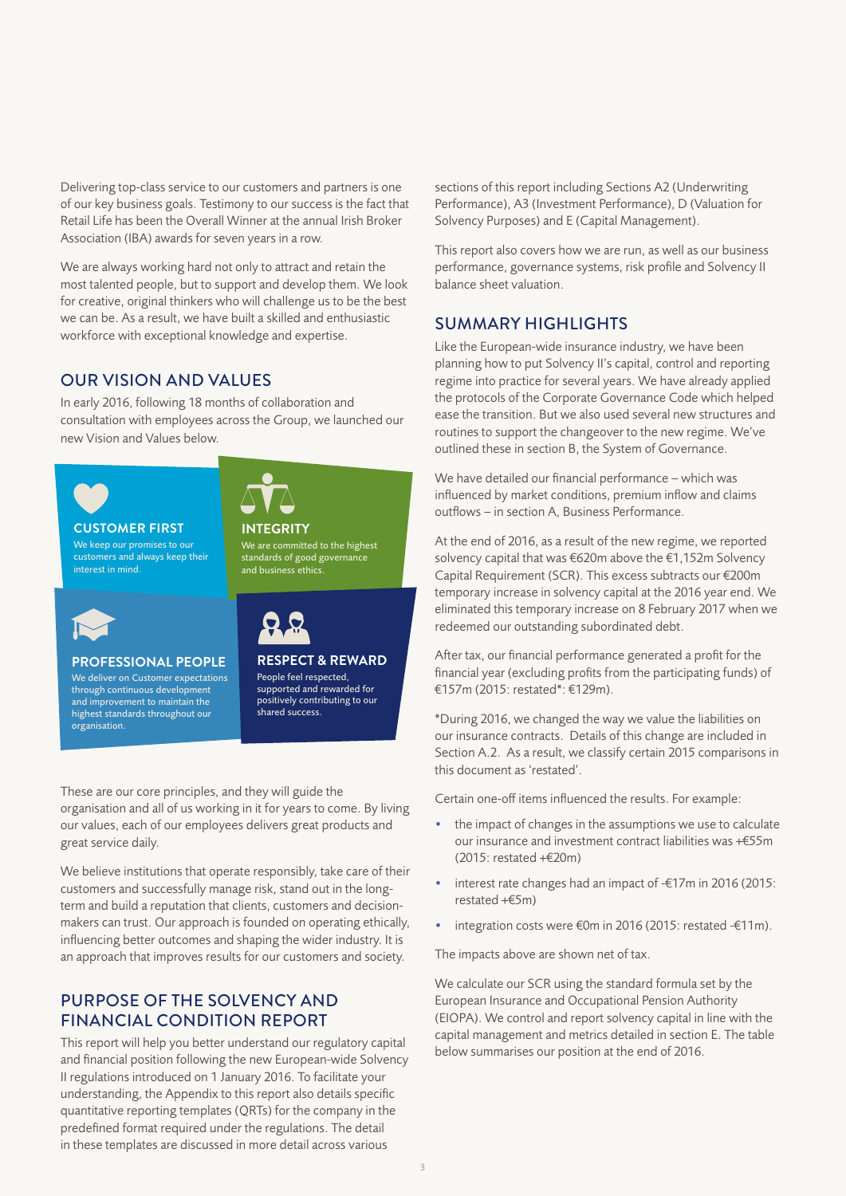Delivering top-class service to our customers and partners is one of our key business goals. Testimony to our success is the fact that Retail Life has been the Overall Winner at the annual Irish Broker Association (IBA) awards for seven years in a row.

We are always working hard not only to attract and retain the most talented people, but to support and develop them. We look for creative, original thinkers who will challenge us to be the best we can be. As a result, we have built a skilled and enthusiastic workforce with exceptional knowledge and expertise.

## OUR VISION AND VALUES

In early 2016, following 18 months of collaboration and consultation with employees across the Group, we launched our new Vision and Values below.

**CUSTOMER FIRST**
We keep our promises to our customers and always keep their interest in mind.

**INTEGRITY**
We are committed to the highest standards of good governance and business ethics.

**PROFESSIONAL PEOPLE**
We deliver on Customer expectations through continuous development and improvement to maintain the highest standards throughout our organisation.

**RESPECT & REWARD**
People feel respected, supported and rewarded for positively contributing to our shared success.

These are our core principles, and they will guide the organisation and all of us working in it for years to come. By living our values, each of our employees delivers great products and great service daily.

We believe institutions that operate responsibly, take care of their customers and successfully manage risk, stand out in the long-term and build a reputation that clients, customers and decision-makers can trust. Our approach is founded on operating ethically, influencing better outcomes and shaping the wider industry. It is an approach that improves results for our customers and society.

## PURPOSE OF THE SOLVENCY AND FINANCIAL CONDITION REPORT

This report will help you better understand our regulatory capital and financial position following the new European-wide Solvency II regulations introduced on 1 January 2016. To facilitate your understanding, the Appendix to this report also details specific quantitative reporting templates (QRTs) for the company in the predefined format required under the regulations. The detail in these templates are discussed in more detail across various sections of this report including Sections A2 (Underwriting Performance), A3 (Investment Performance), D (Valuation for Solvency Purposes) and E (Capital Management).

This report also covers how we are run, as well as our business performance, governance systems, risk profile and Solvency II balance sheet valuation.

## SUMMARY HIGHLIGHTS

Like the European-wide insurance industry, we have been planning how to put Solvency II's capital, control and reporting regime into practice for several years. We have already applied the protocols of the Corporate Governance Code which helped ease the transition. But we also used several new structures and routines to support the changeover to the new regime. We've outlined these in section B, the System of Governance.

We have detailed our financial performance – which was influenced by market conditions, premium inflow and claims outflows – in section A, Business Performance.

At the end of 2016, as a result of the new regime, we reported solvency capital that was €620m above the €1,152m Solvency Capital Requirement (SCR). This excess subtracts our €200m temporary increase in solvency capital at the 2016 year end. We eliminated this temporary increase on 8 February 2017 when we redeemed our outstanding subordinated debt.

After tax, our financial performance generated a profit for the financial year (excluding profits from the participating funds) of €157m (2015: restated*: €129m).

*During 2016, we changed the way we value the liabilities on our insurance contracts. Details of this change are included in Section A.2. As a result, we classify certain 2015 comparisons in this document as 'restated'.

Certain one-off items influenced the results. For example:

- the impact of changes in the assumptions we use to calculate our insurance and investment contract liabilities was +€55m (2015: restated +€20m)
- interest rate changes had an impact of -€17m in 2016 (2015: restated +€5m)
- integration costs were €0m in 2016 (2015: restated -€11m).

The impacts above are shown net of tax.

We calculate our SCR using the standard formula set by the European Insurance and Occupational Pension Authority (EIOPA). We control and report solvency capital in line with the capital management and metrics detailed in section E. The table below summarises our position at the end of 2016.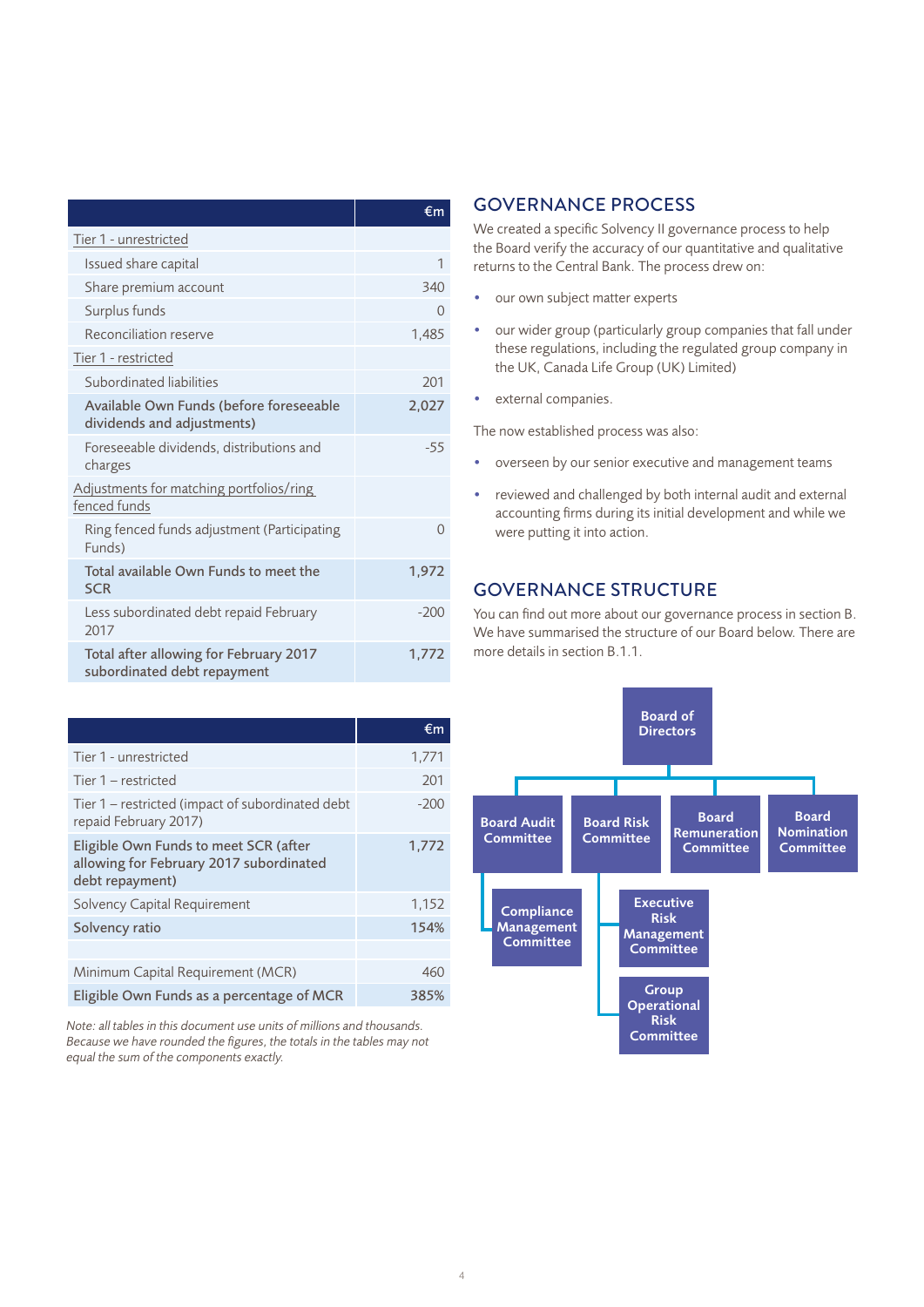| | €m |
|---|---|
| Tier 1 - unrestricted | |
| Issued share capital | 1 |
| Share premium account | 340 |
| Surplus funds | 0 |
| Reconciliation reserve | 1,485 |
| Tier 1 - restricted | |
| Subordinated liabilities | 201 |
| **Available Own Funds (before foreseeable dividends and adjustments)** | **2,027** |
| Foreseeable dividends, distributions and charges | -55 |
| Adjustments for matching portfolios/ring fenced funds | |
| Ring fenced funds adjustment (Participating Funds) | 0 |
| **Total available Own Funds to meet the SCR** | **1,972** |
| Less subordinated debt repaid February 2017 | -200 |
| **Total after allowing for February 2017 subordinated debt repayment** | **1,772** |

| | €m |
|---|---|
| Tier 1 - unrestricted | 1,771 |
| Tier 1 – restricted | 201 |
| Tier 1 – restricted (impact of subordinated debt repaid February 2017) | -200 |
| **Eligible Own Funds to meet SCR (after allowing for February 2017 subordinated debt repayment)** | **1,772** |
| Solvency Capital Requirement | 1,152 |
| **Solvency ratio** | **154%** |
| | |
| Minimum Capital Requirement (MCR) | 460 |
| **Eligible Own Funds as a percentage of MCR** | **385%** |

*Note: all tables in this document use units of millions and thousands. Because we have rounded the figures, the totals in the tables may not equal the sum of the components exactly.*

## GOVERNANCE PROCESS

We created a specific Solvency II governance process to help the Board verify the accuracy of our quantitative and qualitative returns to the Central Bank. The process drew on:

- our own subject matter experts
- our wider group (particularly group companies that fall under these regulations, including the regulated group company in the UK, Canada Life Group (UK) Limited)
- external companies.

The now established process was also:

- overseen by our senior executive and management teams
- reviewed and challenged by both internal audit and external accounting firms during its initial development and while we were putting it into action.

## GOVERNANCE STRUCTURE

You can find out more about our governance process in section B. We have summarised the structure of our Board below. There are more details in section B.1.1.

- Board of Directors
  - Board Audit Committee
    - Compliance Management Committee
  - Board Risk Committee
    - Executive Risk Management Committee
    - Group Operational Risk Committee
  - Board Remuneration Committee
  - Board Nomination Committee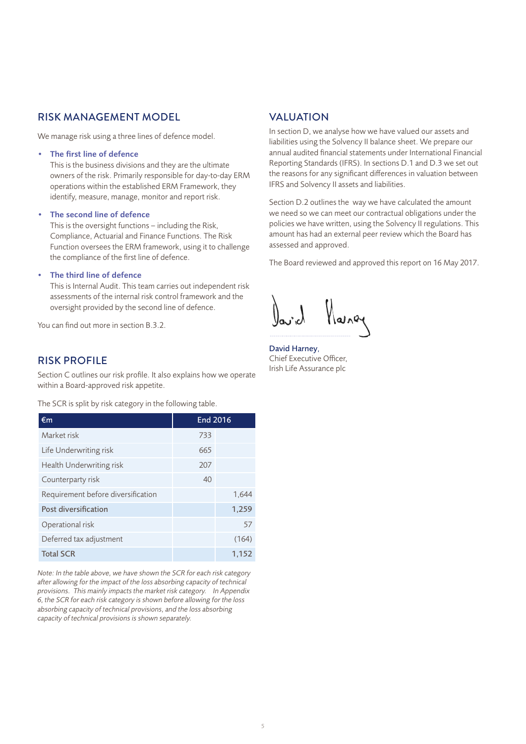## RISK MANAGEMENT MODEL

We manage risk using a three lines of defence model.

- **The first line of defence**
  This is the business divisions and they are the ultimate owners of the risk. Primarily responsible for day-to-day ERM operations within the established ERM Framework, they identify, measure, manage, monitor and report risk.
- **The second line of defence**
  This is the oversight functions – including the Risk, Compliance, Actuarial and Finance Functions. The Risk Function oversees the ERM framework, using it to challenge the compliance of the first line of defence.
- **The third line of defence**
  This is Internal Audit. This team carries out independent risk assessments of the internal risk control framework and the oversight provided by the second line of defence.

You can find out more in section B.3.2.

## RISK PROFILE

Section C outlines our risk profile. It also explains how we operate within a Board-approved risk appetite.

The SCR is split by risk category in the following table.

| €m | End 2016 | |
|---|---|---|
| Market risk | 733 | |
| Life Underwriting risk | 665 | |
| Health Underwriting risk | 207 | |
| Counterparty risk | 40 | |
| Requirement before diversification | | 1,644 |
| **Post diversification** | | **1,259** |
| Operational risk | | 57 |
| Deferred tax adjustment | | (164) |
| **Total SCR** | | **1,152** |

*Note: In the table above, we have shown the SCR for each risk category after allowing for the impact of the loss absorbing capacity of technical provisions. This mainly impacts the market risk category. In Appendix 6, the SCR for each risk category is shown before allowing for the loss absorbing capacity of technical provisions, and the loss absorbing capacity of technical provisions is shown separately.*

## VALUATION

In section D, we analyse how we have valued our assets and liabilities using the Solvency II balance sheet. We prepare our annual audited financial statements under International Financial Reporting Standards (IFRS). In sections D.1 and D.3 we set out the reasons for any significant differences in valuation between IFRS and Solvency II assets and liabilities.

Section D.2 outlines the way we have calculated the amount we need so we can meet our contractual obligations under the policies we have written, using the Solvency II regulations. This amount has had an external peer review which the Board has assessed and approved.

The Board reviewed and approved this report on 16 May 2017.

David Harney,
Chief Executive Officer,
Irish Life Assurance plc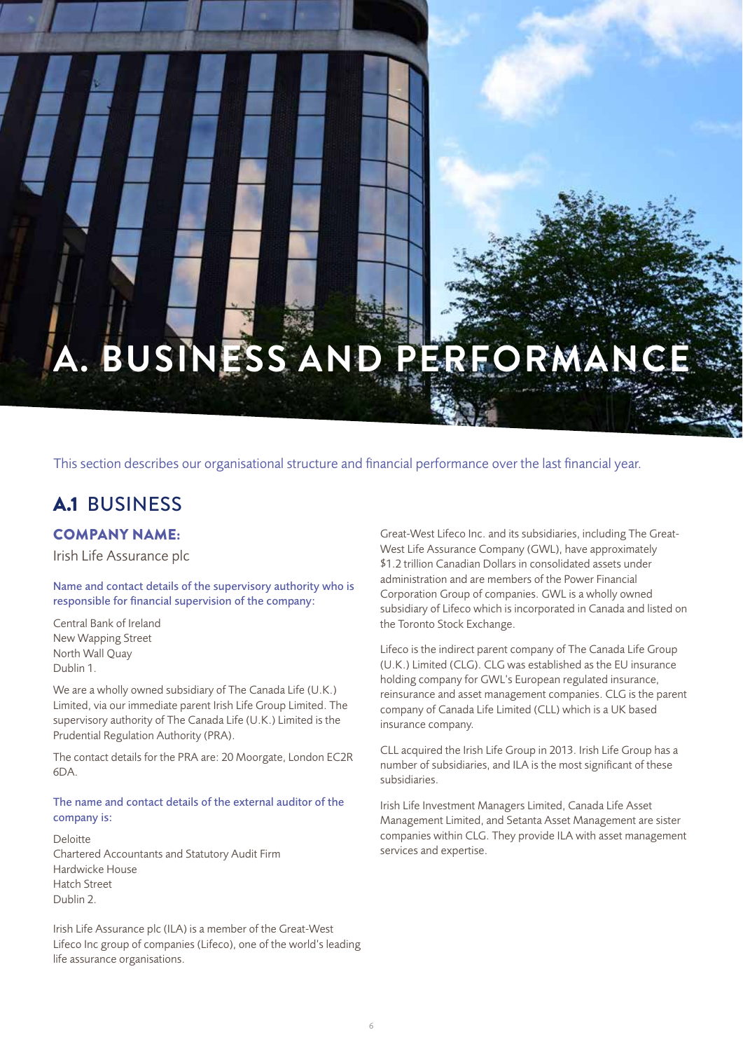# A. BUSINESS AND PERFORMANCE

This section describes our organisational structure and financial performance over the last financial year.

## A.1 BUSINESS

### COMPANY NAME:

Irish Life Assurance plc

#### Name and contact details of the supervisory authority who is responsible for financial supervision of the company:

Central Bank of Ireland
New Wapping Street
North Wall Quay
Dublin 1.

We are a wholly owned subsidiary of The Canada Life (U.K.) Limited, via our immediate parent Irish Life Group Limited. The supervisory authority of The Canada Life (U.K.) Limited is the Prudential Regulation Authority (PRA).

The contact details for the PRA are: 20 Moorgate, London EC2R 6DA.

#### The name and contact details of the external auditor of the company is:

Deloitte
Chartered Accountants and Statutory Audit Firm
Hardwicke House
Hatch Street
Dublin 2.

Irish Life Assurance plc (ILA) is a member of the Great-West Lifeco Inc group of companies (Lifeco), one of the world's leading life assurance organisations.

Great-West Lifeco Inc. and its subsidiaries, including The Great-West Life Assurance Company (GWL), have approximately $1.2 trillion Canadian Dollars in consolidated assets under administration and are members of the Power Financial Corporation Group of companies. GWL is a wholly owned subsidiary of Lifeco which is incorporated in Canada and listed on the Toronto Stock Exchange.

Lifeco is the indirect parent company of The Canada Life Group (U.K.) Limited (CLG). CLG was established as the EU insurance holding company for GWL's European regulated insurance, reinsurance and asset management companies. CLG is the parent company of Canada Life Limited (CLL) which is a UK based insurance company.

CLL acquired the Irish Life Group in 2013. Irish Life Group has a number of subsidiaries, and ILA is the most significant of these subsidiaries.

Irish Life Investment Managers Limited, Canada Life Asset Management Limited, and Setanta Asset Management are sister companies within CLG. They provide ILA with asset management services and expertise.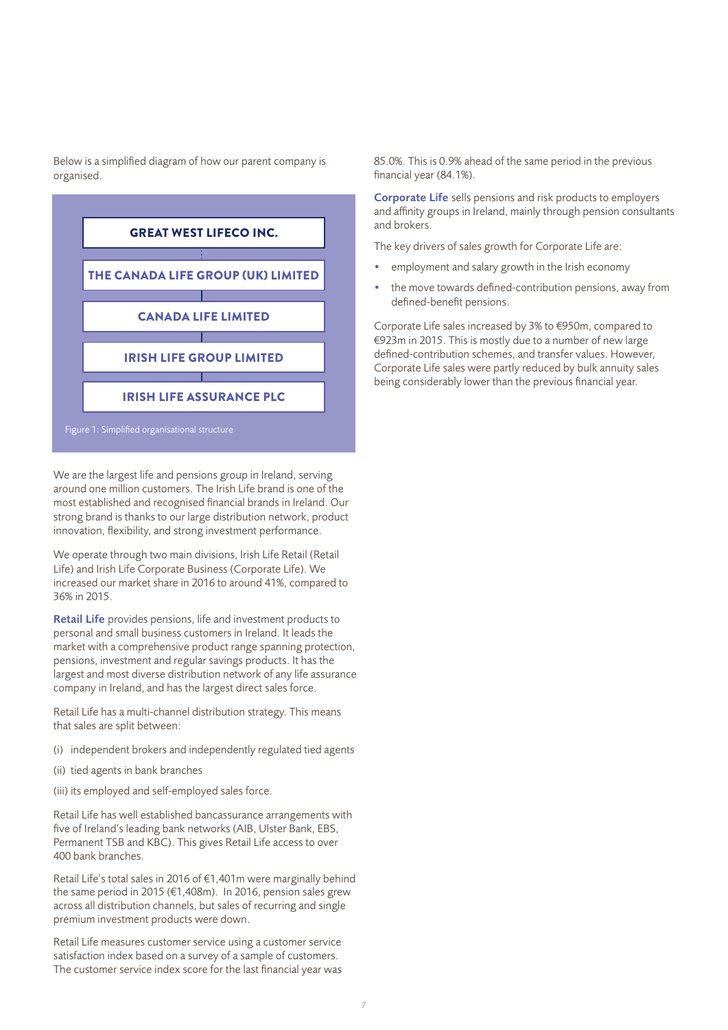Below is a simplified diagram of how our parent company is organised.

**GREAT WEST LIFECO INC.**

**THE CANADA LIFE GROUP (UK) LIMITED**

**CANADA LIFE LIMITED**

**IRISH LIFE GROUP LIMITED**

**IRISH LIFE ASSURANCE PLC**

Figure 1: Simplified organisational structure

We are the largest life and pensions group in Ireland, serving around one million customers. The Irish Life brand is one of the most established and recognised financial brands in Ireland. Our strong brand is thanks to our large distribution network, product innovation, flexibility, and strong investment performance.

We operate through two main divisions, Irish Life Retail (Retail Life) and Irish Life Corporate Business (Corporate Life). We increased our market share in 2016 to around 41%, compared to 36% in 2015.

**Retail Life** provides pensions, life and investment products to personal and small business customers in Ireland. It leads the market with a comprehensive product range spanning protection, pensions, investment and regular savings products. It has the largest and most diverse distribution network of any life assurance company in Ireland, and has the largest direct sales force.

Retail Life has a multi-channel distribution strategy. This means that sales are split between:

(i) independent brokers and independently regulated tied agents

(ii) tied agents in bank branches

(iii) its employed and self-employed sales force.

Retail Life has well established bancassurance arrangements with five of Ireland's leading bank networks (AIB, Ulster Bank, EBS, Permanent TSB and KBC). This gives Retail Life access to over 400 bank branches.

Retail Life's total sales in 2016 of €1,401m were marginally behind the same period in 2015 (€1,408m). In 2016, pension sales grew across all distribution channels, but sales of recurring and single premium investment products were down.

Retail Life measures customer service using a customer service satisfaction index based on a survey of a sample of customers. The customer service index score for the last financial year was 85.0%. This is 0.9% ahead of the same period in the previous financial year (84.1%).

**Corporate Life** sells pensions and risk products to employers and affinity groups in Ireland, mainly through pension consultants and brokers.

The key drivers of sales growth for Corporate Life are:

- employment and salary growth in the Irish economy
- the move towards defined-contribution pensions, away from defined-benefit pensions.

Corporate Life sales increased by 3% to €950m, compared to €923m in 2015. This is mostly due to a number of new large defined-contribution schemes, and transfer values. However, Corporate Life sales were partly reduced by bulk annuity sales being considerably lower than the previous financial year.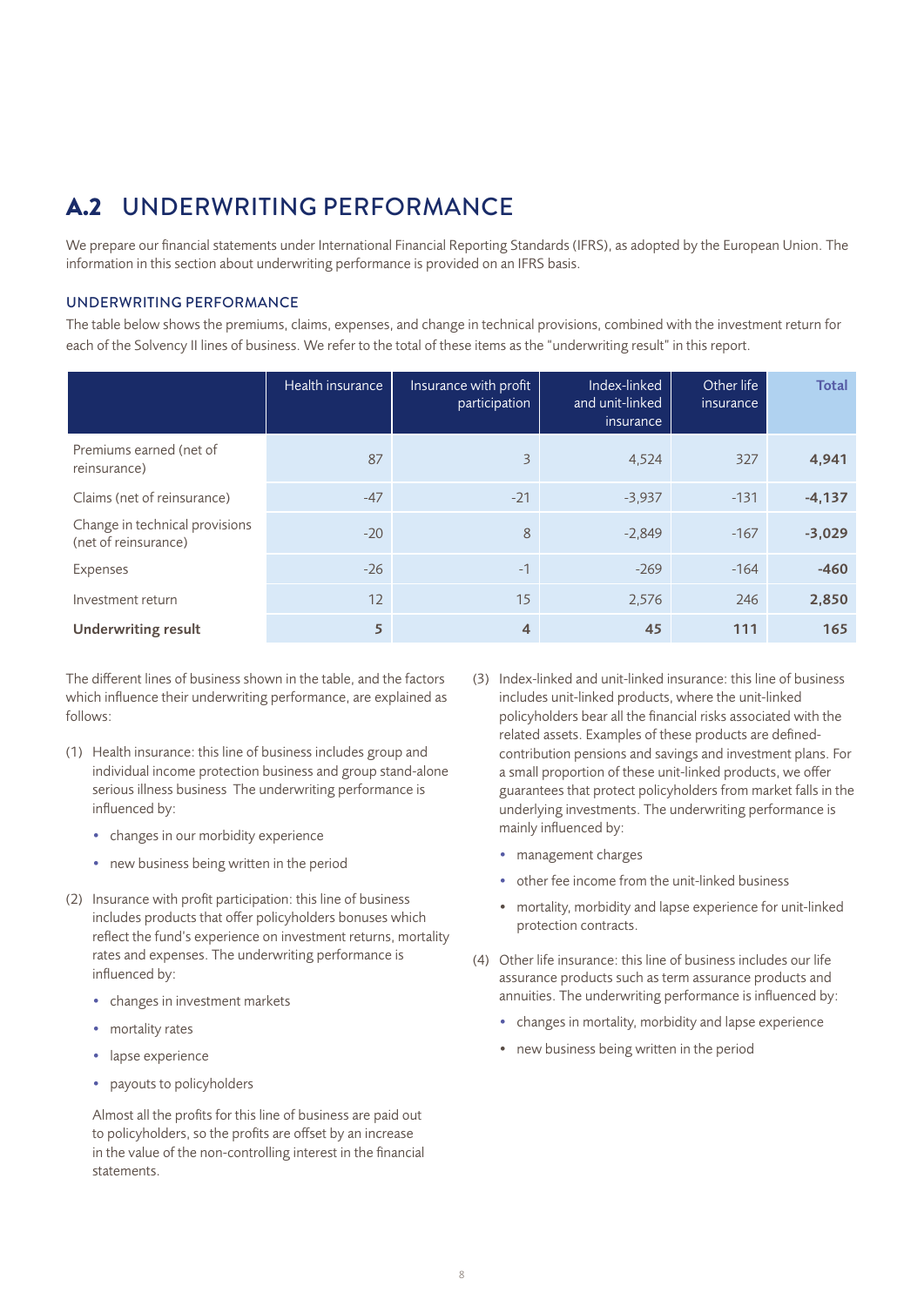# A.2 UNDERWRITING PERFORMANCE

We prepare our financial statements under International Financial Reporting Standards (IFRS), as adopted by the European Union. The information in this section about underwriting performance is provided on an IFRS basis.

### UNDERWRITING PERFORMANCE

The table below shows the premiums, claims, expenses, and change in technical provisions, combined with the investment return for each of the Solvency II lines of business. We refer to the total of these items as the "underwriting result" in this report.

| | Health insurance | Insurance with profit participation | Index-linked and unit-linked insurance | Other life insurance | Total |
|---|---|---|---|---|---|
| Premiums earned (net of reinsurance) | 87 | 3 | 4,524 | 327 | **4,941** |
| Claims (net of reinsurance) | -47 | -21 | -3,937 | -131 | **-4,137** |
| Change in technical provisions (net of reinsurance) | -20 | 8 | -2,849 | -167 | **-3,029** |
| Expenses | -26 | -1 | -269 | -164 | **-460** |
| Investment return | 12 | 15 | 2,576 | 246 | **2,850** |
| **Underwriting result** | **5** | **4** | **45** | **111** | **165** |

The different lines of business shown in the table, and the factors which influence their underwriting performance, are explained as follows:

(1) Health insurance: this line of business includes group and individual income protection business and group stand-alone serious illness business The underwriting performance is influenced by:

- changes in our morbidity experience
- new business being written in the period

(2) Insurance with profit participation: this line of business includes products that offer policyholders bonuses which reflect the fund's experience on investment returns, mortality rates and expenses. The underwriting performance is influenced by:

- changes in investment markets
- mortality rates
- lapse experience
- payouts to policyholders

Almost all the profits for this line of business are paid out to policyholders, so the profits are offset by an increase in the value of the non-controlling interest in the financial statements.

(3) Index-linked and unit-linked insurance: this line of business includes unit-linked products, where the unit-linked policyholders bear all the financial risks associated with the related assets. Examples of these products are defined-contribution pensions and savings and investment plans. For a small proportion of these unit-linked products, we offer guarantees that protect policyholders from market falls in the underlying investments. The underwriting performance is mainly influenced by:

- management charges
- other fee income from the unit-linked business
- mortality, morbidity and lapse experience for unit-linked protection contracts.

(4) Other life insurance: this line of business includes our life assurance products such as term assurance products and annuities. The underwriting performance is influenced by:

- changes in mortality, morbidity and lapse experience
- new business being written in the period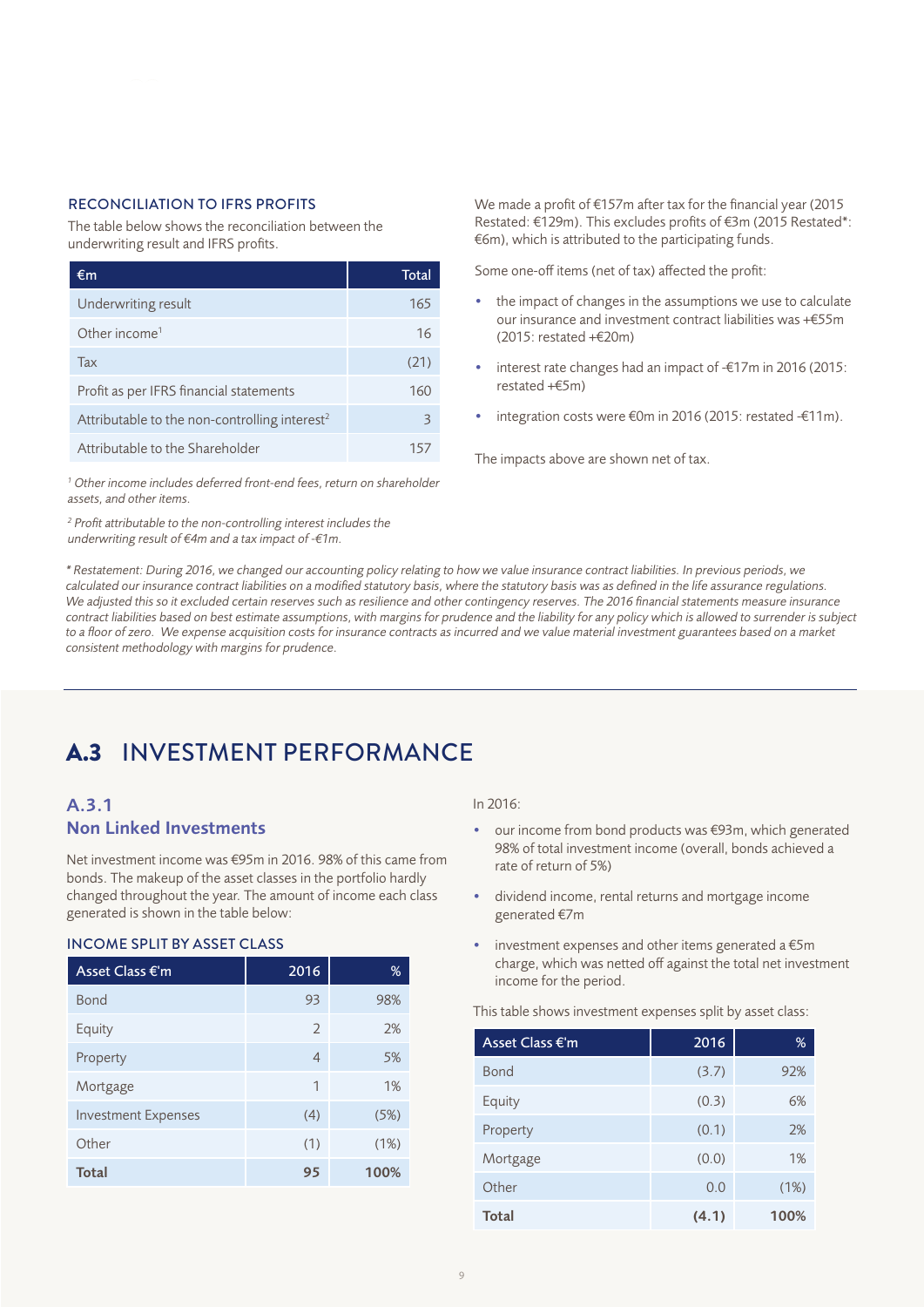### RECONCILIATION TO IFRS PROFITS

The table below shows the reconciliation between the underwriting result and IFRS profits.

| €m | Total |
|---|---|
| Underwriting result | 165 |
| Other income[1] | 16 |
| Tax | (21) |
| Profit as per IFRS financial statements | 160 |
| Attributable to the non-controlling interest[2] | 3 |
| Attributable to the Shareholder | 157 |

*[1] Other income includes deferred front-end fees, return on shareholder assets, and other items.*

*[2] Profit attributable to the non-controlling interest includes the underwriting result of €4m and a tax impact of -€1m.*

We made a profit of €157m after tax for the financial year (2015 Restated: €129m). This excludes profits of €3m (2015 Restated*: €6m), which is attributed to the participating funds.

Some one-off items (net of tax) affected the profit:

- the impact of changes in the assumptions we use to calculate our insurance and investment contract liabilities was +€55m (2015: restated +€20m)
- interest rate changes had an impact of -€17m in 2016 (2015: restated +€5m)
- integration costs were €0m in 2016 (2015: restated -€11m).

The impacts above are shown net of tax.

*\* Restatement: During 2016, we changed our accounting policy relating to how we value insurance contract liabilities. In previous periods, we calculated our insurance contract liabilities on a modified statutory basis, where the statutory basis was as defined in the life assurance regulations. We adjusted this so it excluded certain reserves such as resilience and other contingency reserves. The 2016 financial statements measure insurance contract liabilities based on best estimate assumptions, with margins for prudence and the liability for any policy which is allowed to surrender is subject to a floor of zero. We expense acquisition costs for insurance contracts as incurred and we value material investment guarantees based on a market consistent methodology with margins for prudence.*

# A.3 INVESTMENT PERFORMANCE

## A.3.1 Non Linked Investments

Net investment income was €95m in 2016. 98% of this came from bonds. The makeup of the asset classes in the portfolio hardly changed throughout the year. The amount of income each class generated is shown in the table below:

### INCOME SPLIT BY ASSET CLASS

| Asset Class €'m | 2016 | % |
|---|---|---|
| Bond | 93 | 98% |
| Equity | 2 | 2% |
| Property | 4 | 5% |
| Mortgage | 1 | 1% |
| Investment Expenses | (4) | (5%) |
| Other | (1) | (1%) |
| **Total** | **95** | **100%** |

In 2016:

- our income from bond products was €93m, which generated 98% of total investment income (overall, bonds achieved a rate of return of 5%)
- dividend income, rental returns and mortgage income generated €7m
- investment expenses and other items generated a €5m charge, which was netted off against the total net investment income for the period.

This table shows investment expenses split by asset class:

| Asset Class €'m | 2016 | % |
|---|---|---|
| Bond | (3.7) | 92% |
| Equity | (0.3) | 6% |
| Property | (0.1) | 2% |
| Mortgage | (0.0) | 1% |
| Other | 0.0 | (1%) |
| **Total** | **(4.1)** | **100%** |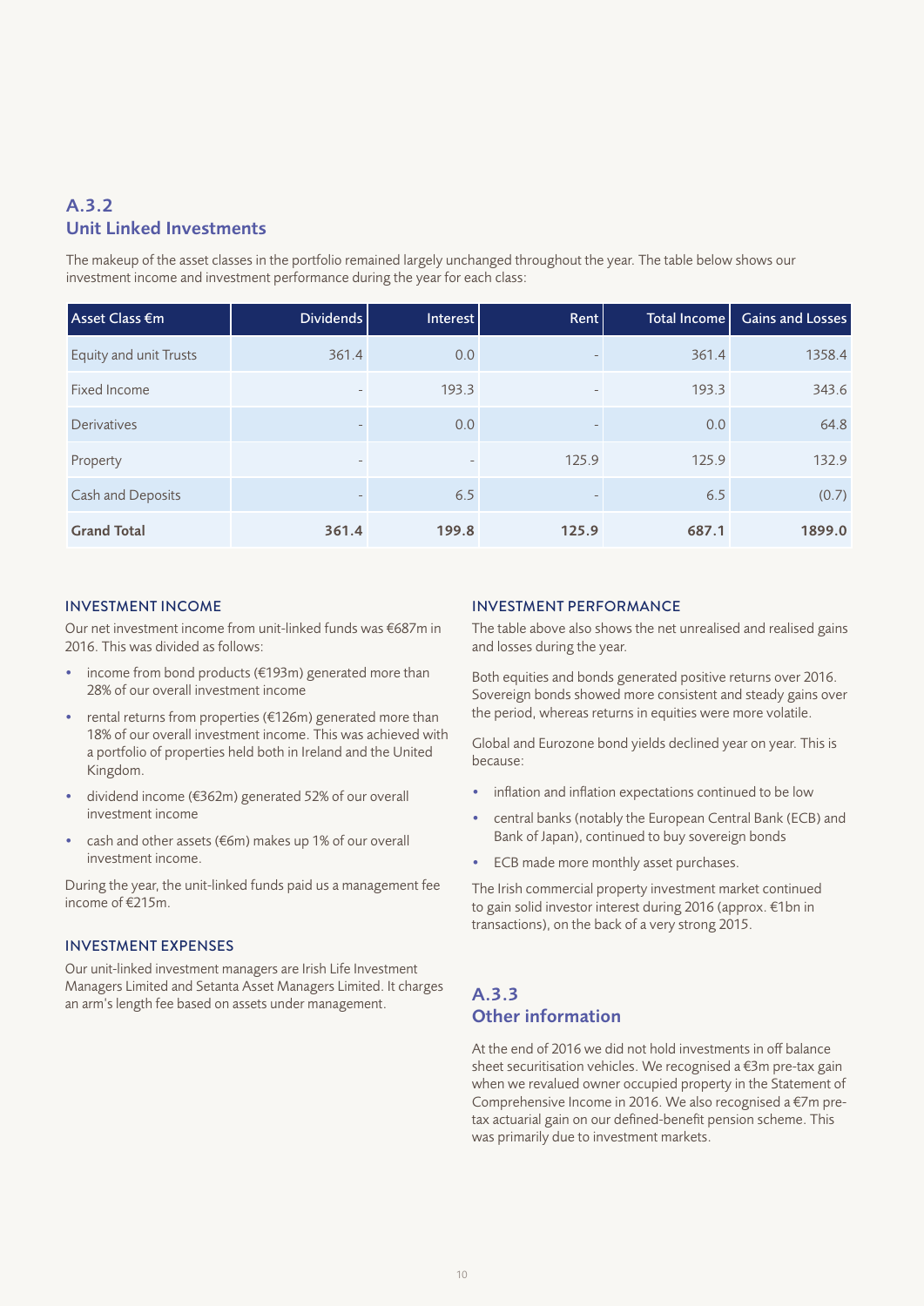## A.3.2
## Unit Linked Investments

The makeup of the asset classes in the portfolio remained largely unchanged throughout the year. The table below shows our investment income and investment performance during the year for each class:

| Asset Class €m | Dividends | Interest | Rent | Total Income | Gains and Losses |
|---|---|---|---|---|---|
| Equity and unit Trusts | 361.4 | 0.0 | - | 361.4 | 1358.4 |
| Fixed Income | - | 193.3 | - | 193.3 | 343.6 |
| Derivatives | - | 0.0 | - | 0.0 | 64.8 |
| Property | - | - | 125.9 | 125.9 | 132.9 |
| Cash and Deposits | - | 6.5 | - | 6.5 | (0.7) |
| **Grand Total** | **361.4** | **199.8** | **125.9** | **687.1** | **1899.0** |

### INVESTMENT INCOME

Our net investment income from unit-linked funds was €687m in 2016. This was divided as follows:

- income from bond products (€193m) generated more than 28% of our overall investment income
- rental returns from properties (€126m) generated more than 18% of our overall investment income. This was achieved with a portfolio of properties held both in Ireland and the United Kingdom.
- dividend income (€362m) generated 52% of our overall investment income
- cash and other assets (€6m) makes up 1% of our overall investment income.

During the year, the unit-linked funds paid us a management fee income of €215m.

### INVESTMENT EXPENSES

Our unit-linked investment managers are Irish Life Investment Managers Limited and Setanta Asset Managers Limited. It charges an arm's length fee based on assets under management.

### INVESTMENT PERFORMANCE

The table above also shows the net unrealised and realised gains and losses during the year.

Both equities and bonds generated positive returns over 2016. Sovereign bonds showed more consistent and steady gains over the period, whereas returns in equities were more volatile.

Global and Eurozone bond yields declined year on year. This is because:

- inflation and inflation expectations continued to be low
- central banks (notably the European Central Bank (ECB) and Bank of Japan), continued to buy sovereign bonds
- ECB made more monthly asset purchases.

The Irish commercial property investment market continued to gain solid investor interest during 2016 (approx. €1bn in transactions), on the back of a very strong 2015.

## A.3.3
## Other information

At the end of 2016 we did not hold investments in off balance sheet securitisation vehicles. We recognised a €3m pre-tax gain when we revalued owner occupied property in the Statement of Comprehensive Income in 2016. We also recognised a €7m pre-tax actuarial gain on our defined-benefit pension scheme. This was primarily due to investment markets.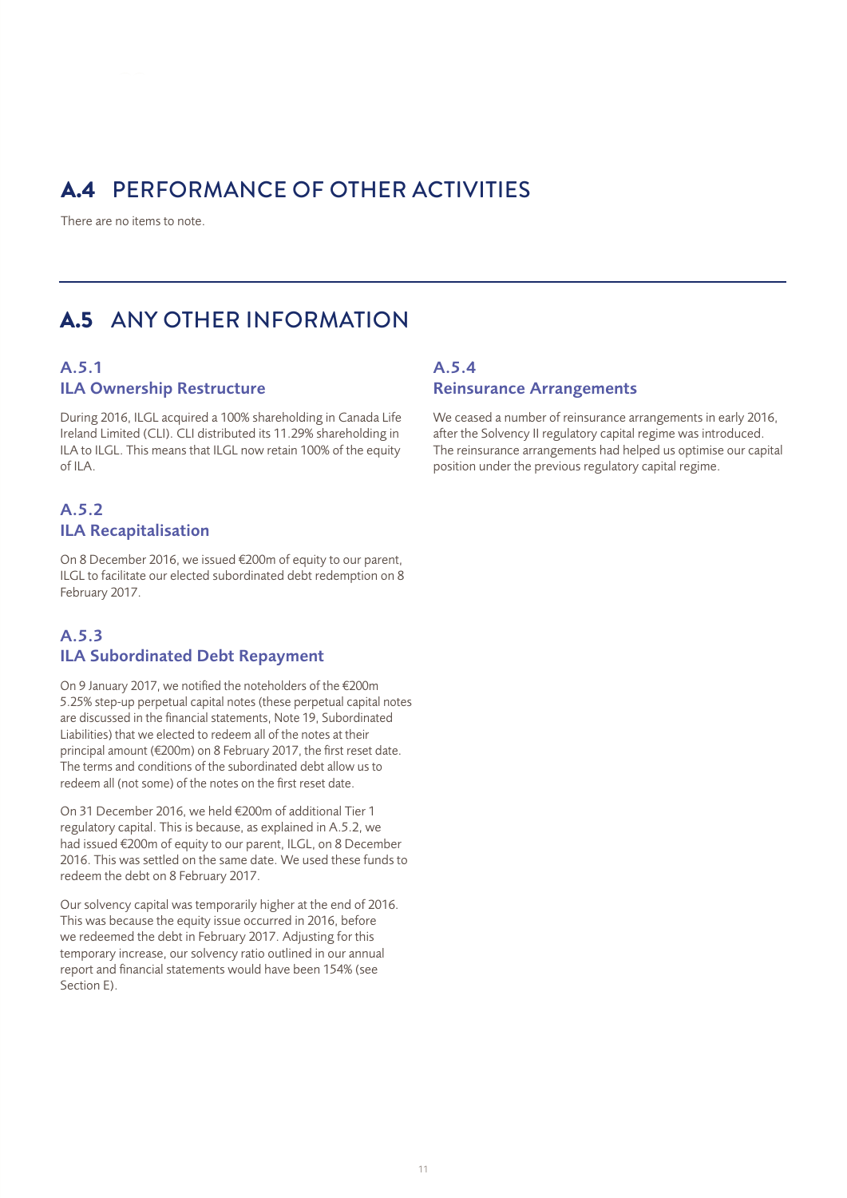## A.4 PERFORMANCE OF OTHER ACTIVITIES

There are no items to note.

## A.5 ANY OTHER INFORMATION

### A.5.1 ILA Ownership Restructure

During 2016, ILGL acquired a 100% shareholding in Canada Life Ireland Limited (CLI). CLI distributed its 11.29% shareholding in ILA to ILGL. This means that ILGL now retain 100% of the equity of ILA.

### A.5.2 ILA Recapitalisation

On 8 December 2016, we issued €200m of equity to our parent, ILGL to facilitate our elected subordinated debt redemption on 8 February 2017.

### A.5.3 ILA Subordinated Debt Repayment

On 9 January 2017, we notified the noteholders of the €200m 5.25% step-up perpetual capital notes (these perpetual capital notes are discussed in the financial statements, Note 19, Subordinated Liabilities) that we elected to redeem all of the notes at their principal amount (€200m) on 8 February 2017, the first reset date. The terms and conditions of the subordinated debt allow us to redeem all (not some) of the notes on the first reset date.

On 31 December 2016, we held €200m of additional Tier 1 regulatory capital. This is because, as explained in A.5.2, we had issued €200m of equity to our parent, ILGL, on 8 December 2016. This was settled on the same date. We used these funds to redeem the debt on 8 February 2017.

Our solvency capital was temporarily higher at the end of 2016. This was because the equity issue occurred in 2016, before we redeemed the debt in February 2017. Adjusting for this temporary increase, our solvency ratio outlined in our annual report and financial statements would have been 154% (see Section E).

### A.5.4 Reinsurance Arrangements

We ceased a number of reinsurance arrangements in early 2016, after the Solvency II regulatory capital regime was introduced. The reinsurance arrangements had helped us optimise our capital position under the previous regulatory capital regime.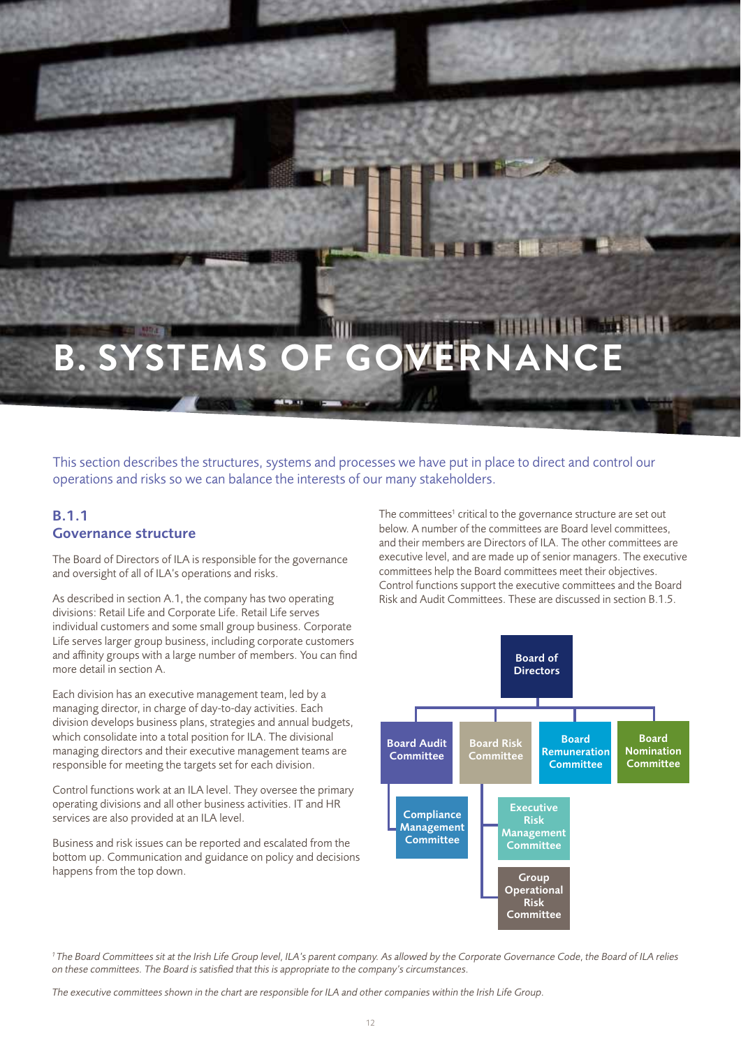# B. SYSTEMS OF GOVERNANCE

This section describes the structures, systems and processes we have put in place to direct and control our operations and risks so we can balance the interests of our many stakeholders.

## B.1.1 Governance structure

The Board of Directors of ILA is responsible for the governance and oversight of all of ILA's operations and risks.

As described in section A.1, the company has two operating divisions: Retail Life and Corporate Life. Retail Life serves individual customers and some small group business. Corporate Life serves larger group business, including corporate customers and affinity groups with a large number of members. You can find more detail in section A.

Each division has an executive management team, led by a managing director, in charge of day-to-day activities. Each division develops business plans, strategies and annual budgets, which consolidate into a total position for ILA. The divisional managing directors and their executive management teams are responsible for meeting the targets set for each division.

Control functions work at an ILA level. They oversee the primary operating divisions and all other business activities. IT and HR services are also provided at an ILA level.

Business and risk issues can be reported and escalated from the bottom up. Communication and guidance on policy and decisions happens from the top down.

The committees[1] critical to the governance structure are set out below. A number of the committees are Board level committees, and their members are Directors of ILA. The other committees are executive level, and are made up of senior managers. The executive committees help the Board committees meet their objectives. Control functions support the executive committees and the Board Risk and Audit Committees. These are discussed in section B.1.5.

- Board of Directors
  - Board Audit Committee
    - Compliance Management Committee
  - Board Risk Committee
    - Executive Risk Management Committee
    - Group Operational Risk Committee
  - Board Remuneration Committee
  - Board Nomination Committee

*[1] The Board Committees sit at the Irish Life Group level, ILA's parent company. As allowed by the Corporate Governance Code, the Board of ILA relies on these committees. The Board is satisfied that this is appropriate to the company's circumstances.*

*The executive committees shown in the chart are responsible for ILA and other companies within the Irish Life Group.*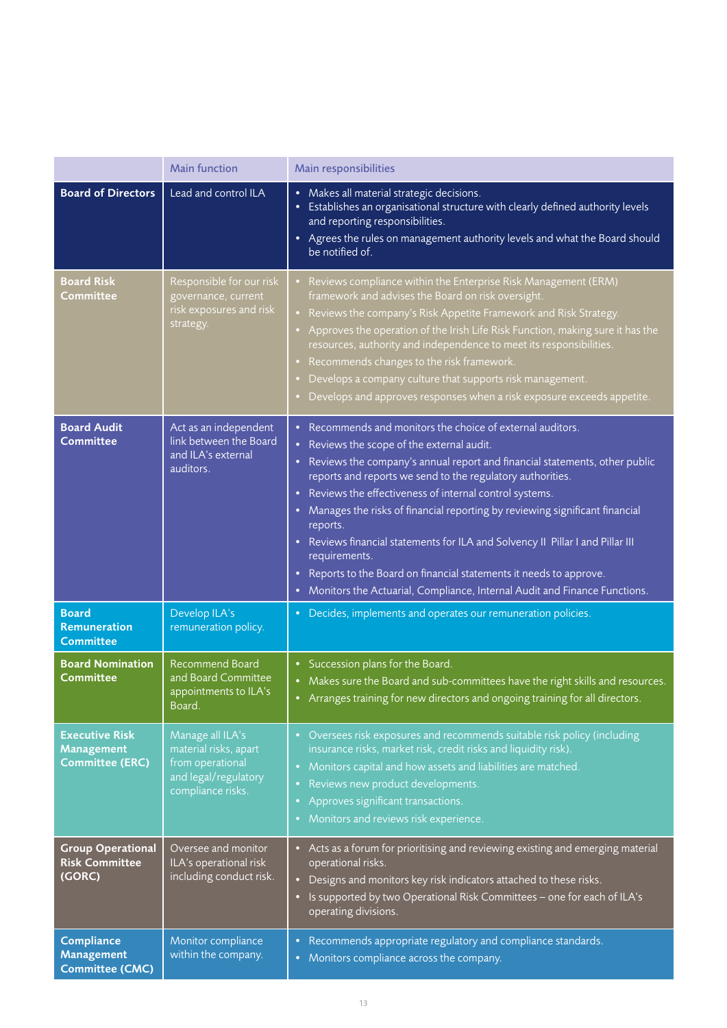| | Main function | Main responsibilities |
|---|---|---|
| **Board of Directors** | Lead and control ILA | • Makes all material strategic decisions.<br>• Establishes an organisational structure with clearly defined authority levels and reporting responsibilities.<br>• Agrees the rules on management authority levels and what the Board should be notified of. |
| **Board Risk Committee** | Responsible for our risk governance, current risk exposures and risk strategy. | • Reviews compliance within the Enterprise Risk Management (ERM) framework and advises the Board on risk oversight.<br>• Reviews the company's Risk Appetite Framework and Risk Strategy.<br>• Approves the operation of the Irish Life Risk Function, making sure it has the resources, authority and independence to meet its responsibilities.<br>• Recommends changes to the risk framework.<br>• Develops a company culture that supports risk management.<br>• Develops and approves responses when a risk exposure exceeds appetite. |
| **Board Audit Committee** | Act as an independent link between the Board and ILA's external auditors. | • Recommends and monitors the choice of external auditors.<br>• Reviews the scope of the external audit.<br>• Reviews the company's annual report and financial statements, other public reports and reports we send to the regulatory authorities.<br>• Reviews the effectiveness of internal control systems.<br>• Manages the risks of financial reporting by reviewing significant financial reports.<br>• Reviews financial statements for ILA and Solvency II Pillar I and Pillar III requirements.<br>• Reports to the Board on financial statements it needs to approve.<br>• Monitors the Actuarial, Compliance, Internal Audit and Finance Functions. |
| **Board Remuneration Committee** | Develop ILA's remuneration policy. | • Decides, implements and operates our remuneration policies. |
| **Board Nomination Committee** | Recommend Board and Board Committee appointments to ILA's Board. | • Succession plans for the Board.<br>• Makes sure the Board and sub-committees have the right skills and resources.<br>• Arranges training for new directors and ongoing training for all directors. |
| **Executive Risk Management Committee (ERC)** | Manage all ILA's material risks, apart from operational and legal/regulatory compliance risks. | • Oversees risk exposures and recommends suitable risk policy (including insurance risks, market risk, credit risks and liquidity risk).<br>• Monitors capital and how assets and liabilities are matched.<br>• Reviews new product developments.<br>• Approves significant transactions.<br>• Monitors and reviews risk experience. |
| **Group Operational Risk Committee (GORC)** | Oversee and monitor ILA's operational risk including conduct risk. | • Acts as a forum for prioritising and reviewing existing and emerging material operational risks.<br>• Designs and monitors key risk indicators attached to these risks.<br>• Is supported by two Operational Risk Committees – one for each of ILA's operating divisions. |
| **Compliance Management Committee (CMC)** | Monitor compliance within the company. | • Recommends appropriate regulatory and compliance standards.<br>• Monitors compliance across the company. |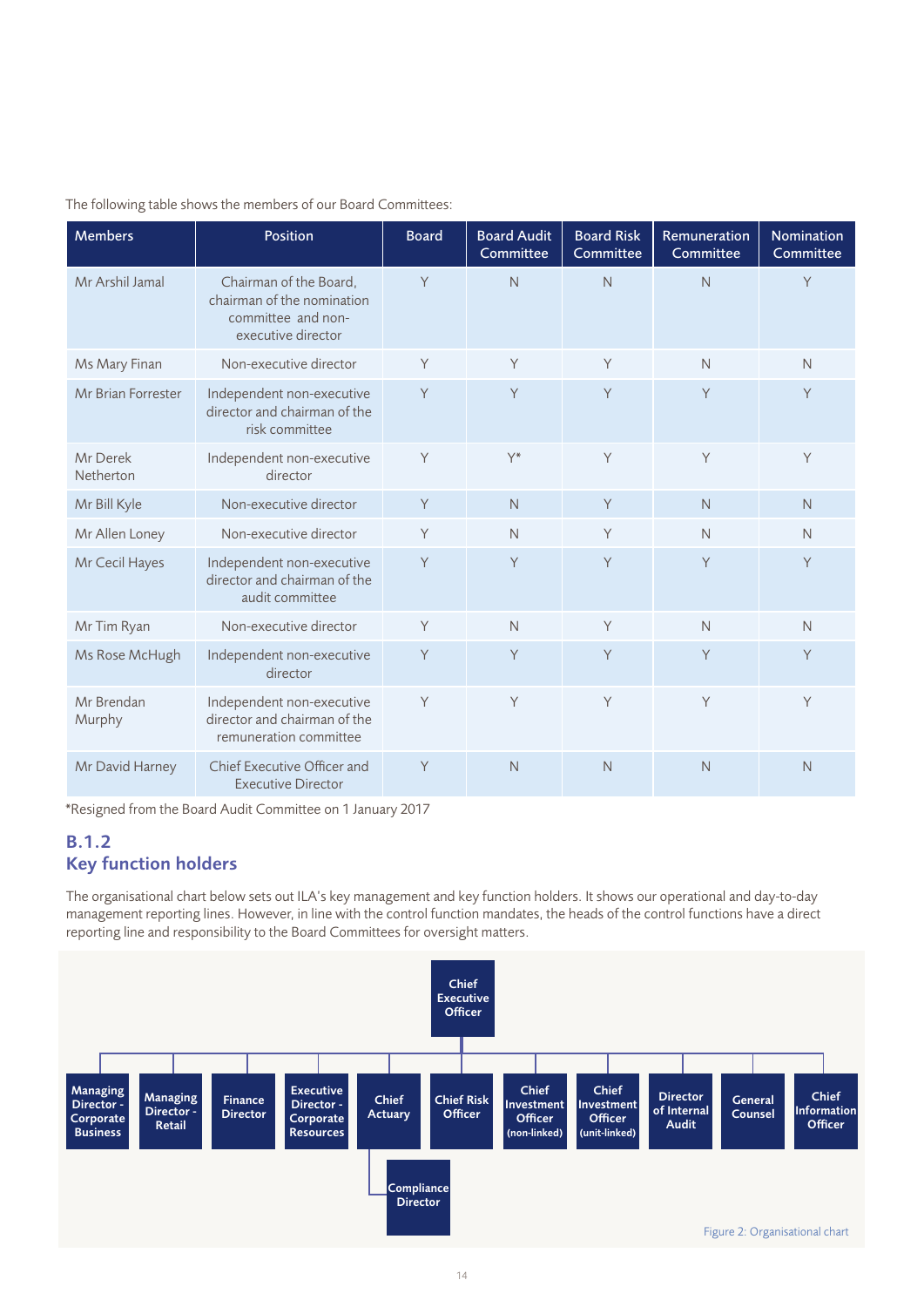The following table shows the members of our Board Committees:

| Members | Position | Board | Board Audit Committee | Board Risk Committee | Remuneration Committee | Nomination Committee |
|---|---|---|---|---|---|---|
| Mr Arshil Jamal | Chairman of the Board, chairman of the nomination committee and non-executive director | Y | N | N | N | Y |
| Ms Mary Finan | Non-executive director | Y | Y | Y | N | N |
| Mr Brian Forrester | Independent non-executive director and chairman of the risk committee | Y | Y | Y | Y | Y |
| Mr Derek Netherton | Independent non-executive director | Y | Y* | Y | Y | Y |
| Mr Bill Kyle | Non-executive director | Y | N | Y | N | N |
| Mr Allen Loney | Non-executive director | Y | N | Y | N | N |
| Mr Cecil Hayes | Independent non-executive director and chairman of the audit committee | Y | Y | Y | Y | Y |
| Mr Tim Ryan | Non-executive director | Y | N | Y | N | N |
| Ms Rose McHugh | Independent non-executive director | Y | Y | Y | Y | Y |
| Mr Brendan Murphy | Independent non-executive director and chairman of the remuneration committee | Y | Y | Y | Y | Y |
| Mr David Harney | Chief Executive Officer and Executive Director | Y | N | N | N | N |

*Resigned from the Board Audit Committee on 1 January 2017

## B.1.2 Key function holders

The organisational chart below sets out ILA's key management and key function holders. It shows our operational and day-to-day management reporting lines. However, in line with the control function mandates, the heads of the control functions have a direct reporting line and responsibility to the Board Committees for oversight matters.

- Chief Executive Officer
  - Managing Director - Corporate Business
  - Managing Director - Retail
  - Finance Director
  - Executive Director - Corporate Resources
  - Chief Actuary
    - Compliance Director
  - Chief Risk Officer
  - Chief Investment Officer (non-linked)
  - Chief Investment Officer (unit-linked)
  - Director of Internal Audit
  - General Counsel
  - Chief Information Officer

Figure 2: Organisational chart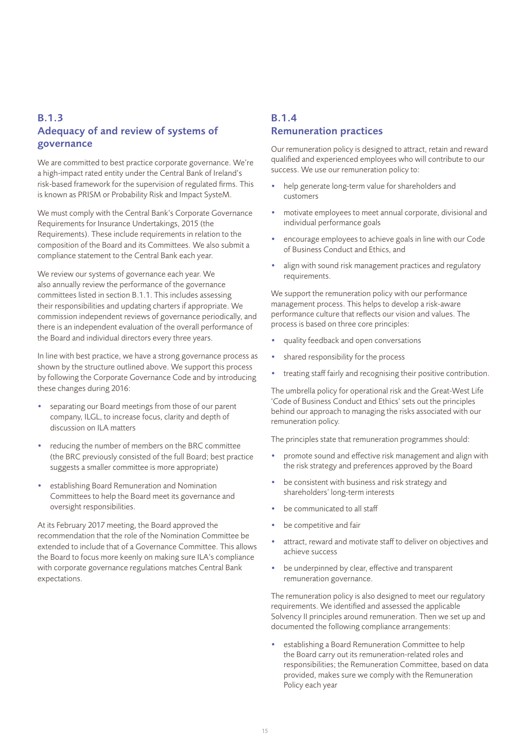### B.1.3
### Adequacy of and review of systems of governance

We are committed to best practice corporate governance. We're a high-impact rated entity under the Central Bank of Ireland's risk-based framework for the supervision of regulated firms. This is known as PRISM or Probability Risk and Impact SysteM.

We must comply with the Central Bank's Corporate Governance Requirements for Insurance Undertakings, 2015 (the Requirements). These include requirements in relation to the composition of the Board and its Committees. We also submit a compliance statement to the Central Bank each year.

We review our systems of governance each year. We also annually review the performance of the governance committees listed in section B.1.1. This includes assessing their responsibilities and updating charters if appropriate. We commission independent reviews of governance periodically, and there is an independent evaluation of the overall performance of the Board and individual directors every three years.

In line with best practice, we have a strong governance process as shown by the structure outlined above. We support this process by following the Corporate Governance Code and by introducing these changes during 2016:

- separating our Board meetings from those of our parent company, ILGL, to increase focus, clarity and depth of discussion on ILA matters
- reducing the number of members on the BRC committee (the BRC previously consisted of the full Board; best practice suggests a smaller committee is more appropriate)
- establishing Board Remuneration and Nomination Committees to help the Board meet its governance and oversight responsibilities.

At its February 2017 meeting, the Board approved the recommendation that the role of the Nomination Committee be extended to include that of a Governance Committee. This allows the Board to focus more keenly on making sure ILA's compliance with corporate governance regulations matches Central Bank expectations.

### B.1.4
### Remuneration practices

Our remuneration policy is designed to attract, retain and reward qualified and experienced employees who will contribute to our success. We use our remuneration policy to:

- help generate long-term value for shareholders and customers
- motivate employees to meet annual corporate, divisional and individual performance goals
- encourage employees to achieve goals in line with our Code of Business Conduct and Ethics, and
- align with sound risk management practices and regulatory requirements.

We support the remuneration policy with our performance management process. This helps to develop a risk-aware performance culture that reflects our vision and values. The process is based on three core principles:

- quality feedback and open conversations
- shared responsibility for the process
- treating staff fairly and recognising their positive contribution.

The umbrella policy for operational risk and the Great-West Life 'Code of Business Conduct and Ethics' sets out the principles behind our approach to managing the risks associated with our remuneration policy.

The principles state that remuneration programmes should:

- promote sound and effective risk management and align with the risk strategy and preferences approved by the Board
- be consistent with business and risk strategy and shareholders' long-term interests
- be communicated to all staff
- be competitive and fair
- attract, reward and motivate staff to deliver on objectives and achieve success
- be underpinned by clear, effective and transparent remuneration governance.

The remuneration policy is also designed to meet our regulatory requirements. We identified and assessed the applicable Solvency II principles around remuneration. Then we set up and documented the following compliance arrangements:

- establishing a Board Remuneration Committee to help the Board carry out its remuneration-related roles and responsibilities; the Remuneration Committee, based on data provided, makes sure we comply with the Remuneration Policy each year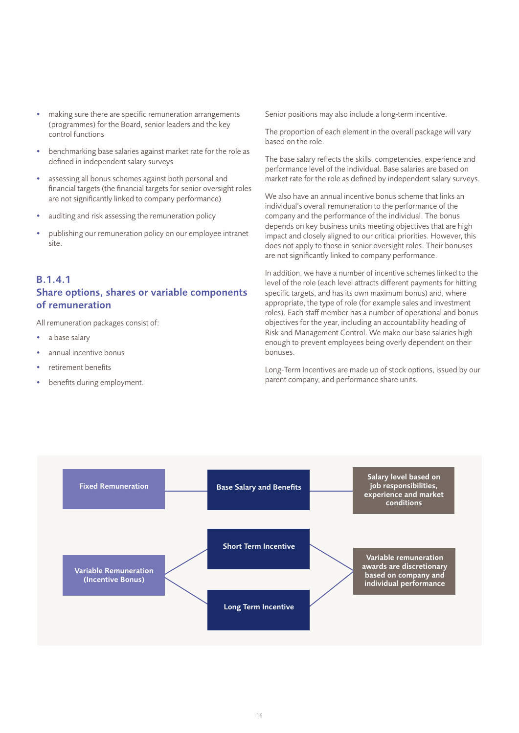- making sure there are specific remuneration arrangements (programmes) for the Board, senior leaders and the key control functions
- benchmarking base salaries against market rate for the role as defined in independent salary surveys
- assessing all bonus schemes against both personal and financial targets (the financial targets for senior oversight roles are not significantly linked to company performance)
- auditing and risk assessing the remuneration policy
- publishing our remuneration policy on our employee intranet site.

## B.1.4.1
## Share options, shares or variable components of remuneration

All remuneration packages consist of:

- a base salary
- annual incentive bonus
- retirement benefits
- benefits during employment.

Senior positions may also include a long-term incentive.

The proportion of each element in the overall package will vary based on the role.

The base salary reflects the skills, competencies, experience and performance level of the individual. Base salaries are based on market rate for the role as defined by independent salary surveys.

We also have an annual incentive bonus scheme that links an individual's overall remuneration to the performance of the company and the performance of the individual. The bonus depends on key business units meeting objectives that are high impact and closely aligned to our critical priorities. However, this does not apply to those in senior oversight roles. Their bonuses are not significantly linked to company performance.

In addition, we have a number of incentive schemes linked to the level of the role (each level attracts different payments for hitting specific targets, and has its own maximum bonus) and, where appropriate, the type of role (for example sales and investment roles). Each staff member has a number of operational and bonus objectives for the year, including an accountability heading of Risk and Management Control. We make our base salaries high enough to prevent employees being overly dependent on their bonuses.

Long-Term Incentives are made up of stock options, issued by our parent company, and performance share units.

Fixed Remuneration → Base Salary and Benefits → Salary level based on job responsibilities, experience and market conditions

Variable Remuneration (Incentive Bonus) → Short Term Incentive / Long Term Incentive → Variable remuneration awards are discretionary based on company and individual performance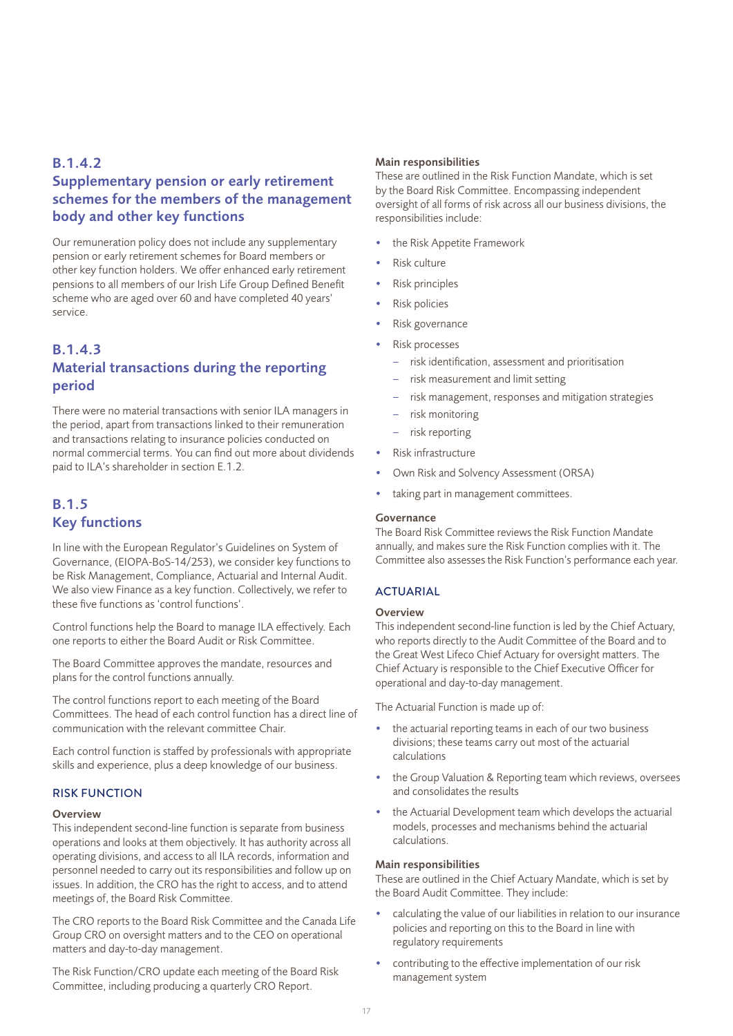### B.1.4.2 Supplementary pension or early retirement schemes for the members of the management body and other key functions

Our remuneration policy does not include any supplementary pension or early retirement schemes for Board members or other key function holders. We offer enhanced early retirement pensions to all members of our Irish Life Group Defined Benefit scheme who are aged over 60 and have completed 40 years' service.

### B.1.4.3 Material transactions during the reporting period

There were no material transactions with senior ILA managers in the period, apart from transactions linked to their remuneration and transactions relating to insurance policies conducted on normal commercial terms. You can find out more about dividends paid to ILA's shareholder in section E.1.2.

## B.1.5 Key functions

In line with the European Regulator's Guidelines on System of Governance, (EIOPA-BoS-14/253), we consider key functions to be Risk Management, Compliance, Actuarial and Internal Audit. We also view Finance as a key function. Collectively, we refer to these five functions as 'control functions'.

Control functions help the Board to manage ILA effectively. Each one reports to either the Board Audit or Risk Committee.

The Board Committee approves the mandate, resources and plans for the control functions annually.

The control functions report to each meeting of the Board Committees. The head of each control function has a direct line of communication with the relevant committee Chair.

Each control function is staffed by professionals with appropriate skills and experience, plus a deep knowledge of our business.

### RISK FUNCTION

**Overview**

This independent second-line function is separate from business operations and looks at them objectively. It has authority across all operating divisions, and access to all ILA records, information and personnel needed to carry out its responsibilities and follow up on issues. In addition, the CRO has the right to access, and to attend meetings of, the Board Risk Committee.

The CRO reports to the Board Risk Committee and the Canada Life Group CRO on oversight matters and to the CEO on operational matters and day-to-day management.

The Risk Function/CRO update each meeting of the Board Risk Committee, including producing a quarterly CRO Report.

**Main responsibilities**

These are outlined in the Risk Function Mandate, which is set by the Board Risk Committee. Encompassing independent oversight of all forms of risk across all our business divisions, the responsibilities include:

- the Risk Appetite Framework
- Risk culture
- Risk principles
- Risk policies
- Risk governance
- Risk processes
  - risk identification, assessment and prioritisation
  - risk measurement and limit setting
  - risk management, responses and mitigation strategies
  - risk monitoring
  - risk reporting
- Risk infrastructure
- Own Risk and Solvency Assessment (ORSA)
- taking part in management committees.

**Governance**

The Board Risk Committee reviews the Risk Function Mandate annually, and makes sure the Risk Function complies with it. The Committee also assesses the Risk Function's performance each year.

### ACTUARIAL

**Overview**

This independent second-line function is led by the Chief Actuary, who reports directly to the Audit Committee of the Board and to the Great West Lifeco Chief Actuary for oversight matters. The Chief Actuary is responsible to the Chief Executive Officer for operational and day-to-day management.

The Actuarial Function is made up of:

- the actuarial reporting teams in each of our two business divisions; these teams carry out most of the actuarial calculations
- the Group Valuation & Reporting team which reviews, oversees and consolidates the results
- the Actuarial Development team which develops the actuarial models, processes and mechanisms behind the actuarial calculations.

**Main responsibilities**

These are outlined in the Chief Actuary Mandate, which is set by the Board Audit Committee. They include:

- calculating the value of our liabilities in relation to our insurance policies and reporting on this to the Board in line with regulatory requirements
- contributing to the effective implementation of our risk management system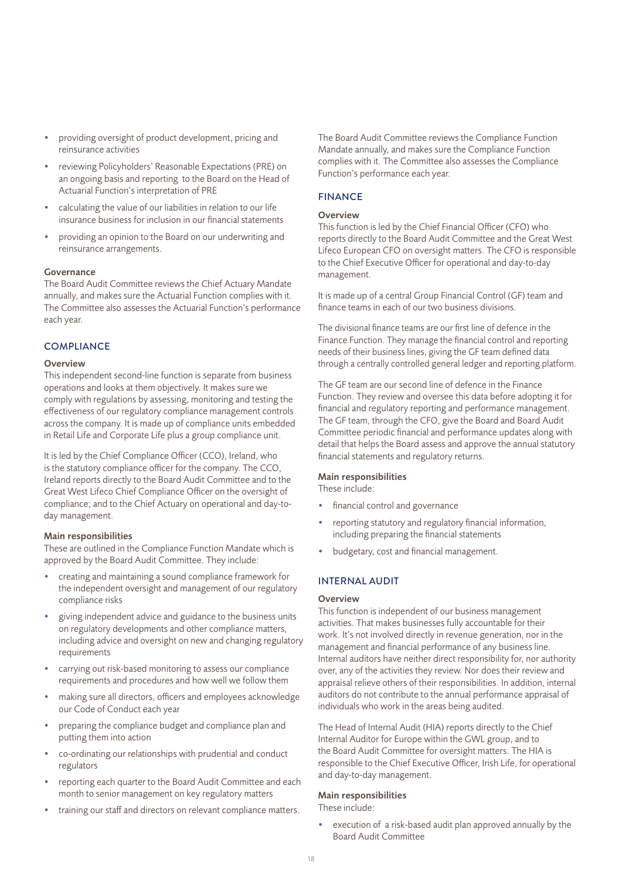- providing oversight of product development, pricing and reinsurance activities
- reviewing Policyholders' Reasonable Expectations (PRE) on an ongoing basis and reporting to the Board on the Head of Actuarial Function's interpretation of PRE
- calculating the value of our liabilities in relation to our life insurance business for inclusion in our financial statements
- providing an opinion to the Board on our underwriting and reinsurance arrangements.

### Governance

The Board Audit Committee reviews the Chief Actuary Mandate annually, and makes sure the Actuarial Function complies with it. The Committee also assesses the Actuarial Function's performance each year.

## COMPLIANCE

### Overview

This independent second-line function is separate from business operations and looks at them objectively. It makes sure we comply with regulations by assessing, monitoring and testing the effectiveness of our regulatory compliance management controls across the company. It is made up of compliance units embedded in Retail Life and Corporate Life plus a group compliance unit.

It is led by the Chief Compliance Officer (CCO), Ireland, who is the statutory compliance officer for the company. The CCO, Ireland reports directly to the Board Audit Committee and to the Great West Lifeco Chief Compliance Officer on the oversight of compliance; and to the Chief Actuary on operational and day-to-day management.

### Main responsibilities

These are outlined in the Compliance Function Mandate which is approved by the Board Audit Committee. They include:

- creating and maintaining a sound compliance framework for the independent oversight and management of our regulatory compliance risks
- giving independent advice and guidance to the business units on regulatory developments and other compliance matters, including advice and oversight on new and changing regulatory requirements
- carrying out risk-based monitoring to assess our compliance requirements and procedures and how well we follow them
- making sure all directors, officers and employees acknowledge our Code of Conduct each year
- preparing the compliance budget and compliance plan and putting them into action
- co-ordinating our relationships with prudential and conduct regulators
- reporting each quarter to the Board Audit Committee and each month to senior management on key regulatory matters
- training our staff and directors on relevant compliance matters.

The Board Audit Committee reviews the Compliance Function Mandate annually, and makes sure the Compliance Function complies with it. The Committee also assesses the Compliance Function's performance each year.

## FINANCE

### Overview

This function is led by the Chief Financial Officer (CFO) who reports directly to the Board Audit Committee and the Great West Lifeco European CFO on oversight matters. The CFO is responsible to the Chief Executive Officer for operational and day-to-day management.

It is made up of a central Group Financial Control (GF) team and finance teams in each of our two business divisions.

The divisional finance teams are our first line of defence in the Finance Function. They manage the financial control and reporting needs of their business lines, giving the GF team defined data through a centrally controlled general ledger and reporting platform.

The GF team are our second line of defence in the Finance Function. They review and oversee this data before adopting it for financial and regulatory reporting and performance management. The GF team, through the CFO, give the Board and Board Audit Committee periodic financial and performance updates along with detail that helps the Board assess and approve the annual statutory financial statements and regulatory returns.

### Main responsibilities

These include:

- financial control and governance
- reporting statutory and regulatory financial information, including preparing the financial statements
- budgetary, cost and financial management.

## INTERNAL AUDIT

### Overview

This function is independent of our business management activities. That makes businesses fully accountable for their work. It's not involved directly in revenue generation, nor in the management and financial performance of any business line. Internal auditors have neither direct responsibility for, nor authority over, any of the activities they review. Nor does their review and appraisal relieve others of their responsibilities. In addition, internal auditors do not contribute to the annual performance appraisal of individuals who work in the areas being audited.

The Head of Internal Audit (HIA) reports directly to the Chief Internal Auditor for Europe within the GWL group, and to the Board Audit Committee for oversight matters. The HIA is responsible to the Chief Executive Officer, Irish Life, for operational and day-to-day management.

### Main responsibilities

These include:

- execution of a risk-based audit plan approved annually by the Board Audit Committee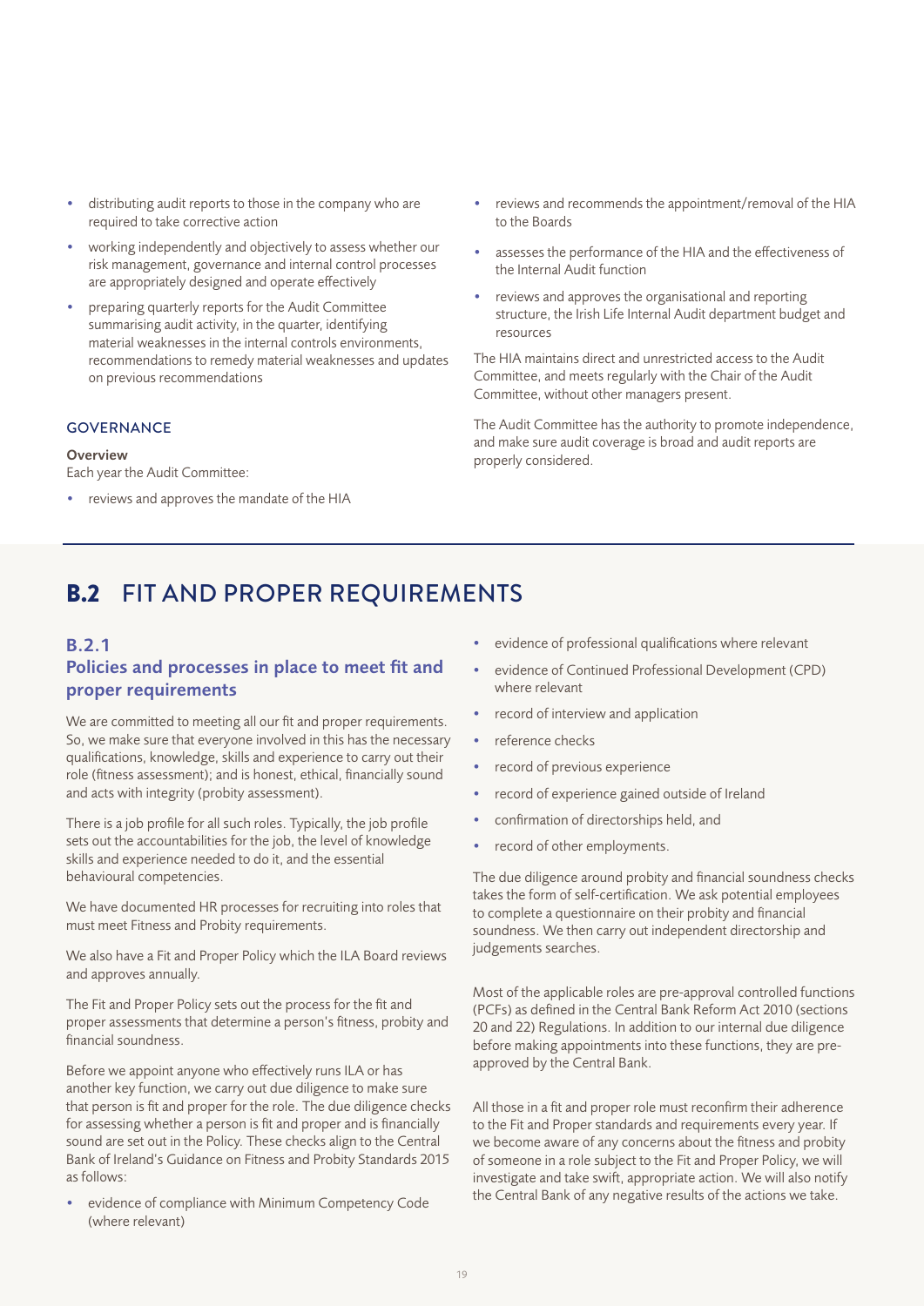- distributing audit reports to those in the company who are required to take corrective action
- working independently and objectively to assess whether our risk management, governance and internal control processes are appropriately designed and operate effectively
- preparing quarterly reports for the Audit Committee summarising audit activity, in the quarter, identifying material weaknesses in the internal controls environments, recommendations to remedy material weaknesses and updates on previous recommendations

### GOVERNANCE

**Overview**
Each year the Audit Committee:

- reviews and approves the mandate of the HIA
- reviews and recommends the appointment/removal of the HIA to the Boards
- assesses the performance of the HIA and the effectiveness of the Internal Audit function
- reviews and approves the organisational and reporting structure, the Irish Life Internal Audit department budget and resources

The HIA maintains direct and unrestricted access to the Audit Committee, and meets regularly with the Chair of the Audit Committee, without other managers present.

The Audit Committee has the authority to promote independence, and make sure audit coverage is broad and audit reports are properly considered.

# B.2 FIT AND PROPER REQUIREMENTS

## B.2.1 Policies and processes in place to meet fit and proper requirements

We are committed to meeting all our fit and proper requirements. So, we make sure that everyone involved in this has the necessary qualifications, knowledge, skills and experience to carry out their role (fitness assessment); and is honest, ethical, financially sound and acts with integrity (probity assessment).

There is a job profile for all such roles. Typically, the job profile sets out the accountabilities for the job, the level of knowledge skills and experience needed to do it, and the essential behavioural competencies.

We have documented HR processes for recruiting into roles that must meet Fitness and Probity requirements.

We also have a Fit and Proper Policy which the ILA Board reviews and approves annually.

The Fit and Proper Policy sets out the process for the fit and proper assessments that determine a person's fitness, probity and financial soundness.

Before we appoint anyone who effectively runs ILA or has another key function, we carry out due diligence to make sure that person is fit and proper for the role. The due diligence checks for assessing whether a person is fit and proper and is financially sound are set out in the Policy. These checks align to the Central Bank of Ireland's Guidance on Fitness and Probity Standards 2015 as follows:

- evidence of compliance with Minimum Competency Code (where relevant)
- evidence of professional qualifications where relevant
- evidence of Continued Professional Development (CPD) where relevant
- record of interview and application
- reference checks
- record of previous experience
- record of experience gained outside of Ireland
- confirmation of directorships held, and
- record of other employments.

The due diligence around probity and financial soundness checks takes the form of self-certification. We ask potential employees to complete a questionnaire on their probity and financial soundness. We then carry out independent directorship and judgements searches.

Most of the applicable roles are pre-approval controlled functions (PCFs) as defined in the Central Bank Reform Act 2010 (sections 20 and 22) Regulations. In addition to our internal due diligence before making appointments into these functions, they are pre-approved by the Central Bank.

All those in a fit and proper role must reconfirm their adherence to the Fit and Proper standards and requirements every year. If we become aware of any concerns about the fitness and probity of someone in a role subject to the Fit and Proper Policy, we will investigate and take swift, appropriate action. We will also notify the Central Bank of any negative results of the actions we take.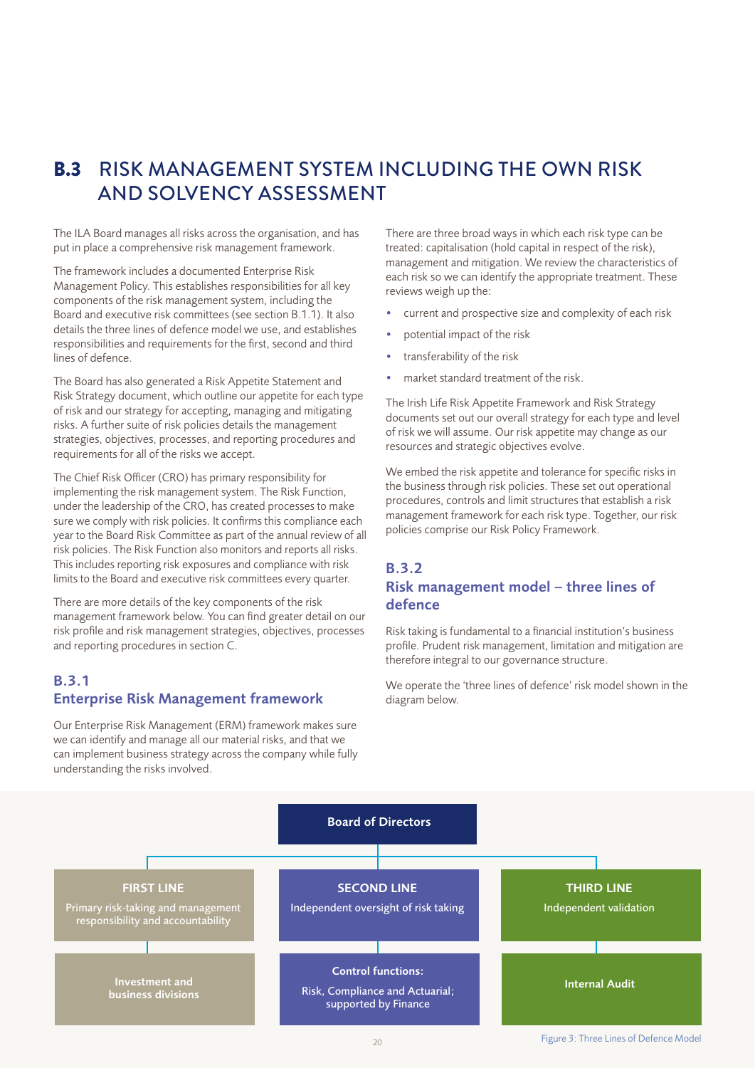## B.3 RISK MANAGEMENT SYSTEM INCLUDING THE OWN RISK AND SOLVENCY ASSESSMENT

The ILA Board manages all risks across the organisation, and has put in place a comprehensive risk management framework.

The framework includes a documented Enterprise Risk Management Policy. This establishes responsibilities for all key components of the risk management system, including the Board and executive risk committees (see section B.1.1). It also details the three lines of defence model we use, and establishes responsibilities and requirements for the first, second and third lines of defence.

The Board has also generated a Risk Appetite Statement and Risk Strategy document, which outline our appetite for each type of risk and our strategy for accepting, managing and mitigating risks. A further suite of risk policies details the management strategies, objectives, processes, and reporting procedures and requirements for all of the risks we accept.

The Chief Risk Officer (CRO) has primary responsibility for implementing the risk management system. The Risk Function, under the leadership of the CRO, has created processes to make sure we comply with risk policies. It confirms this compliance each year to the Board Risk Committee as part of the annual review of all risk policies. The Risk Function also monitors and reports all risks. This includes reporting risk exposures and compliance with risk limits to the Board and executive risk committees every quarter.

There are more details of the key components of the risk management framework below. You can find greater detail on our risk profile and risk management strategies, objectives, processes and reporting procedures in section C.

### B.3.1 Enterprise Risk Management framework

Our Enterprise Risk Management (ERM) framework makes sure we can identify and manage all our material risks, and that we can implement business strategy across the company while fully understanding the risks involved.

There are three broad ways in which each risk type can be treated: capitalisation (hold capital in respect of the risk), management and mitigation. We review the characteristics of each risk so we can identify the appropriate treatment. These reviews weigh up the:

- current and prospective size and complexity of each risk
- potential impact of the risk
- transferability of the risk
- market standard treatment of the risk.

The Irish Life Risk Appetite Framework and Risk Strategy documents set out our overall strategy for each type and level of risk we will assume. Our risk appetite may change as our resources and strategic objectives evolve.

We embed the risk appetite and tolerance for specific risks in the business through risk policies. These set out operational procedures, controls and limit structures that establish a risk management framework for each risk type. Together, our risk policies comprise our Risk Policy Framework.

### B.3.2 Risk management model – three lines of defence

Risk taking is fundamental to a financial institution's business profile. Prudent risk management, limitation and mitigation are therefore integral to our governance structure.

We operate the 'three lines of defence' risk model shown in the diagram below.

**Board of Directors**

| FIRST LINE | SECOND LINE | THIRD LINE |
|---|---|---|
| Primary risk-taking and management responsibility and accountability | Independent oversight of risk taking | Independent validation |
| Investment and business divisions | Control functions: Risk, Compliance and Actuarial; supported by Finance | Internal Audit |

Figure 3: Three Lines of Defence Model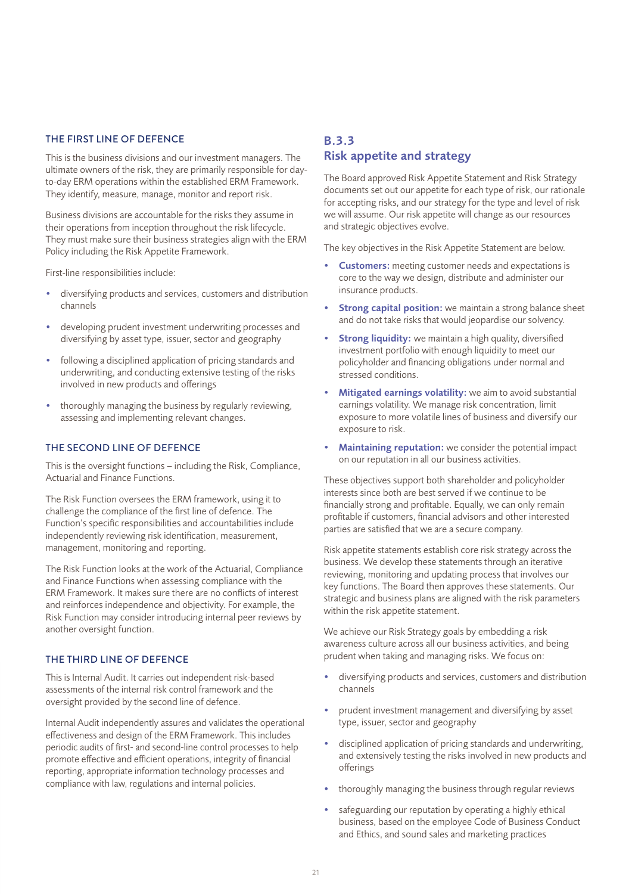### THE FIRST LINE OF DEFENCE

This is the business divisions and our investment managers. The ultimate owners of the risk, they are primarily responsible for day-to-day ERM operations within the established ERM Framework. They identify, measure, manage, monitor and report risk.

Business divisions are accountable for the risks they assume in their operations from inception throughout the risk lifecycle. They must make sure their business strategies align with the ERM Policy including the Risk Appetite Framework.

First-line responsibilities include:

- diversifying products and services, customers and distribution channels
- developing prudent investment underwriting processes and diversifying by asset type, issuer, sector and geography
- following a disciplined application of pricing standards and underwriting, and conducting extensive testing of the risks involved in new products and offerings
- thoroughly managing the business by regularly reviewing, assessing and implementing relevant changes.

### THE SECOND LINE OF DEFENCE

This is the oversight functions – including the Risk, Compliance, Actuarial and Finance Functions.

The Risk Function oversees the ERM framework, using it to challenge the compliance of the first line of defence. The Function's specific responsibilities and accountabilities include independently reviewing risk identification, measurement, management, monitoring and reporting.

The Risk Function looks at the work of the Actuarial, Compliance and Finance Functions when assessing compliance with the ERM Framework. It makes sure there are no conflicts of interest and reinforces independence and objectivity. For example, the Risk Function may consider introducing internal peer reviews by another oversight function.

### THE THIRD LINE OF DEFENCE

This is Internal Audit. It carries out independent risk-based assessments of the internal risk control framework and the oversight provided by the second line of defence.

Internal Audit independently assures and validates the operational effectiveness and design of the ERM Framework. This includes periodic audits of first- and second-line control processes to help promote effective and efficient operations, integrity of financial reporting, appropriate information technology processes and compliance with law, regulations and internal policies.

## B.3.3 Risk appetite and strategy

The Board approved Risk Appetite Statement and Risk Strategy documents set out our appetite for each type of risk, our rationale for accepting risks, and our strategy for the type and level of risk we will assume. Our risk appetite will change as our resources and strategic objectives evolve.

The key objectives in the Risk Appetite Statement are below.

- **Customers:** meeting customer needs and expectations is core to the way we design, distribute and administer our insurance products.
- **Strong capital position:** we maintain a strong balance sheet and do not take risks that would jeopardise our solvency.
- **Strong liquidity:** we maintain a high quality, diversified investment portfolio with enough liquidity to meet our policyholder and financing obligations under normal and stressed conditions.
- **Mitigated earnings volatility:** we aim to avoid substantial earnings volatility. We manage risk concentration, limit exposure to more volatile lines of business and diversify our exposure to risk.
- **Maintaining reputation:** we consider the potential impact on our reputation in all our business activities.

These objectives support both shareholder and policyholder interests since both are best served if we continue to be financially strong and profitable. Equally, we can only remain profitable if customers, financial advisors and other interested parties are satisfied that we are a secure company.

Risk appetite statements establish core risk strategy across the business. We develop these statements through an iterative reviewing, monitoring and updating process that involves our key functions. The Board then approves these statements. Our strategic and business plans are aligned with the risk parameters within the risk appetite statement.

We achieve our Risk Strategy goals by embedding a risk awareness culture across all our business activities, and being prudent when taking and managing risks. We focus on:

- diversifying products and services, customers and distribution channels
- prudent investment management and diversifying by asset type, issuer, sector and geography
- disciplined application of pricing standards and underwriting, and extensively testing the risks involved in new products and offerings
- thoroughly managing the business through regular reviews
- safeguarding our reputation by operating a highly ethical business, based on the employee Code of Business Conduct and Ethics, and sound sales and marketing practices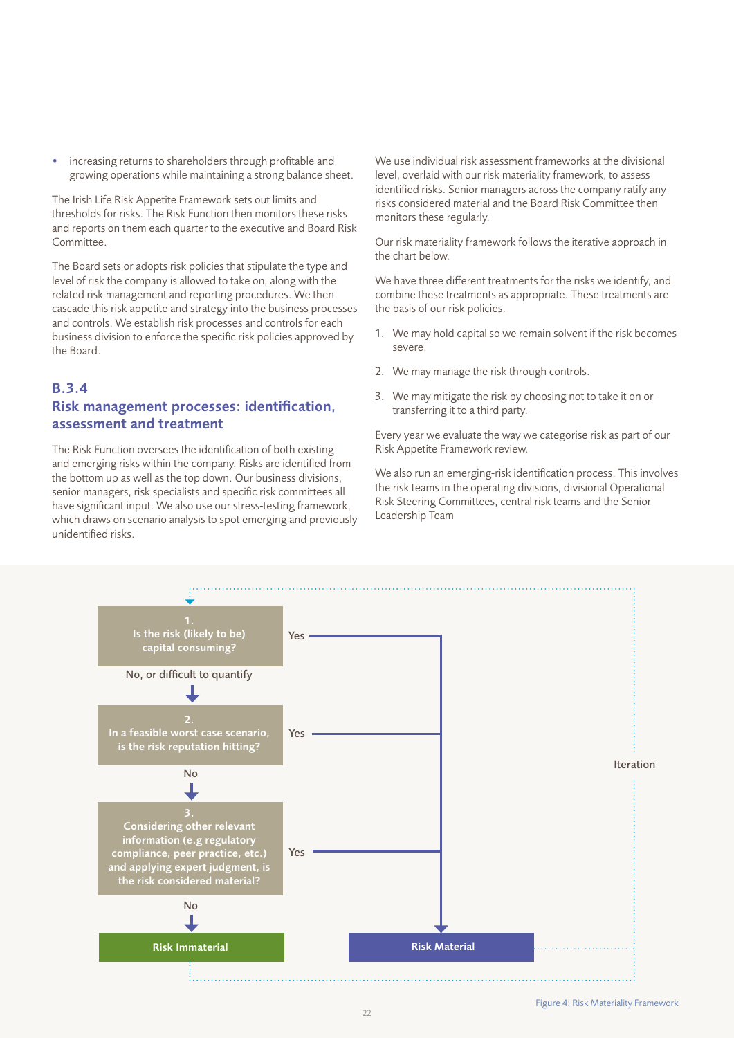- increasing returns to shareholders through profitable and growing operations while maintaining a strong balance sheet.

The Irish Life Risk Appetite Framework sets out limits and thresholds for risks. The Risk Function then monitors these risks and reports on them each quarter to the executive and Board Risk Committee.

The Board sets or adopts risk policies that stipulate the type and level of risk the company is allowed to take on, along with the related risk management and reporting procedures. We then cascade this risk appetite and strategy into the business processes and controls. We establish risk processes and controls for each business division to enforce the specific risk policies approved by the Board.

### B.3.4
### Risk management processes: identification, assessment and treatment

The Risk Function oversees the identification of both existing and emerging risks within the company. Risks are identified from the bottom up as well as the top down. Our business divisions, senior managers, risk specialists and specific risk committees all have significant input. We also use our stress-testing framework, which draws on scenario analysis to spot emerging and previously unidentified risks.

We use individual risk assessment frameworks at the divisional level, overlaid with our risk materiality framework, to assess identified risks. Senior managers across the company ratify any risks considered material and the Board Risk Committee then monitors these regularly.

Our risk materiality framework follows the iterative approach in the chart below.

We have three different treatments for the risks we identify, and combine these treatments as appropriate. These treatments are the basis of our risk policies.

1. We may hold capital so we remain solvent if the risk becomes severe.
2. We may manage the risk through controls.
3. We may mitigate the risk by choosing not to take it on or transferring it to a third party.

Every year we evaluate the way we categorise risk as part of our Risk Appetite Framework review.

We also run an emerging-risk identification process. This involves the risk teams in the operating divisions, divisional Operational Risk Steering Committees, central risk teams and the Senior Leadership Team

**1.** Is the risk (likely to be) capital consuming? — Yes → Risk Material

No, or difficult to quantify ↓

**2.** In a feasible worst case scenario, is the risk reputation hitting? — Yes → Risk Material

No ↓

**3.** Considering other relevant information (e.g regulatory compliance, peer practice, etc.) and applying expert judgment, is the risk considered material? — Yes → Risk Material

No ↓

**Risk Immaterial** | **Risk Material**

Iteration

Figure 4: Risk Materiality Framework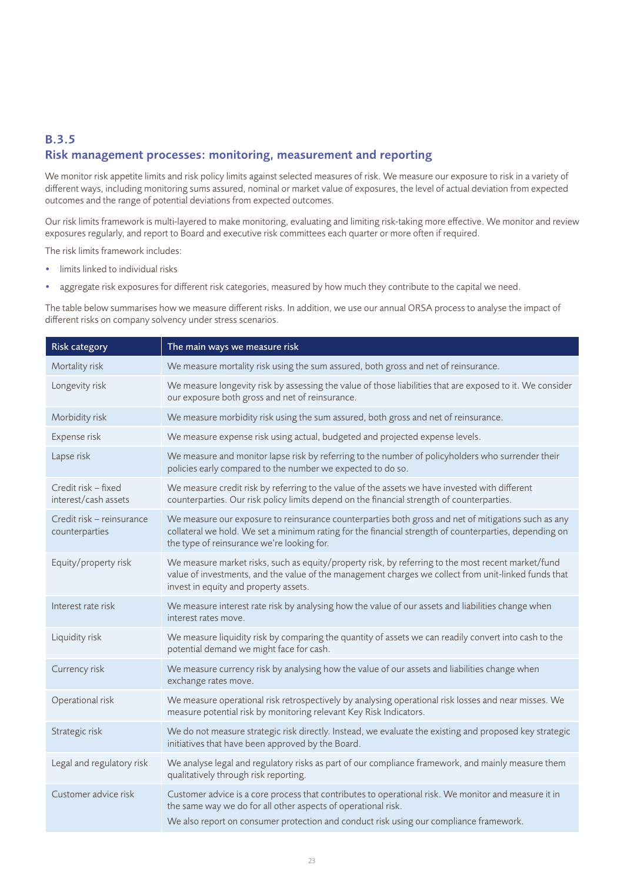### B.3.5
### Risk management processes: monitoring, measurement and reporting

We monitor risk appetite limits and risk policy limits against selected measures of risk. We measure our exposure to risk in a variety of different ways, including monitoring sums assured, nominal or market value of exposures, the level of actual deviation from expected outcomes and the range of potential deviations from expected outcomes.

Our risk limits framework is multi-layered to make monitoring, evaluating and limiting risk-taking more effective. We monitor and review exposures regularly, and report to Board and executive risk committees each quarter or more often if required.

The risk limits framework includes:

- limits linked to individual risks
- aggregate risk exposures for different risk categories, measured by how much they contribute to the capital we need.

The table below summarises how we measure different risks. In addition, we use our annual ORSA process to analyse the impact of different risks on company solvency under stress scenarios.

| Risk category | The main ways we measure risk |
|---|---|
| Mortality risk | We measure mortality risk using the sum assured, both gross and net of reinsurance. |
| Longevity risk | We measure longevity risk by assessing the value of those liabilities that are exposed to it. We consider our exposure both gross and net of reinsurance. |
| Morbidity risk | We measure morbidity risk using the sum assured, both gross and net of reinsurance. |
| Expense risk | We measure expense risk using actual, budgeted and projected expense levels. |
| Lapse risk | We measure and monitor lapse risk by referring to the number of policyholders who surrender their policies early compared to the number we expected to do so. |
| Credit risk – fixed interest/cash assets | We measure credit risk by referring to the value of the assets we have invested with different counterparties. Our risk policy limits depend on the financial strength of counterparties. |
| Credit risk – reinsurance counterparties | We measure our exposure to reinsurance counterparties both gross and net of mitigations such as any collateral we hold. We set a minimum rating for the financial strength of counterparties, depending on the type of reinsurance we're looking for. |
| Equity/property risk | We measure market risks, such as equity/property risk, by referring to the most recent market/fund value of investments, and the value of the management charges we collect from unit-linked funds that invest in equity and property assets. |
| Interest rate risk | We measure interest rate risk by analysing how the value of our assets and liabilities change when interest rates move. |
| Liquidity risk | We measure liquidity risk by comparing the quantity of assets we can readily convert into cash to the potential demand we might face for cash. |
| Currency risk | We measure currency risk by analysing how the value of our assets and liabilities change when exchange rates move. |
| Operational risk | We measure operational risk retrospectively by analysing operational risk losses and near misses. We measure potential risk by monitoring relevant Key Risk Indicators. |
| Strategic risk | We do not measure strategic risk directly. Instead, we evaluate the existing and proposed key strategic initiatives that have been approved by the Board. |
| Legal and regulatory risk | We analyse legal and regulatory risks as part of our compliance framework, and mainly measure them qualitatively through risk reporting. |
| Customer advice risk | Customer advice is a core process that contributes to operational risk. We monitor and measure it in the same way we do for all other aspects of operational risk.<br>We also report on consumer protection and conduct risk using our compliance framework. |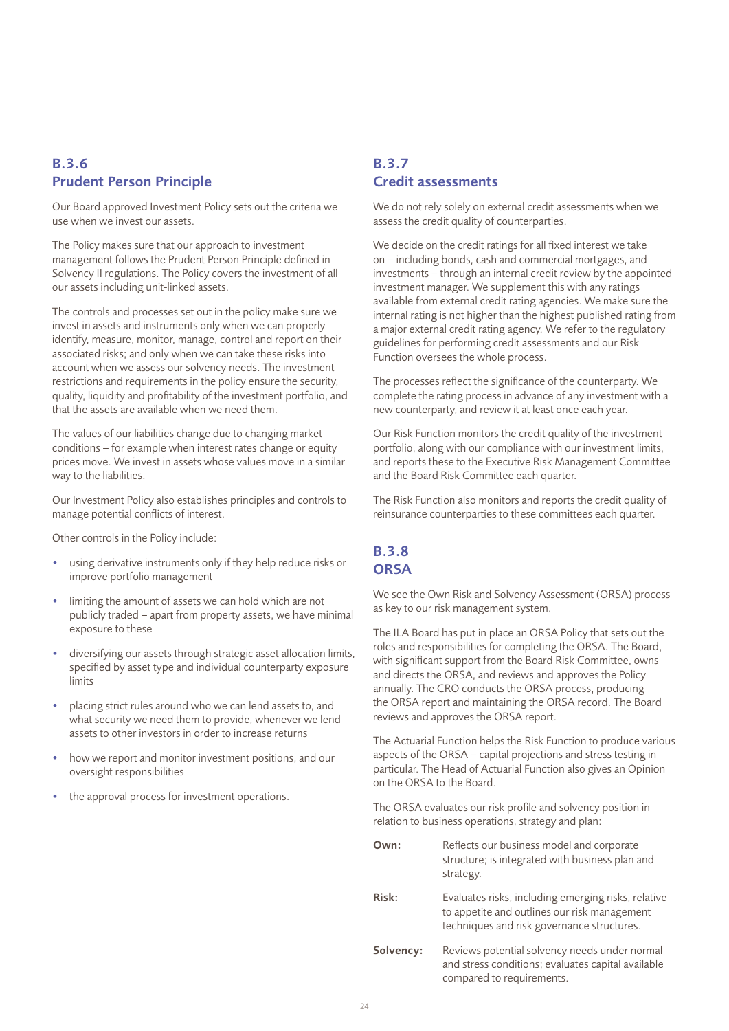## B.3.6 Prudent Person Principle

Our Board approved Investment Policy sets out the criteria we use when we invest our assets.

The Policy makes sure that our approach to investment management follows the Prudent Person Principle defined in Solvency II regulations. The Policy covers the investment of all our assets including unit-linked assets.

The controls and processes set out in the policy make sure we invest in assets and instruments only when we can properly identify, measure, monitor, manage, control and report on their associated risks; and only when we can take these risks into account when we assess our solvency needs. The investment restrictions and requirements in the policy ensure the security, quality, liquidity and profitability of the investment portfolio, and that the assets are available when we need them.

The values of our liabilities change due to changing market conditions – for example when interest rates change or equity prices move. We invest in assets whose values move in a similar way to the liabilities.

Our Investment Policy also establishes principles and controls to manage potential conflicts of interest.

Other controls in the Policy include:

- using derivative instruments only if they help reduce risks or improve portfolio management
- limiting the amount of assets we can hold which are not publicly traded – apart from property assets, we have minimal exposure to these
- diversifying our assets through strategic asset allocation limits, specified by asset type and individual counterparty exposure limits
- placing strict rules around who we can lend assets to, and what security we need them to provide, whenever we lend assets to other investors in order to increase returns
- how we report and monitor investment positions, and our oversight responsibilities
- the approval process for investment operations.

## B.3.7 Credit assessments

We do not rely solely on external credit assessments when we assess the credit quality of counterparties.

We decide on the credit ratings for all fixed interest we take on – including bonds, cash and commercial mortgages, and investments – through an internal credit review by the appointed investment manager. We supplement this with any ratings available from external credit rating agencies. We make sure the internal rating is not higher than the highest published rating from a major external credit rating agency. We refer to the regulatory guidelines for performing credit assessments and our Risk Function oversees the whole process.

The processes reflect the significance of the counterparty. We complete the rating process in advance of any investment with a new counterparty, and review it at least once each year.

Our Risk Function monitors the credit quality of the investment portfolio, along with our compliance with our investment limits, and reports these to the Executive Risk Management Committee and the Board Risk Committee each quarter.

The Risk Function also monitors and reports the credit quality of reinsurance counterparties to these committees each quarter.

## B.3.8 ORSA

We see the Own Risk and Solvency Assessment (ORSA) process as key to our risk management system.

The ILA Board has put in place an ORSA Policy that sets out the roles and responsibilities for completing the ORSA. The Board, with significant support from the Board Risk Committee, owns and directs the ORSA, and reviews and approves the Policy annually. The CRO conducts the ORSA process, producing the ORSA report and maintaining the ORSA record. The Board reviews and approves the ORSA report.

The Actuarial Function helps the Risk Function to produce various aspects of the ORSA – capital projections and stress testing in particular. The Head of Actuarial Function also gives an Opinion on the ORSA to the Board.

The ORSA evaluates our risk profile and solvency position in relation to business operations, strategy and plan:

**Own:** Reflects our business model and corporate structure; is integrated with business plan and strategy.

**Risk:** Evaluates risks, including emerging risks, relative to appetite and outlines our risk management techniques and risk governance structures.

**Solvency:** Reviews potential solvency needs under normal and stress conditions; evaluates capital available compared to requirements.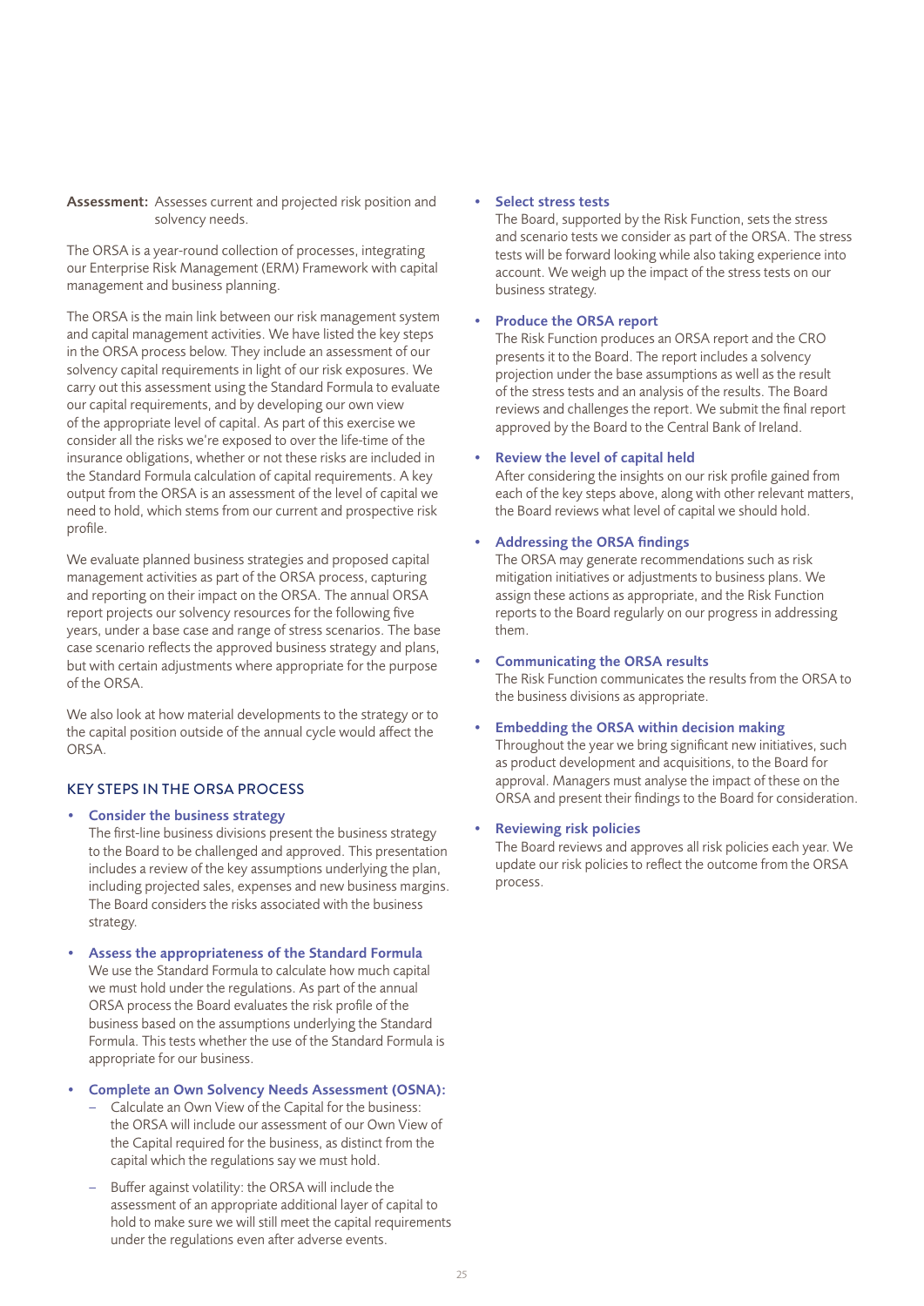**Assessment:** Assesses current and projected risk position and solvency needs.

The ORSA is a year-round collection of processes, integrating our Enterprise Risk Management (ERM) Framework with capital management and business planning.

The ORSA is the main link between our risk management system and capital management activities. We have listed the key steps in the ORSA process below. They include an assessment of our solvency capital requirements in light of our risk exposures. We carry out this assessment using the Standard Formula to evaluate our capital requirements, and by developing our own view of the appropriate level of capital. As part of this exercise we consider all the risks we're exposed to over the life-time of the insurance obligations, whether or not these risks are included in the Standard Formula calculation of capital requirements. A key output from the ORSA is an assessment of the level of capital we need to hold, which stems from our current and prospective risk profile.

We evaluate planned business strategies and proposed capital management activities as part of the ORSA process, capturing and reporting on their impact on the ORSA. The annual ORSA report projects our solvency resources for the following five years, under a base case and range of stress scenarios. The base case scenario reflects the approved business strategy and plans, but with certain adjustments where appropriate for the purpose of the ORSA.

We also look at how material developments to the strategy or to the capital position outside of the annual cycle would affect the ORSA.

## KEY STEPS IN THE ORSA PROCESS

- **Consider the business strategy**
  The first-line business divisions present the business strategy to the Board to be challenged and approved. This presentation includes a review of the key assumptions underlying the plan, including projected sales, expenses and new business margins. The Board considers the risks associated with the business strategy.

- **Assess the appropriateness of the Standard Formula**
  We use the Standard Formula to calculate how much capital we must hold under the regulations. As part of the annual ORSA process the Board evaluates the risk profile of the business based on the assumptions underlying the Standard Formula. This tests whether the use of the Standard Formula is appropriate for our business.

- **Complete an Own Solvency Needs Assessment (OSNA):**
  - Calculate an Own View of the Capital for the business: the ORSA will include our assessment of our Own View of the Capital required for the business, as distinct from the capital which the regulations say we must hold.
  - Buffer against volatility: the ORSA will include the assessment of an appropriate additional layer of capital to hold to make sure we will still meet the capital requirements under the regulations even after adverse events.

- **Select stress tests**
  The Board, supported by the Risk Function, sets the stress and scenario tests we consider as part of the ORSA. The stress tests will be forward looking while also taking experience into account. We weigh up the impact of the stress tests on our business strategy.

- **Produce the ORSA report**
  The Risk Function produces an ORSA report and the CRO presents it to the Board. The report includes a solvency projection under the base assumptions as well as the result of the stress tests and an analysis of the results. The Board reviews and challenges the report. We submit the final report approved by the Board to the Central Bank of Ireland.

- **Review the level of capital held**
  After considering the insights on our risk profile gained from each of the key steps above, along with other relevant matters, the Board reviews what level of capital we should hold.

- **Addressing the ORSA findings**
  The ORSA may generate recommendations such as risk mitigation initiatives or adjustments to business plans. We assign these actions as appropriate, and the Risk Function reports to the Board regularly on our progress in addressing them.

- **Communicating the ORSA results**
  The Risk Function communicates the results from the ORSA to the business divisions as appropriate.

- **Embedding the ORSA within decision making**
  Throughout the year we bring significant new initiatives, such as product development and acquisitions, to the Board for approval. Managers must analyse the impact of these on the ORSA and present their findings to the Board for consideration.

- **Reviewing risk policies**
  The Board reviews and approves all risk policies each year. We update our risk policies to reflect the outcome from the ORSA process.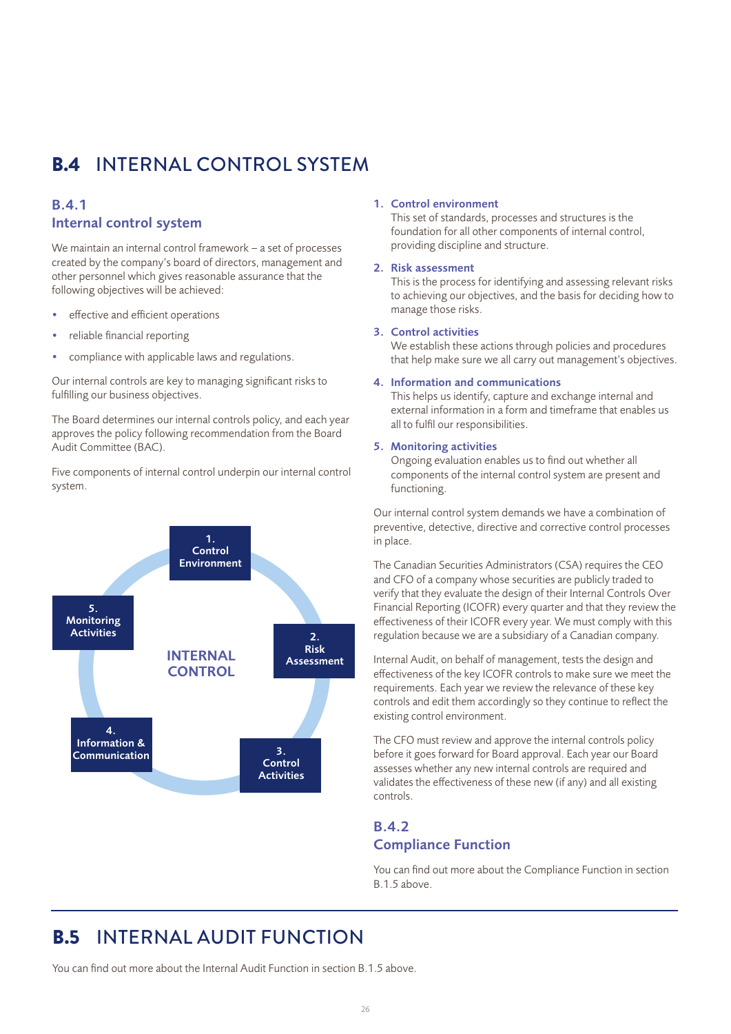# B.4 INTERNAL CONTROL SYSTEM

## B.4.1 Internal control system

We maintain an internal control framework – a set of processes created by the company's board of directors, management and other personnel which gives reasonable assurance that the following objectives will be achieved:

- effective and efficient operations
- reliable financial reporting
- compliance with applicable laws and regulations.

Our internal controls are key to managing significant risks to fulfilling our business objectives.

The Board determines our internal controls policy, and each year approves the policy following recommendation from the Board Audit Committee (BAC).

Five components of internal control underpin our internal control system.

INTERNAL CONTROL

1. Control Environment
2. Risk Assessment
3. Control Activities
4. Information & Communication
5. Monitoring Activities

1. **Control environment**
   This set of standards, processes and structures is the foundation for all other components of internal control, providing discipline and structure.
2. **Risk assessment**
   This is the process for identifying and assessing relevant risks to achieving our objectives, and the basis for deciding how to manage those risks.
3. **Control activities**
   We establish these actions through policies and procedures that help make sure we all carry out management's objectives.
4. **Information and communications**
   This helps us identify, capture and exchange internal and external information in a form and timeframe that enables us all to fulfil our responsibilities.
5. **Monitoring activities**
   Ongoing evaluation enables us to find out whether all components of the internal control system are present and functioning.

Our internal control system demands we have a combination of preventive, detective, directive and corrective control processes in place.

The Canadian Securities Administrators (CSA) requires the CEO and CFO of a company whose securities are publicly traded to verify that they evaluate the design of their Internal Controls Over Financial Reporting (ICOFR) every quarter and that they review the effectiveness of their ICOFR every year. We must comply with this regulation because we are a subsidiary of a Canadian company.

Internal Audit, on behalf of management, tests the design and effectiveness of the key ICOFR controls to make sure we meet the requirements. Each year we review the relevance of these key controls and edit them accordingly so they continue to reflect the existing control environment.

The CFO must review and approve the internal controls policy before it goes forward for Board approval. Each year our Board assesses whether any new internal controls are required and validates the effectiveness of these new (if any) and all existing controls.

## B.4.2 Compliance Function

You can find out more about the Compliance Function in section B.1.5 above.

# B.5 INTERNAL AUDIT FUNCTION

You can find out more about the Internal Audit Function in section B.1.5 above.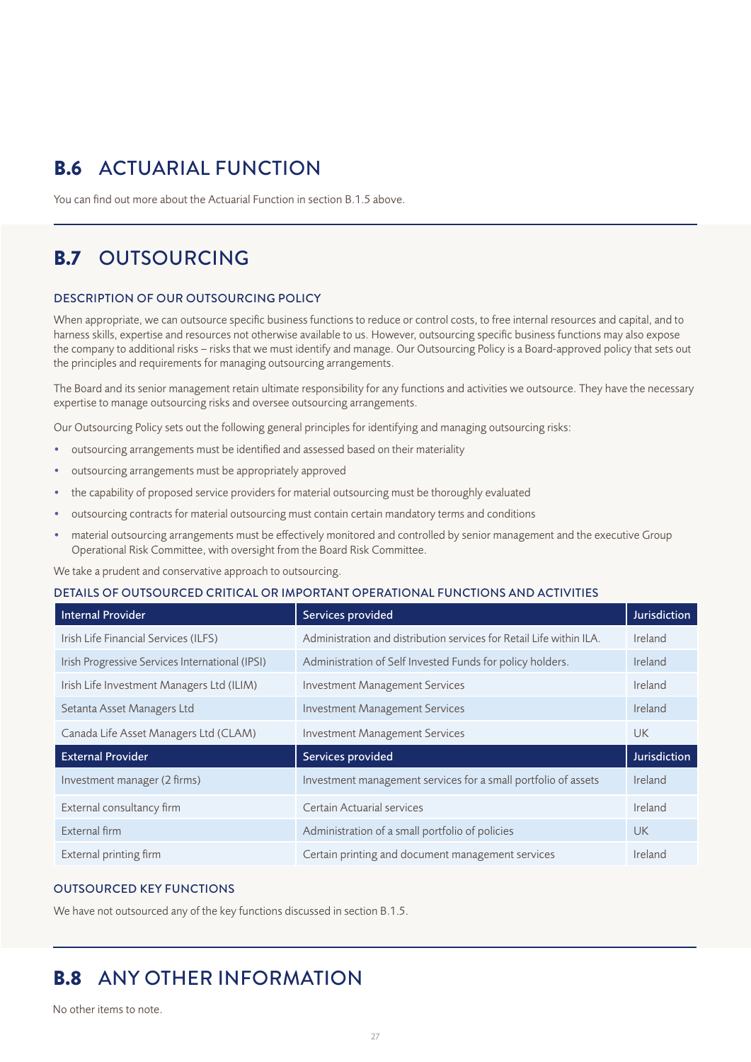## B.6 ACTUARIAL FUNCTION

You can find out more about the Actuarial Function in section B.1.5 above.

## B.7 OUTSOURCING

### DESCRIPTION OF OUR OUTSOURCING POLICY

When appropriate, we can outsource specific business functions to reduce or control costs, to free internal resources and capital, and to harness skills, expertise and resources not otherwise available to us. However, outsourcing specific business functions may also expose the company to additional risks – risks that we must identify and manage. Our Outsourcing Policy is a Board-approved policy that sets out the principles and requirements for managing outsourcing arrangements.

The Board and its senior management retain ultimate responsibility for any functions and activities we outsource. They have the necessary expertise to manage outsourcing risks and oversee outsourcing arrangements.

Our Outsourcing Policy sets out the following general principles for identifying and managing outsourcing risks:

- outsourcing arrangements must be identified and assessed based on their materiality
- outsourcing arrangements must be appropriately approved
- the capability of proposed service providers for material outsourcing must be thoroughly evaluated
- outsourcing contracts for material outsourcing must contain certain mandatory terms and conditions
- material outsourcing arrangements must be effectively monitored and controlled by senior management and the executive Group Operational Risk Committee, with oversight from the Board Risk Committee.

We take a prudent and conservative approach to outsourcing.

### DETAILS OF OUTSOURCED CRITICAL OR IMPORTANT OPERATIONAL FUNCTIONS AND ACTIVITIES

| Internal Provider | Services provided | Jurisdiction |
|---|---|---|
| Irish Life Financial Services (ILFS) | Administration and distribution services for Retail Life within ILA. | Ireland |
| Irish Progressive Services International (IPSI) | Administration of Self Invested Funds for policy holders. | Ireland |
| Irish Life Investment Managers Ltd (ILIM) | Investment Management Services | Ireland |
| Setanta Asset Managers Ltd | Investment Management Services | Ireland |
| Canada Life Asset Managers Ltd (CLAM) | Investment Management Services | UK |
| **External Provider** | **Services provided** | **Jurisdiction** |
| Investment manager (2 firms) | Investment management services for a small portfolio of assets | Ireland |
| External consultancy firm | Certain Actuarial services | Ireland |
| External firm | Administration of a small portfolio of policies | UK |
| External printing firm | Certain printing and document management services | Ireland |

### OUTSOURCED KEY FUNCTIONS

We have not outsourced any of the key functions discussed in section B.1.5.

## B.8 ANY OTHER INFORMATION

No other items to note.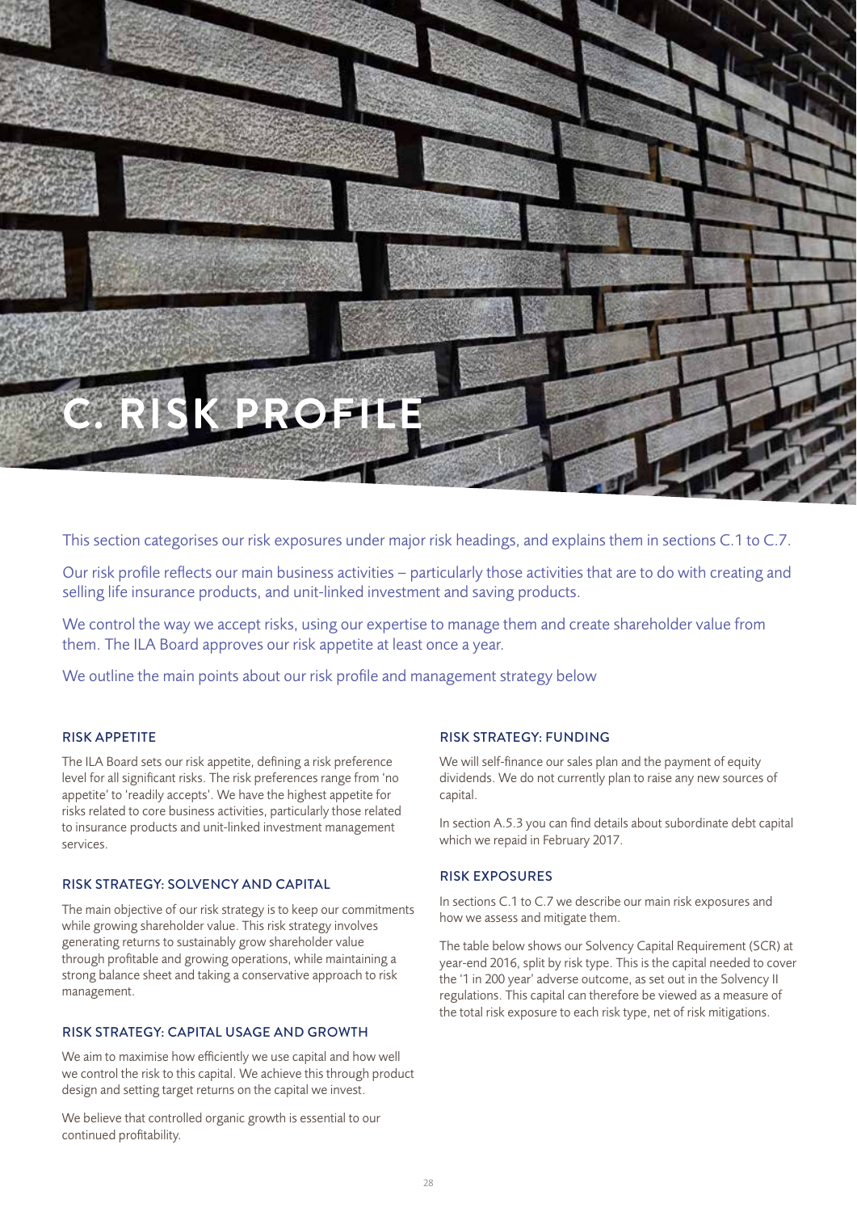# C. RISK PROFILE

This section categorises our risk exposures under major risk headings, and explains them in sections C.1 to C.7.

Our risk profile reflects our main business activities – particularly those activities that are to do with creating and selling life insurance products, and unit-linked investment and saving products.

We control the way we accept risks, using our expertise to manage them and create shareholder value from them. The ILA Board approves our risk appetite at least once a year.

We outline the main points about our risk profile and management strategy below

## RISK APPETITE

The ILA Board sets our risk appetite, defining a risk preference level for all significant risks. The risk preferences range from 'no appetite' to 'readily accepts'. We have the highest appetite for risks related to core business activities, particularly those related to insurance products and unit-linked investment management services.

## RISK STRATEGY: SOLVENCY AND CAPITAL

The main objective of our risk strategy is to keep our commitments while growing shareholder value. This risk strategy involves generating returns to sustainably grow shareholder value through profitable and growing operations, while maintaining a strong balance sheet and taking a conservative approach to risk management.

## RISK STRATEGY: CAPITAL USAGE AND GROWTH

We aim to maximise how efficiently we use capital and how well we control the risk to this capital. We achieve this through product design and setting target returns on the capital we invest.

We believe that controlled organic growth is essential to our continued profitability.

## RISK STRATEGY: FUNDING

We will self-finance our sales plan and the payment of equity dividends. We do not currently plan to raise any new sources of capital.

In section A.5.3 you can find details about subordinate debt capital which we repaid in February 2017.

## RISK EXPOSURES

In sections C.1 to C.7 we describe our main risk exposures and how we assess and mitigate them.

The table below shows our Solvency Capital Requirement (SCR) at year-end 2016, split by risk type. This is the capital needed to cover the '1 in 200 year' adverse outcome, as set out in the Solvency II regulations. This capital can therefore be viewed as a measure of the total risk exposure to each risk type, net of risk mitigations.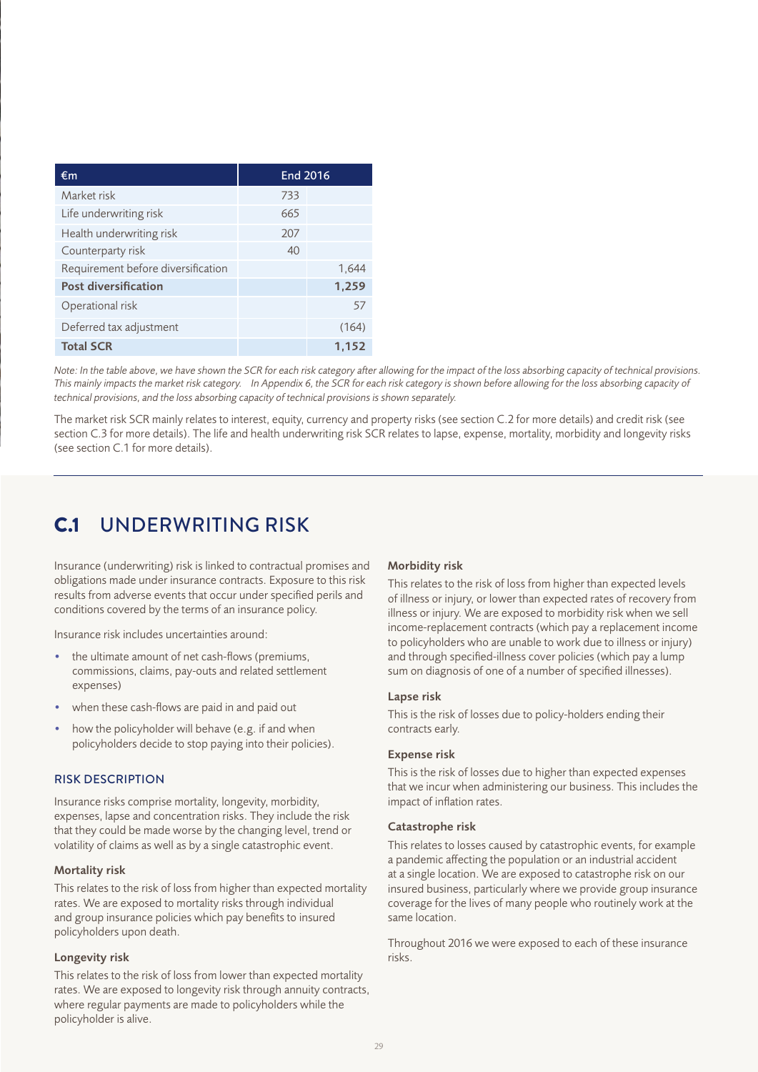| €m | End 2016 | |
|---|---|---|
| Market risk | 733 | |
| Life underwriting risk | 665 | |
| Health underwriting risk | 207 | |
| Counterparty risk | 40 | |
| Requirement before diversification | | 1,644 |
| **Post diversification** | | **1,259** |
| Operational risk | | 57 |
| Deferred tax adjustment | | (164) |
| **Total SCR** | | **1,152** |

*Note: In the table above, we have shown the SCR for each risk category after allowing for the impact of the loss absorbing capacity of technical provisions. This mainly impacts the market risk category. In Appendix 6, the SCR for each risk category is shown before allowing for the loss absorbing capacity of technical provisions, and the loss absorbing capacity of technical provisions is shown separately.*

The market risk SCR mainly relates to interest, equity, currency and property risks (see section C.2 for more details) and credit risk (see section C.3 for more details). The life and health underwriting risk SCR relates to lapse, expense, mortality, morbidity and longevity risks (see section C.1 for more details).

# C.1 UNDERWRITING RISK

Insurance (underwriting) risk is linked to contractual promises and obligations made under insurance contracts. Exposure to this risk results from adverse events that occur under specified perils and conditions covered by the terms of an insurance policy.

Insurance risk includes uncertainties around:

- the ultimate amount of net cash-flows (premiums, commissions, claims, pay-outs and related settlement expenses)
- when these cash-flows are paid in and paid out
- how the policyholder will behave (e.g. if and when policyholders decide to stop paying into their policies).

## RISK DESCRIPTION

Insurance risks comprise mortality, longevity, morbidity, expenses, lapse and concentration risks. They include the risk that they could be made worse by the changing level, trend or volatility of claims as well as by a single catastrophic event.

### Mortality risk

This relates to the risk of loss from higher than expected mortality rates. We are exposed to mortality risks through individual and group insurance policies which pay benefits to insured policyholders upon death.

### Longevity risk

This relates to the risk of loss from lower than expected mortality rates. We are exposed to longevity risk through annuity contracts, where regular payments are made to policyholders while the policyholder is alive.

### Morbidity risk

This relates to the risk of loss from higher than expected levels of illness or injury, or lower than expected rates of recovery from illness or injury. We are exposed to morbidity risk when we sell income-replacement contracts (which pay a replacement income to policyholders who are unable to work due to illness or injury) and through specified-illness cover policies (which pay a lump sum on diagnosis of one of a number of specified illnesses).

### Lapse risk

This is the risk of losses due to policy-holders ending their contracts early.

### Expense risk

This is the risk of losses due to higher than expected expenses that we incur when administering our business. This includes the impact of inflation rates.

### Catastrophe risk

This relates to losses caused by catastrophic events, for example a pandemic affecting the population or an industrial accident at a single location. We are exposed to catastrophe risk on our insured business, particularly where we provide group insurance coverage for the lives of many people who routinely work at the same location.

Throughout 2016 we were exposed to each of these insurance risks.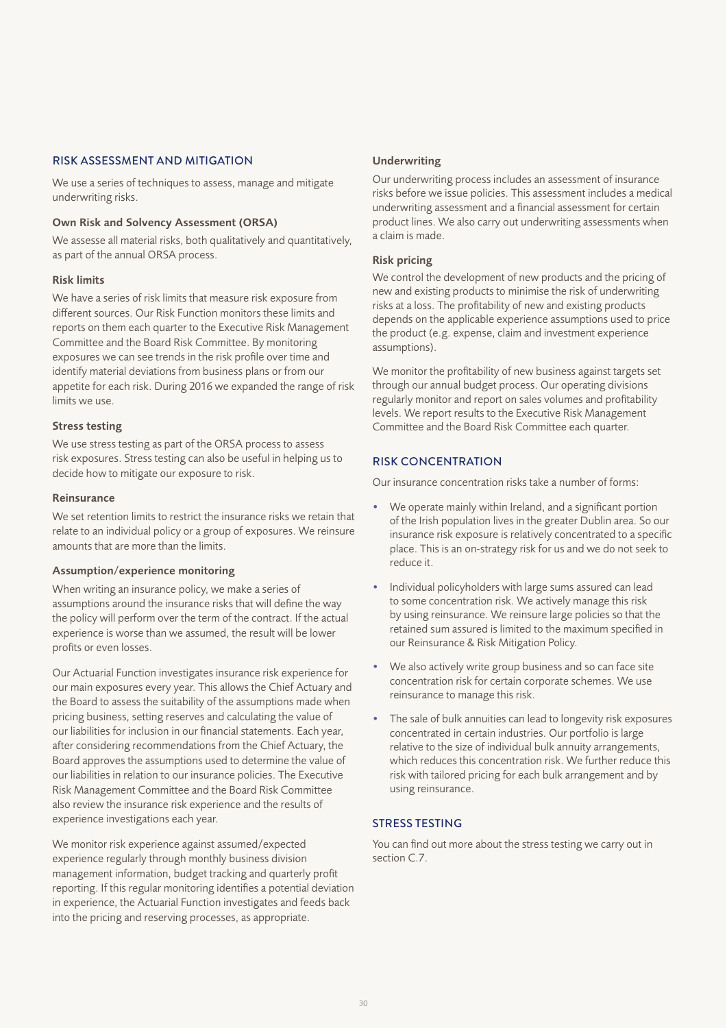## RISK ASSESSMENT AND MITIGATION

We use a series of techniques to assess, manage and mitigate underwriting risks.

### Own Risk and Solvency Assessment (ORSA)

We assesse all material risks, both qualitatively and quantitatively, as part of the annual ORSA process.

### Risk limits

We have a series of risk limits that measure risk exposure from different sources. Our Risk Function monitors these limits and reports on them each quarter to the Executive Risk Management Committee and the Board Risk Committee. By monitoring exposures we can see trends in the risk profile over time and identify material deviations from business plans or from our appetite for each risk. During 2016 we expanded the range of risk limits we use.

### Stress testing

We use stress testing as part of the ORSA process to assess risk exposures. Stress testing can also be useful in helping us to decide how to mitigate our exposure to risk.

### Reinsurance

We set retention limits to restrict the insurance risks we retain that relate to an individual policy or a group of exposures. We reinsure amounts that are more than the limits.

### Assumption/experience monitoring

When writing an insurance policy, we make a series of assumptions around the insurance risks that will define the way the policy will perform over the term of the contract. If the actual experience is worse than we assumed, the result will be lower profits or even losses.

Our Actuarial Function investigates insurance risk experience for our main exposures every year. This allows the Chief Actuary and the Board to assess the suitability of the assumptions made when pricing business, setting reserves and calculating the value of our liabilities for inclusion in our financial statements. Each year, after considering recommendations from the Chief Actuary, the Board approves the assumptions used to determine the value of our liabilities in relation to our insurance policies. The Executive Risk Management Committee and the Board Risk Committee also review the insurance risk experience and the results of experience investigations each year.

We monitor risk experience against assumed/expected experience regularly through monthly business division management information, budget tracking and quarterly profit reporting. If this regular monitoring identifies a potential deviation in experience, the Actuarial Function investigates and feeds back into the pricing and reserving processes, as appropriate.

### Underwriting

Our underwriting process includes an assessment of insurance risks before we issue policies. This assessment includes a medical underwriting assessment and a financial assessment for certain product lines. We also carry out underwriting assessments when a claim is made.

### Risk pricing

We control the development of new products and the pricing of new and existing products to minimise the risk of underwriting risks at a loss. The profitability of new and existing products depends on the applicable experience assumptions used to price the product (e.g. expense, claim and investment experience assumptions).

We monitor the profitability of new business against targets set through our annual budget process. Our operating divisions regularly monitor and report on sales volumes and profitability levels. We report results to the Executive Risk Management Committee and the Board Risk Committee each quarter.

## RISK CONCENTRATION

Our insurance concentration risks take a number of forms:

- We operate mainly within Ireland, and a significant portion of the Irish population lives in the greater Dublin area. So our insurance risk exposure is relatively concentrated to a specific place. This is an on-strategy risk for us and we do not seek to reduce it.
- Individual policyholders with large sums assured can lead to some concentration risk. We actively manage this risk by using reinsurance. We reinsure large policies so that the retained sum assured is limited to the maximum specified in our Reinsurance & Risk Mitigation Policy.
- We also actively write group business and so can face site concentration risk for certain corporate schemes. We use reinsurance to manage this risk.
- The sale of bulk annuities can lead to longevity risk exposures concentrated in certain industries. Our portfolio is large relative to the size of individual bulk annuity arrangements, which reduces this concentration risk. We further reduce this risk with tailored pricing for each bulk arrangement and by using reinsurance.

## STRESS TESTING

You can find out more about the stress testing we carry out in section C.7.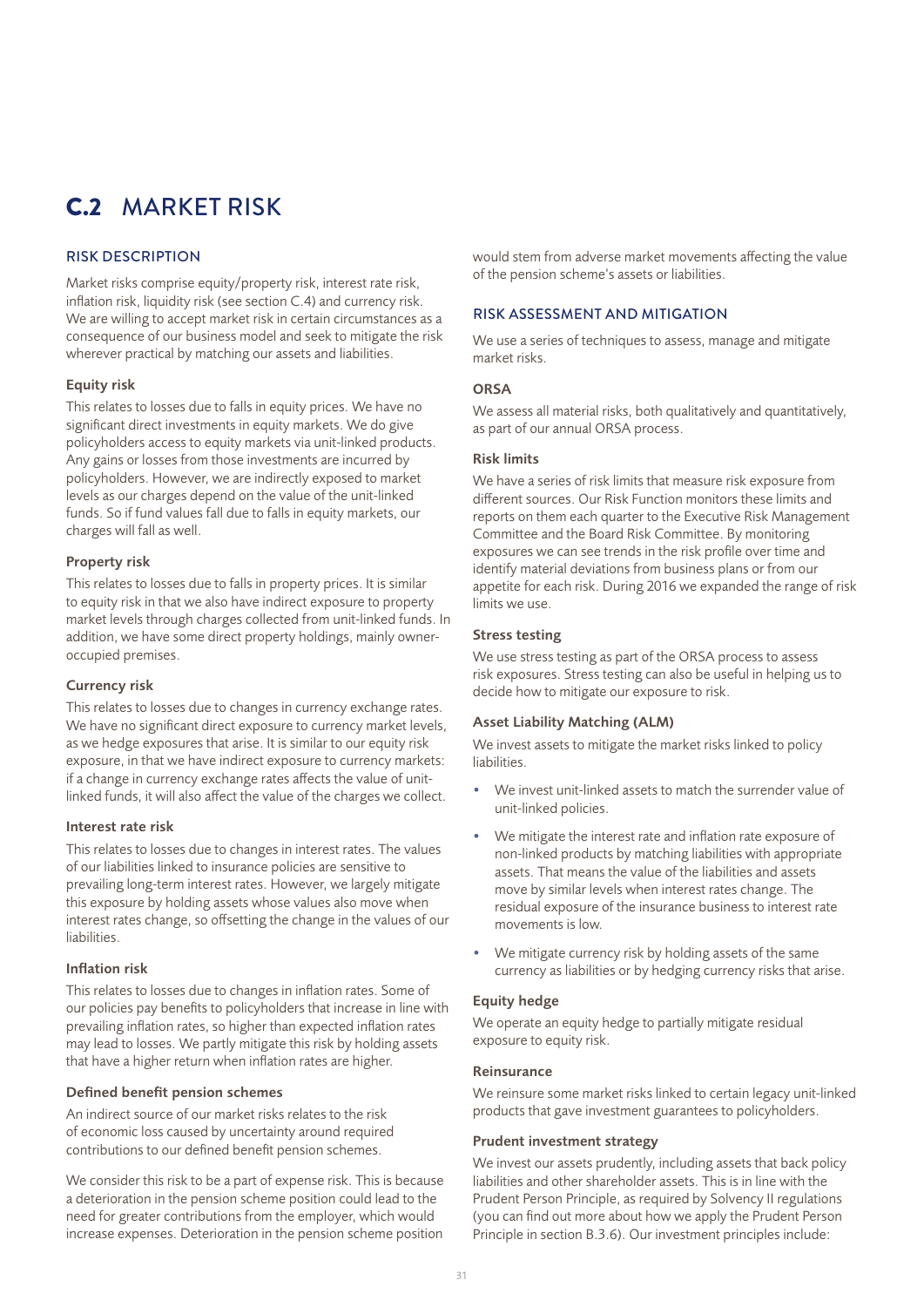# C.2 MARKET RISK

## RISK DESCRIPTION

Market risks comprise equity/property risk, interest rate risk, inflation risk, liquidity risk (see section C.4) and currency risk. We are willing to accept market risk in certain circumstances as a consequence of our business model and seek to mitigate the risk wherever practical by matching our assets and liabilities.

### Equity risk

This relates to losses due to falls in equity prices. We have no significant direct investments in equity markets. We do give policyholders access to equity markets via unit-linked products. Any gains or losses from those investments are incurred by policyholders. However, we are indirectly exposed to market levels as our charges depend on the value of the unit-linked funds. So if fund values fall due to falls in equity markets, our charges will fall as well.

### Property risk

This relates to losses due to falls in property prices. It is similar to equity risk in that we also have indirect exposure to property market levels through charges collected from unit-linked funds. In addition, we have some direct property holdings, mainly owner-occupied premises.

### Currency risk

This relates to losses due to changes in currency exchange rates. We have no significant direct exposure to currency market levels, as we hedge exposures that arise. It is similar to our equity risk exposure, in that we have indirect exposure to currency markets: if a change in currency exchange rates affects the value of unit-linked funds, it will also affect the value of the charges we collect.

### Interest rate risk

This relates to losses due to changes in interest rates. The values of our liabilities linked to insurance policies are sensitive to prevailing long-term interest rates. However, we largely mitigate this exposure by holding assets whose values also move when interest rates change, so offsetting the change in the values of our liabilities.

### Inflation risk

This relates to losses due to changes in inflation rates. Some of our policies pay benefits to policyholders that increase in line with prevailing inflation rates, so higher than expected inflation rates may lead to losses. We partly mitigate this risk by holding assets that have a higher return when inflation rates are higher.

### Defined benefit pension schemes

An indirect source of our market risks relates to the risk of economic loss caused by uncertainty around required contributions to our defined benefit pension schemes.

We consider this risk to be a part of expense risk. This is because a deterioration in the pension scheme position could lead to the need for greater contributions from the employer, which would increase expenses. Deterioration in the pension scheme position would stem from adverse market movements affecting the value of the pension scheme's assets or liabilities.

## RISK ASSESSMENT AND MITIGATION

We use a series of techniques to assess, manage and mitigate market risks.

### ORSA

We assess all material risks, both qualitatively and quantitatively, as part of our annual ORSA process.

### Risk limits

We have a series of risk limits that measure risk exposure from different sources. Our Risk Function monitors these limits and reports on them each quarter to the Executive Risk Management Committee and the Board Risk Committee. By monitoring exposures we can see trends in the risk profile over time and identify material deviations from business plans or from our appetite for each risk. During 2016 we expanded the range of risk limits we use.

### Stress testing

We use stress testing as part of the ORSA process to assess risk exposures. Stress testing can also be useful in helping us to decide how to mitigate our exposure to risk.

### Asset Liability Matching (ALM)

We invest assets to mitigate the market risks linked to policy liabilities.

- We invest unit-linked assets to match the surrender value of unit-linked policies.
- We mitigate the interest rate and inflation rate exposure of non-linked products by matching liabilities with appropriate assets. That means the value of the liabilities and assets move by similar levels when interest rates change. The residual exposure of the insurance business to interest rate movements is low.
- We mitigate currency risk by holding assets of the same currency as liabilities or by hedging currency risks that arise.

### Equity hedge

We operate an equity hedge to partially mitigate residual exposure to equity risk.

### Reinsurance

We reinsure some market risks linked to certain legacy unit-linked products that gave investment guarantees to policyholders.

### Prudent investment strategy

We invest our assets prudently, including assets that back policy liabilities and other shareholder assets. This is in line with the Prudent Person Principle, as required by Solvency II regulations (you can find out more about how we apply the Prudent Person Principle in section B.3.6). Our investment principles include: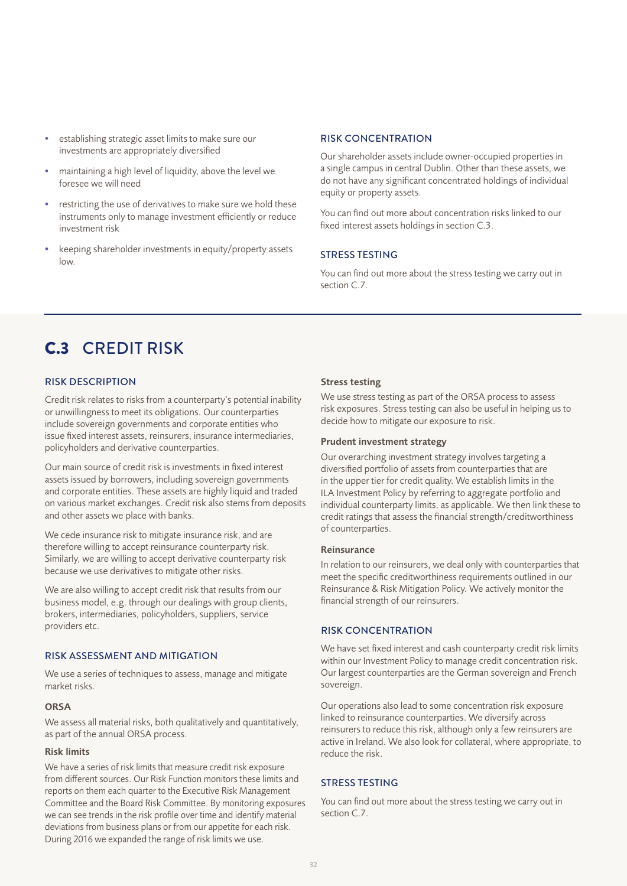- establishing strategic asset limits to make sure our investments are appropriately diversified
- maintaining a high level of liquidity, above the level we foresee we will need
- restricting the use of derivatives to make sure we hold these instruments only to manage investment efficiently or reduce investment risk
- keeping shareholder investments in equity/property assets low.

### RISK CONCENTRATION

Our shareholder assets include owner-occupied properties in a single campus in central Dublin. Other than these assets, we do not have any significant concentrated holdings of individual equity or property assets.

You can find out more about concentration risks linked to our fixed interest assets holdings in section C.3.

### STRESS TESTING

You can find out more about the stress testing we carry out in section C.7.

## C.3 CREDIT RISK

### RISK DESCRIPTION

Credit risk relates to risks from a counterparty's potential inability or unwillingness to meet its obligations. Our counterparties include sovereign governments and corporate entities who issue fixed interest assets, reinsurers, insurance intermediaries, policyholders and derivative counterparties.

Our main source of credit risk is investments in fixed interest assets issued by borrowers, including sovereign governments and corporate entities. These assets are highly liquid and traded on various market exchanges. Credit risk also stems from deposits and other assets we place with banks.

We cede insurance risk to mitigate insurance risk, and are therefore willing to accept reinsurance counterparty risk. Similarly, we are willing to accept derivative counterparty risk because we use derivatives to mitigate other risks.

We are also willing to accept credit risk that results from our business model, e.g. through our dealings with group clients, brokers, intermediaries, policyholders, suppliers, service providers etc.

### RISK ASSESSMENT AND MITIGATION

We use a series of techniques to assess, manage and mitigate market risks.

#### ORSA

We assess all material risks, both qualitatively and quantitatively, as part of the annual ORSA process.

#### Risk limits

We have a series of risk limits that measure credit risk exposure from different sources. Our Risk Function monitors these limits and reports on them each quarter to the Executive Risk Management Committee and the Board Risk Committee. By monitoring exposures we can see trends in the risk profile over time and identify material deviations from business plans or from our appetite for each risk. During 2016 we expanded the range of risk limits we use.

#### Stress testing

We use stress testing as part of the ORSA process to assess risk exposures. Stress testing can also be useful in helping us to decide how to mitigate our exposure to risk.

#### Prudent investment strategy

Our overarching investment strategy involves targeting a diversified portfolio of assets from counterparties that are in the upper tier for credit quality. We establish limits in the ILA Investment Policy by referring to aggregate portfolio and individual counterparty limits, as applicable. We then link these to credit ratings that assess the financial strength/creditworthiness of counterparties.

#### Reinsurance

In relation to our reinsurers, we deal only with counterparties that meet the specific creditworthiness requirements outlined in our Reinsurance & Risk Mitigation Policy. We actively monitor the financial strength of our reinsurers.

### RISK CONCENTRATION

We have set fixed interest and cash counterparty credit risk limits within our Investment Policy to manage credit concentration risk. Our largest counterparties are the German sovereign and French sovereign.

Our operations also lead to some concentration risk exposure linked to reinsurance counterparties. We diversify across reinsurers to reduce this risk, although only a few reinsurers are active in Ireland. We also look for collateral, where appropriate, to reduce the risk.

### STRESS TESTING

You can find out more about the stress testing we carry out in section C.7.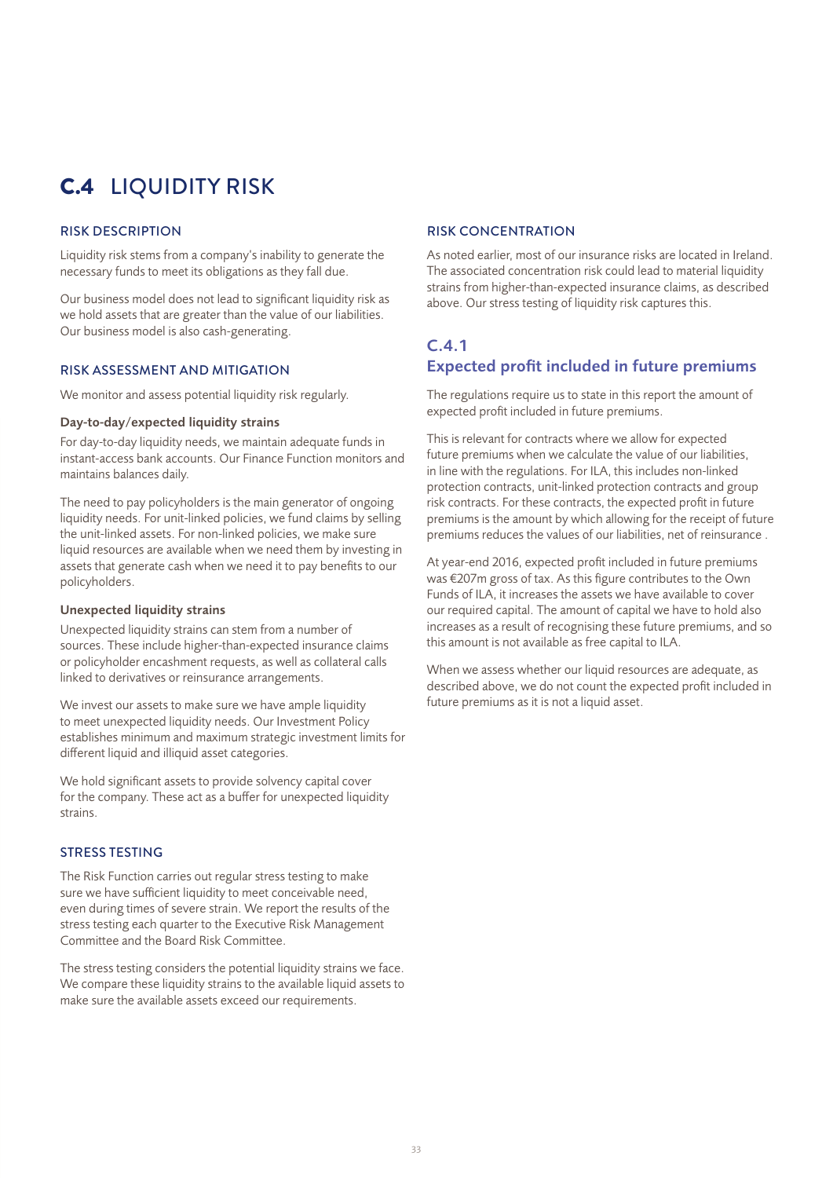# C.4 LIQUIDITY RISK

## RISK DESCRIPTION

Liquidity risk stems from a company's inability to generate the necessary funds to meet its obligations as they fall due.

Our business model does not lead to significant liquidity risk as we hold assets that are greater than the value of our liabilities. Our business model is also cash-generating.

## RISK ASSESSMENT AND MITIGATION

We monitor and assess potential liquidity risk regularly.

**Day-to-day/expected liquidity strains**

For day-to-day liquidity needs, we maintain adequate funds in instant-access bank accounts. Our Finance Function monitors and maintains balances daily.

The need to pay policyholders is the main generator of ongoing liquidity needs. For unit-linked policies, we fund claims by selling the unit-linked assets. For non-linked policies, we make sure liquid resources are available when we need them by investing in assets that generate cash when we need it to pay benefits to our policyholders.

**Unexpected liquidity strains**

Unexpected liquidity strains can stem from a number of sources. These include higher-than-expected insurance claims or policyholder encashment requests, as well as collateral calls linked to derivatives or reinsurance arrangements.

We invest our assets to make sure we have ample liquidity to meet unexpected liquidity needs. Our Investment Policy establishes minimum and maximum strategic investment limits for different liquid and illiquid asset categories.

We hold significant assets to provide solvency capital cover for the company. These act as a buffer for unexpected liquidity strains.

## STRESS TESTING

The Risk Function carries out regular stress testing to make sure we have sufficient liquidity to meet conceivable need, even during times of severe strain. We report the results of the stress testing each quarter to the Executive Risk Management Committee and the Board Risk Committee.

The stress testing considers the potential liquidity strains we face. We compare these liquidity strains to the available liquid assets to make sure the available assets exceed our requirements.

## RISK CONCENTRATION

As noted earlier, most of our insurance risks are located in Ireland. The associated concentration risk could lead to material liquidity strains from higher-than-expected insurance claims, as described above. Our stress testing of liquidity risk captures this.

## C.4.1 Expected profit included in future premiums

The regulations require us to state in this report the amount of expected profit included in future premiums.

This is relevant for contracts where we allow for expected future premiums when we calculate the value of our liabilities, in line with the regulations. For ILA, this includes non-linked protection contracts, unit-linked protection contracts and group risk contracts. For these contracts, the expected profit in future premiums is the amount by which allowing for the receipt of future premiums reduces the values of our liabilities, net of reinsurance .

At year-end 2016, expected profit included in future premiums was €207m gross of tax. As this figure contributes to the Own Funds of ILA, it increases the assets we have available to cover our required capital. The amount of capital we have to hold also increases as a result of recognising these future premiums, and so this amount is not available as free capital to ILA.

When we assess whether our liquid resources are adequate, as described above, we do not count the expected profit included in future premiums as it is not a liquid asset.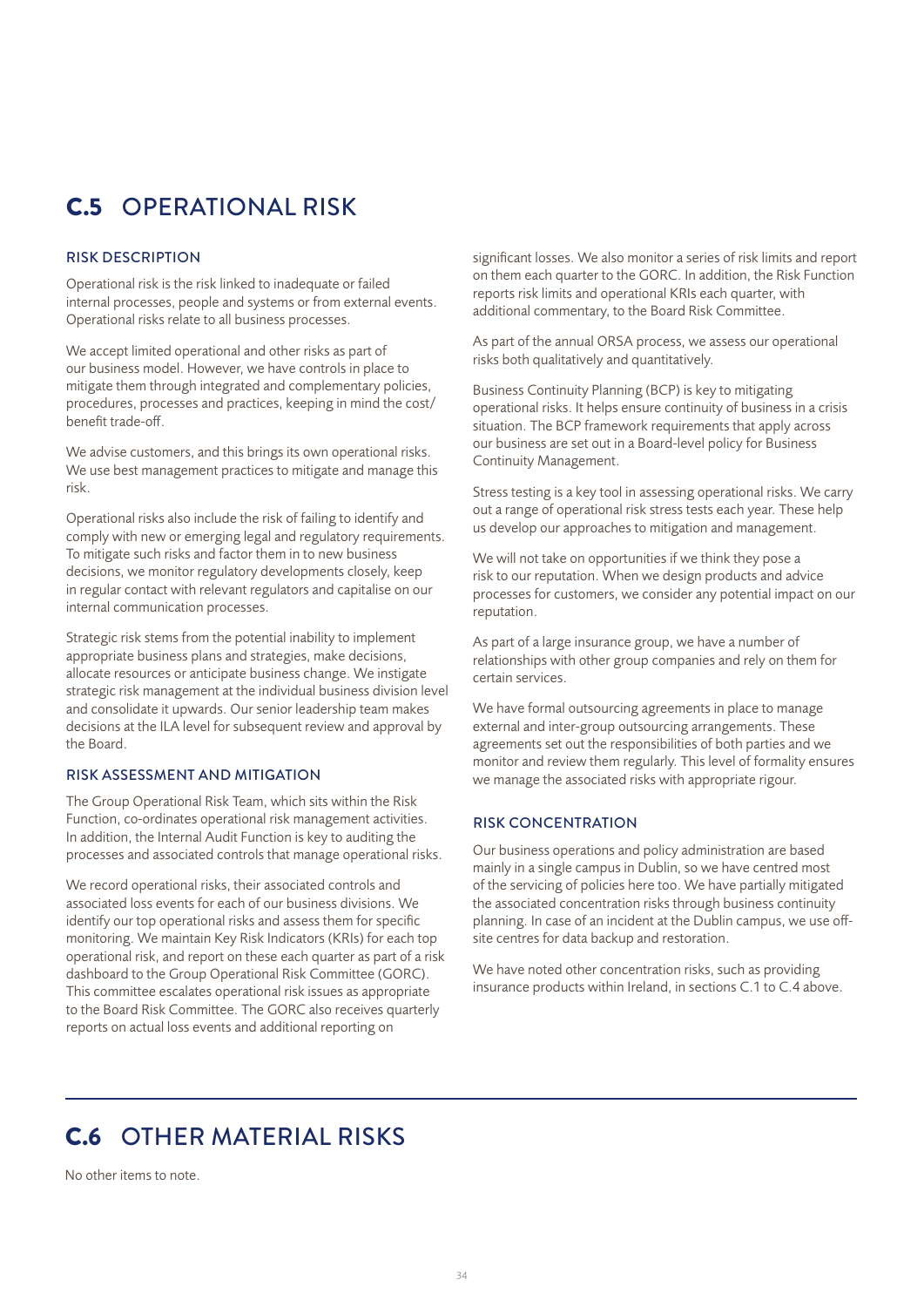# C.5 OPERATIONAL RISK

### RISK DESCRIPTION

Operational risk is the risk linked to inadequate or failed internal processes, people and systems or from external events. Operational risks relate to all business processes.

We accept limited operational and other risks as part of our business model. However, we have controls in place to mitigate them through integrated and complementary policies, procedures, processes and practices, keeping in mind the cost/benefit trade-off.

We advise customers, and this brings its own operational risks. We use best management practices to mitigate and manage this risk.

Operational risks also include the risk of failing to identify and comply with new or emerging legal and regulatory requirements. To mitigate such risks and factor them in to new business decisions, we monitor regulatory developments closely, keep in regular contact with relevant regulators and capitalise on our internal communication processes.

Strategic risk stems from the potential inability to implement appropriate business plans and strategies, make decisions, allocate resources or anticipate business change. We instigate strategic risk management at the individual business division level and consolidate it upwards. Our senior leadership team makes decisions at the ILA level for subsequent review and approval by the Board.

### RISK ASSESSMENT AND MITIGATION

The Group Operational Risk Team, which sits within the Risk Function, co-ordinates operational risk management activities. In addition, the Internal Audit Function is key to auditing the processes and associated controls that manage operational risks.

We record operational risks, their associated controls and associated loss events for each of our business divisions. We identify our top operational risks and assess them for specific monitoring. We maintain Key Risk Indicators (KRIs) for each top operational risk, and report on these each quarter as part of a risk dashboard to the Group Operational Risk Committee (GORC). This committee escalates operational risk issues as appropriate to the Board Risk Committee. The GORC also receives quarterly reports on actual loss events and additional reporting on significant losses. We also monitor a series of risk limits and report on them each quarter to the GORC. In addition, the Risk Function reports risk limits and operational KRIs each quarter, with additional commentary, to the Board Risk Committee.

As part of the annual ORSA process, we assess our operational risks both qualitatively and quantitatively.

Business Continuity Planning (BCP) is key to mitigating operational risks. It helps ensure continuity of business in a crisis situation. The BCP framework requirements that apply across our business are set out in a Board-level policy for Business Continuity Management.

Stress testing is a key tool in assessing operational risks. We carry out a range of operational risk stress tests each year. These help us develop our approaches to mitigation and management.

We will not take on opportunities if we think they pose a risk to our reputation. When we design products and advice processes for customers, we consider any potential impact on our reputation.

As part of a large insurance group, we have a number of relationships with other group companies and rely on them for certain services.

We have formal outsourcing agreements in place to manage external and inter-group outsourcing arrangements. These agreements set out the responsibilities of both parties and we monitor and review them regularly. This level of formality ensures we manage the associated risks with appropriate rigour.

### RISK CONCENTRATION

Our business operations and policy administration are based mainly in a single campus in Dublin, so we have centred most of the servicing of policies here too. We have partially mitigated the associated concentration risks through business continuity planning. In case of an incident at the Dublin campus, we use off-site centres for data backup and restoration.

We have noted other concentration risks, such as providing insurance products within Ireland, in sections C.1 to C.4 above.

# C.6 OTHER MATERIAL RISKS

No other items to note.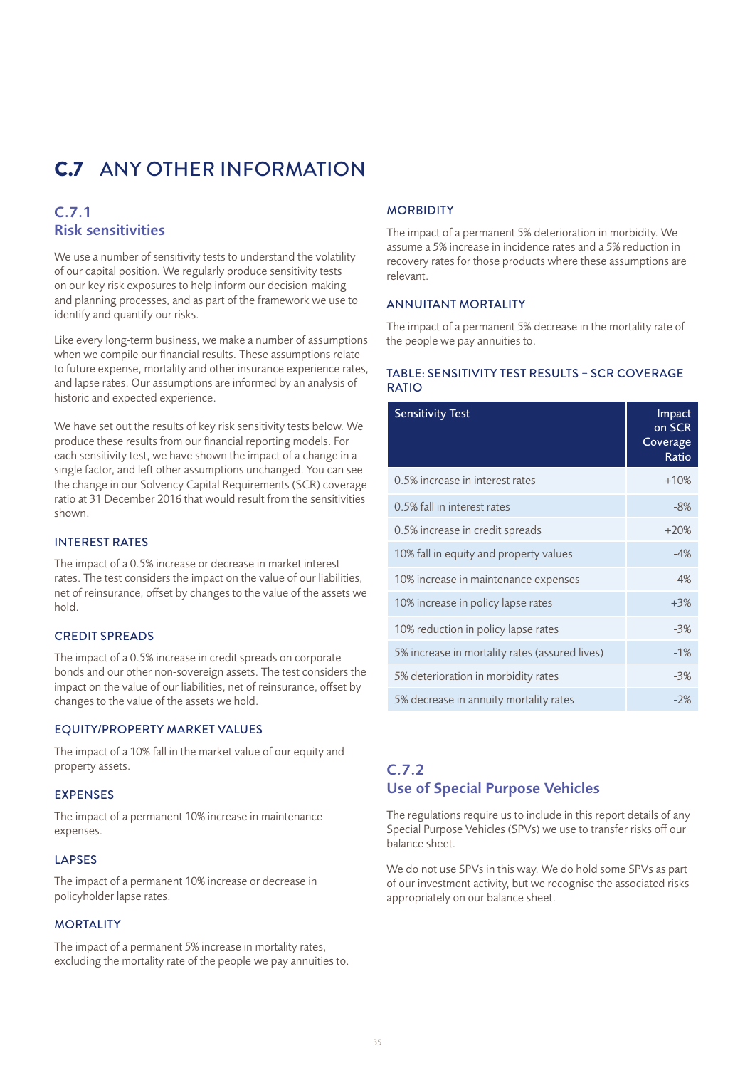# C.7 ANY OTHER INFORMATION

## C.7.1 Risk sensitivities

We use a number of sensitivity tests to understand the volatility of our capital position. We regularly produce sensitivity tests on our key risk exposures to help inform our decision-making and planning processes, and as part of the framework we use to identify and quantify our risks.

Like every long-term business, we make a number of assumptions when we compile our financial results. These assumptions relate to future expense, mortality and other insurance experience rates, and lapse rates. Our assumptions are informed by an analysis of historic and expected experience.

We have set out the results of key risk sensitivity tests below. We produce these results from our financial reporting models. For each sensitivity test, we have shown the impact of a change in a single factor, and left other assumptions unchanged. You can see the change in our Solvency Capital Requirements (SCR) coverage ratio at 31 December 2016 that would result from the sensitivities shown.

### INTEREST RATES

The impact of a 0.5% increase or decrease in market interest rates. The test considers the impact on the value of our liabilities, net of reinsurance, offset by changes to the value of the assets we hold.

### CREDIT SPREADS

The impact of a 0.5% increase in credit spreads on corporate bonds and our other non-sovereign assets. The test considers the impact on the value of our liabilities, net of reinsurance, offset by changes to the value of the assets we hold.

### EQUITY/PROPERTY MARKET VALUES

The impact of a 10% fall in the market value of our equity and property assets.

### EXPENSES

The impact of a permanent 10% increase in maintenance expenses.

### LAPSES

The impact of a permanent 10% increase or decrease in policyholder lapse rates.

### MORTALITY

The impact of a permanent 5% increase in mortality rates, excluding the mortality rate of the people we pay annuities to.

### MORBIDITY

The impact of a permanent 5% deterioration in morbidity. We assume a 5% increase in incidence rates and a 5% reduction in recovery rates for those products where these assumptions are relevant.

### ANNUITANT MORTALITY

The impact of a permanent 5% decrease in the mortality rate of the people we pay annuities to.

### TABLE: SENSITIVITY TEST RESULTS – SCR COVERAGE RATIO

| Sensitivity Test | Impact on SCR Coverage Ratio |
|---|---|
| 0.5% increase in interest rates | +10% |
| 0.5% fall in interest rates | -8% |
| 0.5% increase in credit spreads | +20% |
| 10% fall in equity and property values | -4% |
| 10% increase in maintenance expenses | -4% |
| 10% increase in policy lapse rates | +3% |
| 10% reduction in policy lapse rates | -3% |
| 5% increase in mortality rates (assured lives) | -1% |
| 5% deterioration in morbidity rates | -3% |
| 5% decrease in annuity mortality rates | -2% |

## C.7.2 Use of Special Purpose Vehicles

The regulations require us to include in this report details of any Special Purpose Vehicles (SPVs) we use to transfer risks off our balance sheet.

We do not use SPVs in this way. We do hold some SPVs as part of our investment activity, but we recognise the associated risks appropriately on our balance sheet.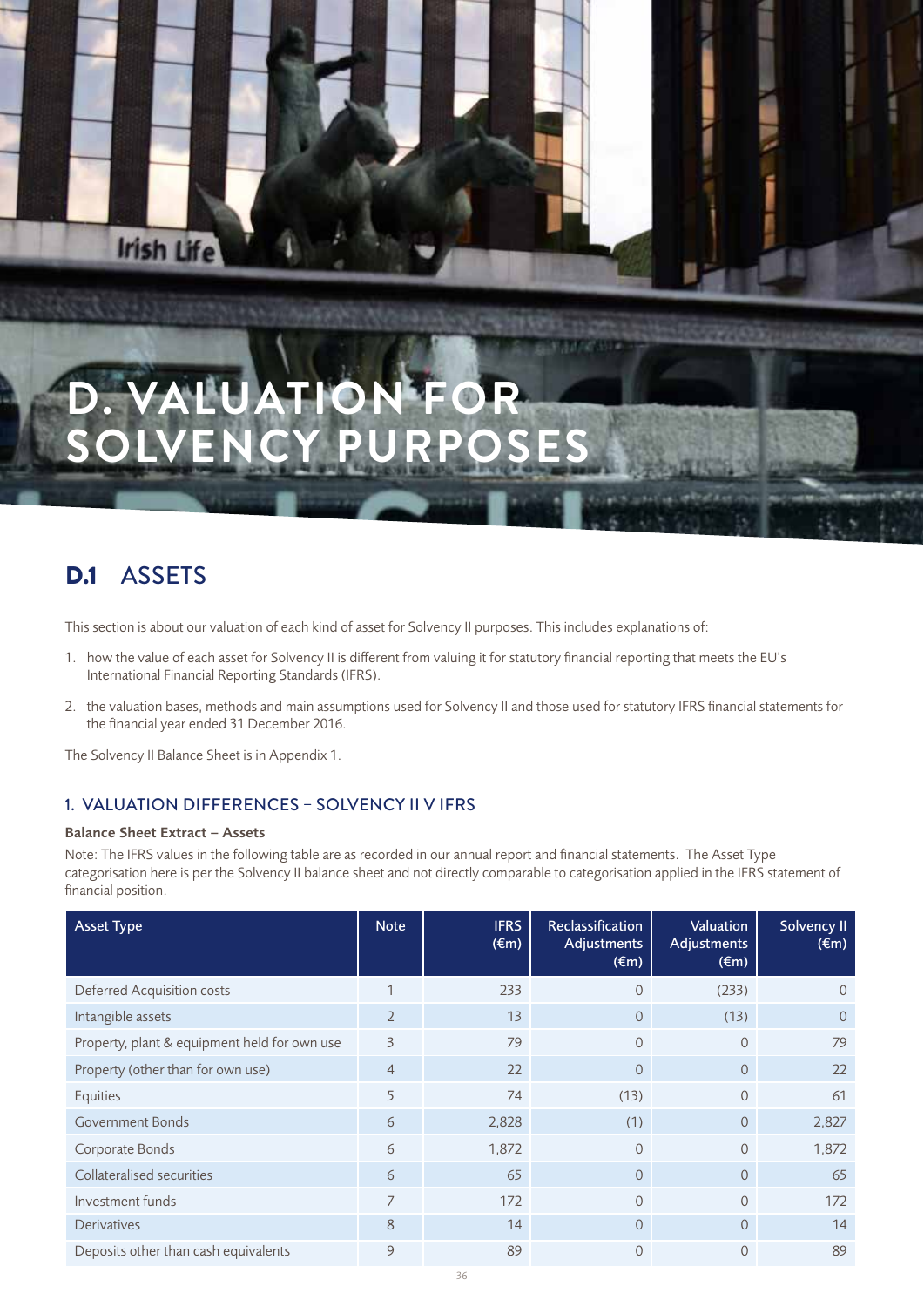# D. VALUATION FOR SOLVENCY PURPOSES

## D.1 ASSETS

This section is about our valuation of each kind of asset for Solvency II purposes. This includes explanations of:

1. how the value of each asset for Solvency II is different from valuing it for statutory financial reporting that meets the EU's International Financial Reporting Standards (IFRS).
2. the valuation bases, methods and main assumptions used for Solvency II and those used for statutory IFRS financial statements for the financial year ended 31 December 2016.

The Solvency II Balance Sheet is in Appendix 1.

### 1. VALUATION DIFFERENCES – SOLVENCY II V IFRS

**Balance Sheet Extract – Assets**

Note: The IFRS values in the following table are as recorded in our annual report and financial statements. The Asset Type categorisation here is per the Solvency II balance sheet and not directly comparable to categorisation applied in the IFRS statement of financial position.

| Asset Type | Note | IFRS (€m) | Reclassification Adjustments (€m) | Valuation Adjustments (€m) | Solvency II (€m) |
|---|---|---|---|---|---|
| Deferred Acquisition costs | 1 | 233 | 0 | (233) | 0 |
| Intangible assets | 2 | 13 | 0 | (13) | 0 |
| Property, plant & equipment held for own use | 3 | 79 | 0 | 0 | 79 |
| Property (other than for own use) | 4 | 22 | 0 | 0 | 22 |
| Equities | 5 | 74 | (13) | 0 | 61 |
| Government Bonds | 6 | 2,828 | (1) | 0 | 2,827 |
| Corporate Bonds | 6 | 1,872 | 0 | 0 | 1,872 |
| Collateralised securities | 6 | 65 | 0 | 0 | 65 |
| Investment funds | 7 | 172 | 0 | 0 | 172 |
| Derivatives | 8 | 14 | 0 | 0 | 14 |
| Deposits other than cash equivalents | 9 | 89 | 0 | 0 | 89 |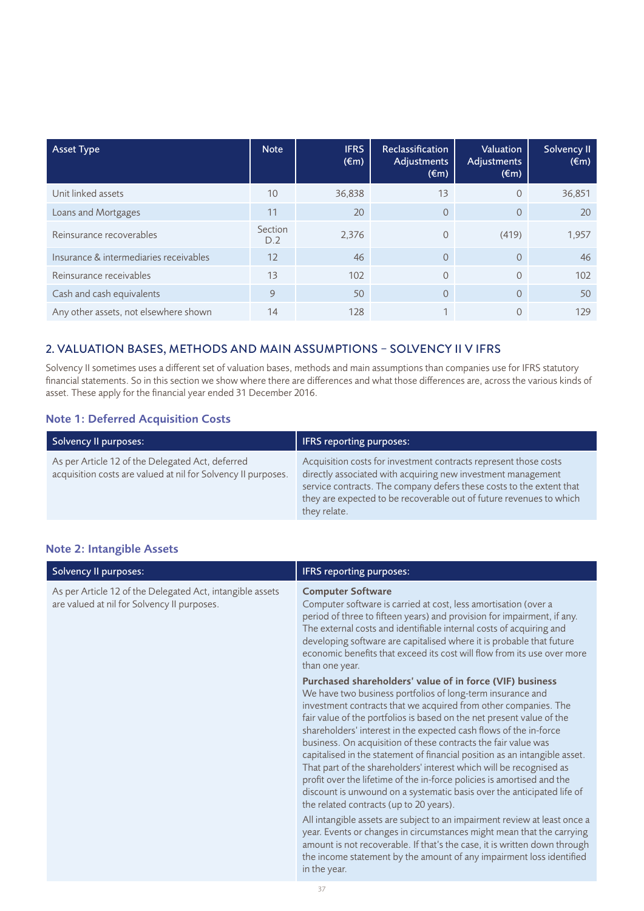| Asset Type | Note | IFRS (€m) | Reclassification Adjustments (€m) | Valuation Adjustments (€m) | Solvency II (€m) |
|---|---|---|---|---|---|
| Unit linked assets | 10 | 36,838 | 13 | 0 | 36,851 |
| Loans and Mortgages | 11 | 20 | 0 | 0 | 20 |
| Reinsurance recoverables | Section D.2 | 2,376 | 0 | (419) | 1,957 |
| Insurance & intermediaries receivables | 12 | 46 | 0 | 0 | 46 |
| Reinsurance receivables | 13 | 102 | 0 | 0 | 102 |
| Cash and cash equivalents | 9 | 50 | 0 | 0 | 50 |
| Any other assets, not elsewhere shown | 14 | 128 | 1 | 0 | 129 |

## 2. VALUATION BASES, METHODS AND MAIN ASSUMPTIONS – SOLVENCY II V IFRS

Solvency II sometimes uses a different set of valuation bases, methods and main assumptions than companies use for IFRS statutory financial statements. So in this section we show where there are differences and what those differences are, across the various kinds of asset. These apply for the financial year ended 31 December 2016.

### Note 1: Deferred Acquisition Costs

| Solvency II purposes: | IFRS reporting purposes: |
|---|---|
| As per Article 12 of the Delegated Act, deferred acquisition costs are valued at nil for Solvency II purposes. | Acquisition costs for investment contracts represent those costs directly associated with acquiring new investment management service contracts. The company defers these costs to the extent that they are expected to be recoverable out of future revenues to which they relate. |

### Note 2: Intangible Assets

| Solvency II purposes: | IFRS reporting purposes: |
|---|---|
| As per Article 12 of the Delegated Act, intangible assets are valued at nil for Solvency II purposes. | **Computer Software**<br>Computer software is carried at cost, less amortisation (over a period of three to fifteen years) and provision for impairment, if any. The external costs and identifiable internal costs of acquiring and developing software are capitalised where it is probable that future economic benefits that exceed its cost will flow from its use over more than one year.<br>**Purchased shareholders' value of in force (VIF) business**<br>We have two business portfolios of long-term insurance and investment contracts that we acquired from other companies. The fair value of the portfolios is based on the net present value of the shareholders' interest in the expected cash flows of the in-force business. On acquisition of these contracts the fair value was capitalised in the statement of financial position as an intangible asset. That part of the shareholders' interest which will be recognised as profit over the lifetime of the in-force policies is amortised and the discount is unwound on a systematic basis over the anticipated life of the related contracts (up to 20 years).<br>All intangible assets are subject to an impairment review at least once a year. Events or changes in circumstances might mean that the carrying amount is not recoverable. If that's the case, it is written down through the income statement by the amount of any impairment loss identified in the year. |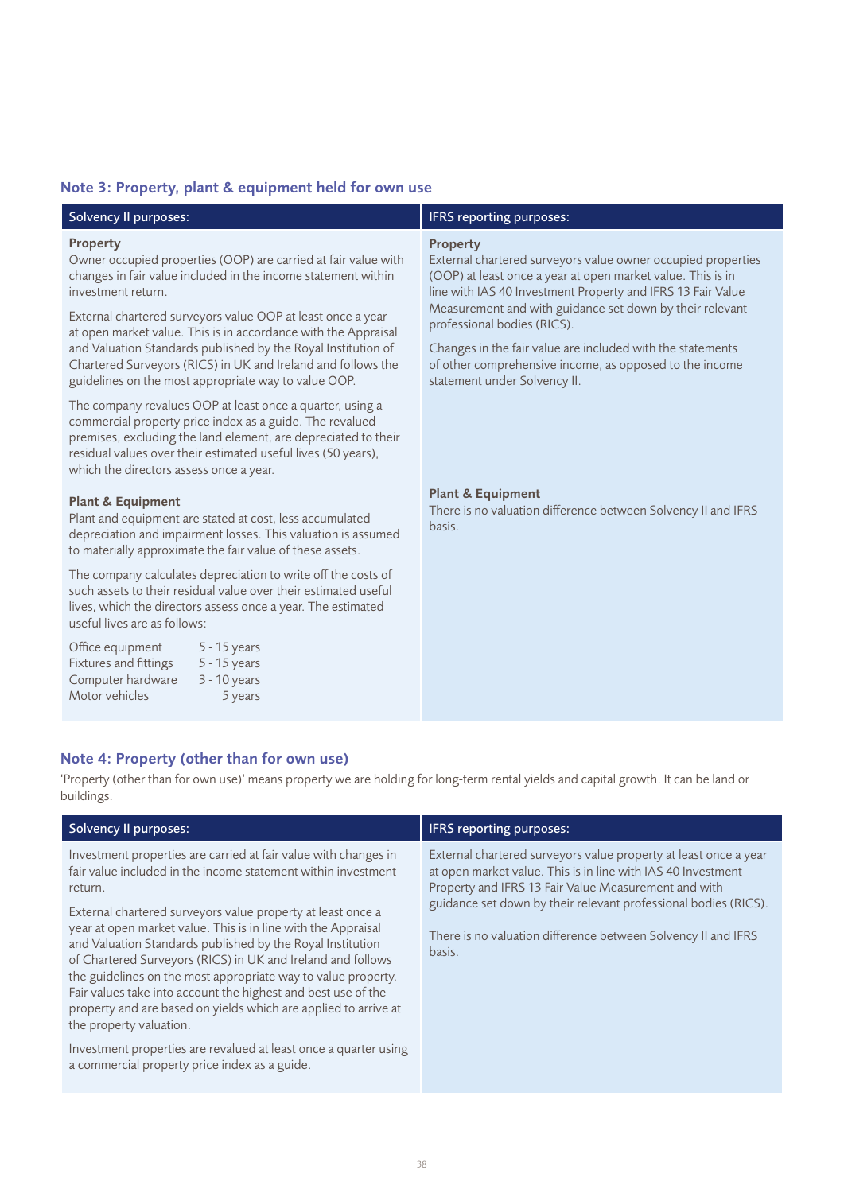## Note 3: Property, plant & equipment held for own use

| Solvency II purposes: | IFRS reporting purposes: |
|---|---|
| **Property**<br>Owner occupied properties (OOP) are carried at fair value with changes in fair value included in the income statement within investment return.<br><br>External chartered surveyors value OOP at least once a year at open market value. This is in accordance with the Appraisal and Valuation Standards published by the Royal Institution of Chartered Surveyors (RICS) in UK and Ireland and follows the guidelines on the most appropriate way to value OOP.<br><br>The company revalues OOP at least once a quarter, using a commercial property price index as a guide. The revalued premises, excluding the land element, are depreciated to their residual values over their estimated useful lives (50 years), which the directors assess once a year. | **Property**<br>External chartered surveyors value owner occupied properties (OOP) at least once a year at open market value. This is in line with IAS 40 Investment Property and IFRS 13 Fair Value Measurement and with guidance set down by their relevant professional bodies (RICS).<br><br>Changes in the fair value are included with the statements of other comprehensive income, as opposed to the income statement under Solvency II. |
| **Plant & Equipment**<br>Plant and equipment are stated at cost, less accumulated depreciation and impairment losses. This valuation is assumed to materially approximate the fair value of these assets.<br><br>The company calculates depreciation to write off the costs of such assets to their residual value over their estimated useful lives, which the directors assess once a year. The estimated useful lives are as follows:<br><br>Office equipment: 5 - 15 years<br>Fixtures and fittings: 5 - 15 years<br>Computer hardware: 3 - 10 years<br>Motor vehicles: 5 years | **Plant & Equipment**<br>There is no valuation difference between Solvency II and IFRS basis. |

## Note 4: Property (other than for own use)

'Property (other than for own use)' means property we are holding for long-term rental yields and capital growth. It can be land or buildings.

| Solvency II purposes: | IFRS reporting purposes: |
|---|---|
| Investment properties are carried at fair value with changes in fair value included in the income statement within investment return.<br><br>External chartered surveyors value property at least once a year at open market value. This is in line with the Appraisal and Valuation Standards published by the Royal Institution of Chartered Surveyors (RICS) in UK and Ireland and follows the guidelines on the most appropriate way to value property. Fair values take into account the highest and best use of the property and are based on yields which are applied to arrive at the property valuation.<br><br>Investment properties are revalued at least once a quarter using a commercial property price index as a guide. | External chartered surveyors value property at least once a year at open market value. This is in line with IAS 40 Investment Property and IFRS 13 Fair Value Measurement and with guidance set down by their relevant professional bodies (RICS).<br><br>There is no valuation difference between Solvency II and IFRS basis. |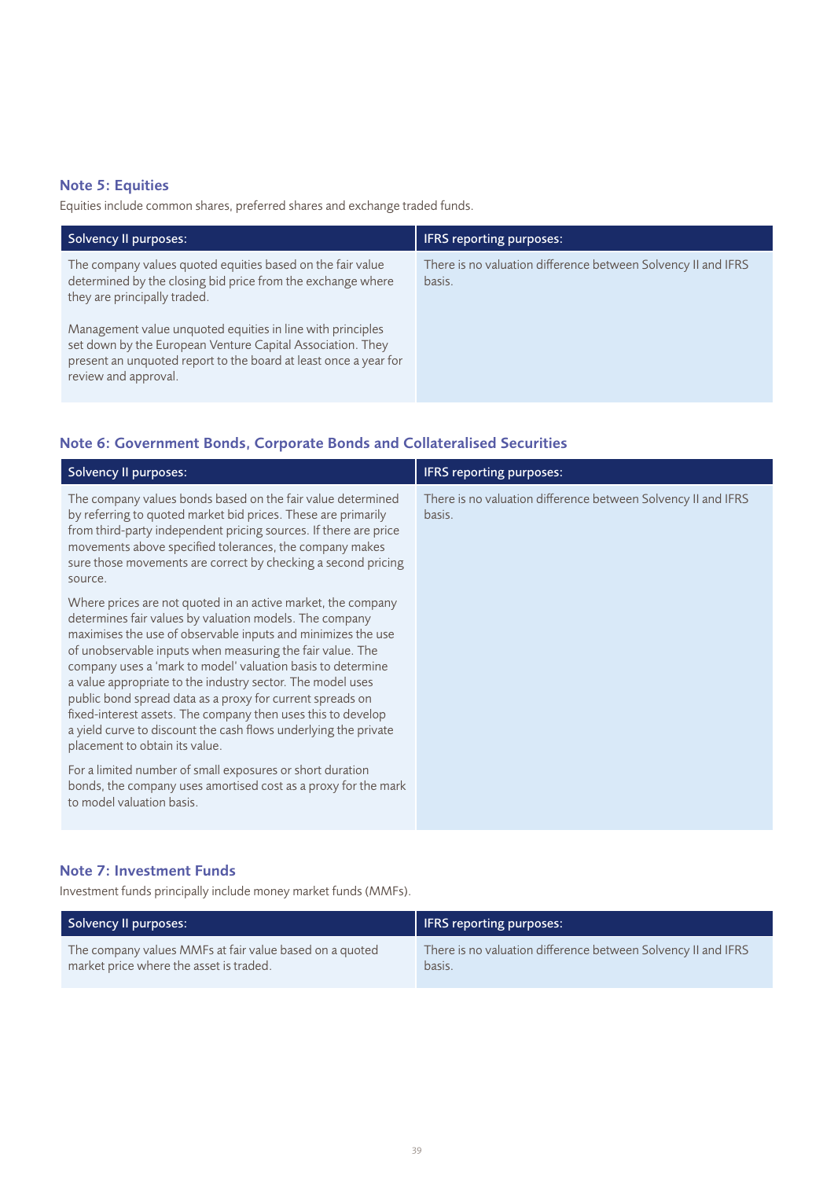### Note 5: Equities

Equities include common shares, preferred shares and exchange traded funds.

| Solvency II purposes: | IFRS reporting purposes: |
| --- | --- |
| The company values quoted equities based on the fair value determined by the closing bid price from the exchange where they are principally traded.<br><br>Management value unquoted equities in line with principles set down by the European Venture Capital Association. They present an unquoted report to the board at least once a year for review and approval. | There is no valuation difference between Solvency II and IFRS basis. |

### Note 6: Government Bonds, Corporate Bonds and Collateralised Securities

| Solvency II purposes: | IFRS reporting purposes: |
| --- | --- |
| The company values bonds based on the fair value determined by referring to quoted market bid prices. These are primarily from third-party independent pricing sources. If there are price movements above specified tolerances, the company makes sure those movements are correct by checking a second pricing source.<br><br>Where prices are not quoted in an active market, the company determines fair values by valuation models. The company maximises the use of observable inputs and minimizes the use of unobservable inputs when measuring the fair value. The company uses a 'mark to model' valuation basis to determine a value appropriate to the industry sector. The model uses public bond spread data as a proxy for current spreads on fixed-interest assets. The company then uses this to develop a yield curve to discount the cash flows underlying the private placement to obtain its value.<br><br>For a limited number of small exposures or short duration bonds, the company uses amortised cost as a proxy for the mark to model valuation basis. | There is no valuation difference between Solvency II and IFRS basis. |

### Note 7: Investment Funds

Investment funds principally include money market funds (MMFs).

| Solvency II purposes: | IFRS reporting purposes: |
| --- | --- |
| The company values MMFs at fair value based on a quoted market price where the asset is traded. | There is no valuation difference between Solvency II and IFRS basis. |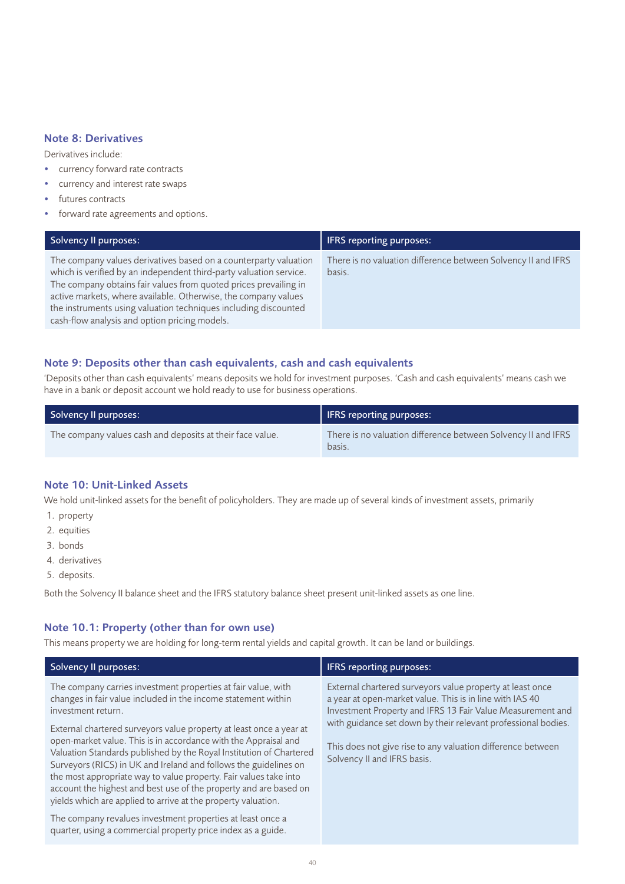## Note 8: Derivatives

Derivatives include:

- currency forward rate contracts
- currency and interest rate swaps
- futures contracts
- forward rate agreements and options.

| Solvency II purposes: | IFRS reporting purposes: |
| --- | --- |
| The company values derivatives based on a counterparty valuation which is verified by an independent third-party valuation service. The company obtains fair values from quoted prices prevailing in active markets, where available. Otherwise, the company values the instruments using valuation techniques including discounted cash-flow analysis and option pricing models. | There is no valuation difference between Solvency II and IFRS basis. |

## Note 9: Deposits other than cash equivalents, cash and cash equivalents

'Deposits other than cash equivalents' means deposits we hold for investment purposes. 'Cash and cash equivalents' means cash we have in a bank or deposit account we hold ready to use for business operations.

| Solvency II purposes: | IFRS reporting purposes: |
| --- | --- |
| The company values cash and deposits at their face value. | There is no valuation difference between Solvency II and IFRS basis. |

## Note 10: Unit-Linked Assets

We hold unit-linked assets for the benefit of policyholders. They are made up of several kinds of investment assets, primarily

1. property
2. equities
3. bonds
4. derivatives
5. deposits.

Both the Solvency II balance sheet and the IFRS statutory balance sheet present unit-linked assets as one line.

## Note 10.1: Property (other than for own use)

This means property we are holding for long-term rental yields and capital growth. It can be land or buildings.

| Solvency II purposes: | IFRS reporting purposes: |
| --- | --- |
| The company carries investment properties at fair value, with changes in fair value included in the income statement within investment return.<br><br>External chartered surveyors value property at least once a year at open-market value. This is in accordance with the Appraisal and Valuation Standards published by the Royal Institution of Chartered Surveyors (RICS) in UK and Ireland and follows the guidelines on the most appropriate way to value property. Fair values take into account the highest and best use of the property and are based on yields which are applied to arrive at the property valuation.<br><br>The company revalues investment properties at least once a quarter, using a commercial property price index as a guide. | External chartered surveyors value property at least once a year at open-market value. This is in line with IAS 40 Investment Property and IFRS 13 Fair Value Measurement and with guidance set down by their relevant professional bodies.<br><br>This does not give rise to any valuation difference between Solvency II and IFRS basis. |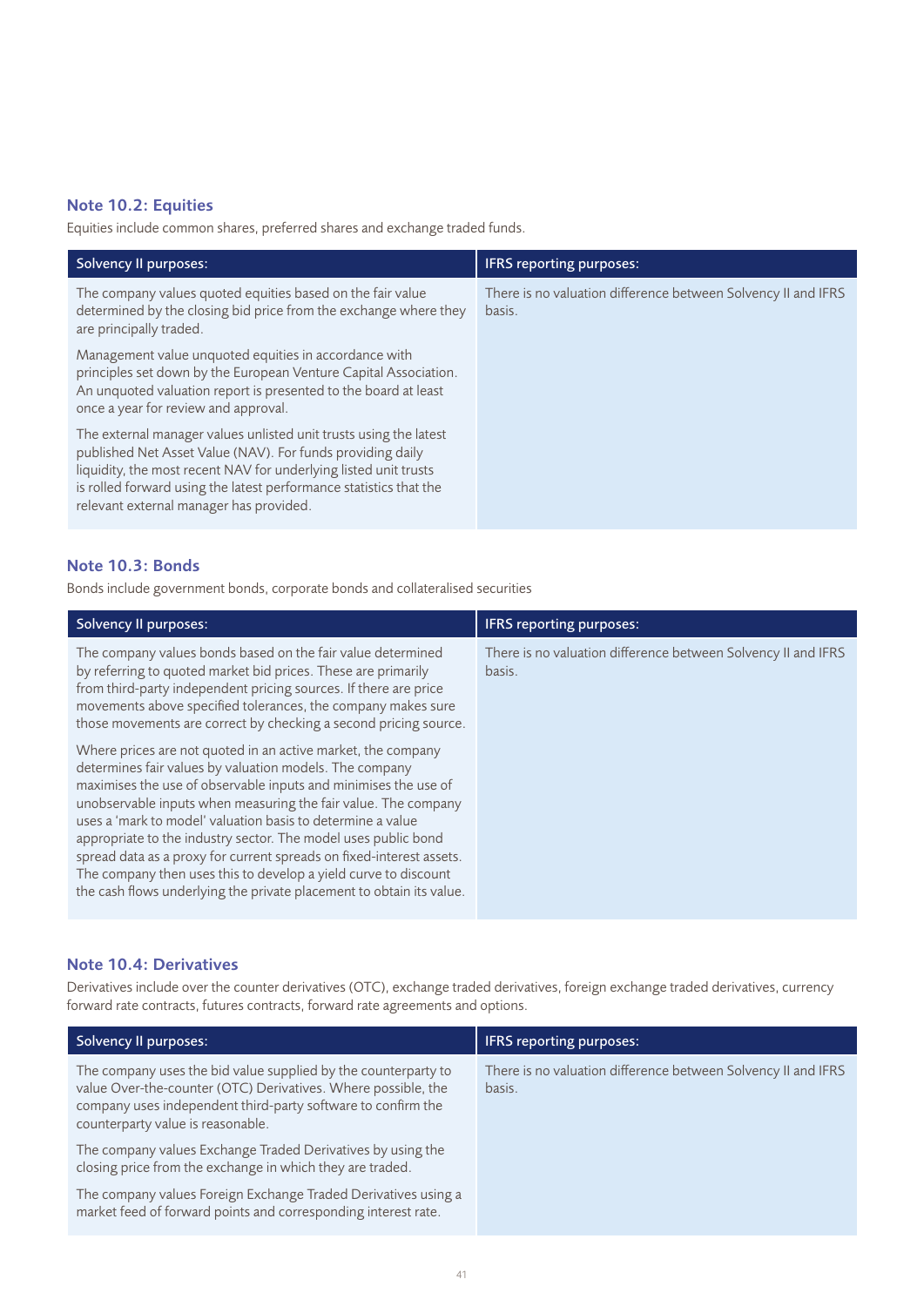### Note 10.2: Equities

Equities include common shares, preferred shares and exchange traded funds.

| Solvency II purposes: | IFRS reporting purposes: |
| --- | --- |
| The company values quoted equities based on the fair value determined by the closing bid price from the exchange where they are principally traded.<br><br>Management value unquoted equities in accordance with principles set down by the European Venture Capital Association. An unquoted valuation report is presented to the board at least once a year for review and approval.<br><br>The external manager values unlisted unit trusts using the latest published Net Asset Value (NAV). For funds providing daily liquidity, the most recent NAV for underlying listed unit trusts is rolled forward using the latest performance statistics that the relevant external manager has provided. | There is no valuation difference between Solvency II and IFRS basis. |

### Note 10.3: Bonds

Bonds include government bonds, corporate bonds and collateralised securities

| Solvency II purposes: | IFRS reporting purposes: |
| --- | --- |
| The company values bonds based on the fair value determined by referring to quoted market bid prices. These are primarily from third-party independent pricing sources. If there are price movements above specified tolerances, the company makes sure those movements are correct by checking a second pricing source.<br><br>Where prices are not quoted in an active market, the company determines fair values by valuation models. The company maximises the use of observable inputs and minimises the use of unobservable inputs when measuring the fair value. The company uses a 'mark to model' valuation basis to determine a value appropriate to the industry sector. The model uses public bond spread data as a proxy for current spreads on fixed-interest assets. The company then uses this to develop a yield curve to discount the cash flows underlying the private placement to obtain its value. | There is no valuation difference between Solvency II and IFRS basis. |

### Note 10.4: Derivatives

Derivatives include over the counter derivatives (OTC), exchange traded derivatives, foreign exchange traded derivatives, currency forward rate contracts, futures contracts, forward rate agreements and options.

| Solvency II purposes: | IFRS reporting purposes: |
| --- | --- |
| The company uses the bid value supplied by the counterparty to value Over-the-counter (OTC) Derivatives. Where possible, the company uses independent third-party software to confirm the counterparty value is reasonable.<br><br>The company values Exchange Traded Derivatives by using the closing price from the exchange in which they are traded.<br><br>The company values Foreign Exchange Traded Derivatives using a market feed of forward points and corresponding interest rate. | There is no valuation difference between Solvency II and IFRS basis. |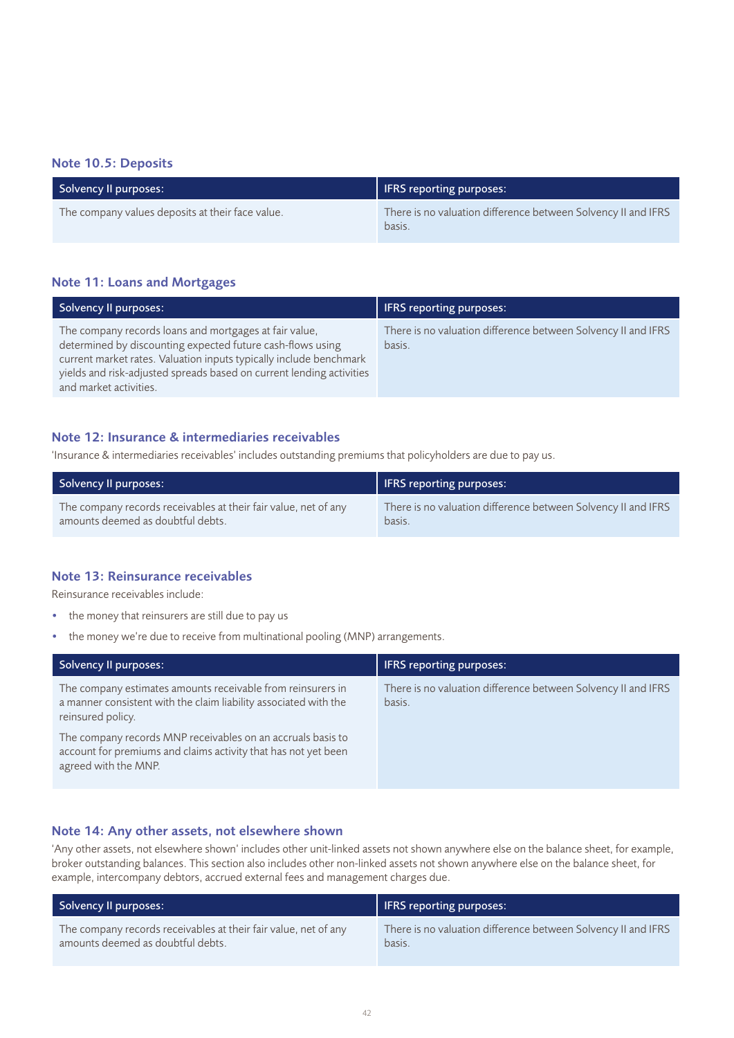### Note 10.5: Deposits

| Solvency II purposes: | IFRS reporting purposes: |
| --- | --- |
| The company values deposits at their face value. | There is no valuation difference between Solvency II and IFRS basis. |

### Note 11: Loans and Mortgages

| Solvency II purposes: | IFRS reporting purposes: |
| --- | --- |
| The company records loans and mortgages at fair value, determined by discounting expected future cash-flows using current market rates. Valuation inputs typically include benchmark yields and risk-adjusted spreads based on current lending activities and market activities. | There is no valuation difference between Solvency II and IFRS basis. |

### Note 12: Insurance & intermediaries receivables

'Insurance & intermediaries receivables' includes outstanding premiums that policyholders are due to pay us.

| Solvency II purposes: | IFRS reporting purposes: |
| --- | --- |
| The company records receivables at their fair value, net of any amounts deemed as doubtful debts. | There is no valuation difference between Solvency II and IFRS basis. |

### Note 13: Reinsurance receivables

Reinsurance receivables include:

- the money that reinsurers are still due to pay us
- the money we're due to receive from multinational pooling (MNP) arrangements.

| Solvency II purposes: | IFRS reporting purposes: |
| --- | --- |
| The company estimates amounts receivable from reinsurers in a manner consistent with the claim liability associated with the reinsured policy.<br><br>The company records MNP receivables on an accruals basis to account for premiums and claims activity that has not yet been agreed with the MNP. | There is no valuation difference between Solvency II and IFRS basis. |

### Note 14: Any other assets, not elsewhere shown

'Any other assets, not elsewhere shown' includes other unit-linked assets not shown anywhere else on the balance sheet, for example, broker outstanding balances. This section also includes other non-linked assets not shown anywhere else on the balance sheet, for example, intercompany debtors, accrued external fees and management charges due.

| Solvency II purposes: | IFRS reporting purposes: |
| --- | --- |
| The company records receivables at their fair value, net of any amounts deemed as doubtful debts. | There is no valuation difference between Solvency II and IFRS basis. |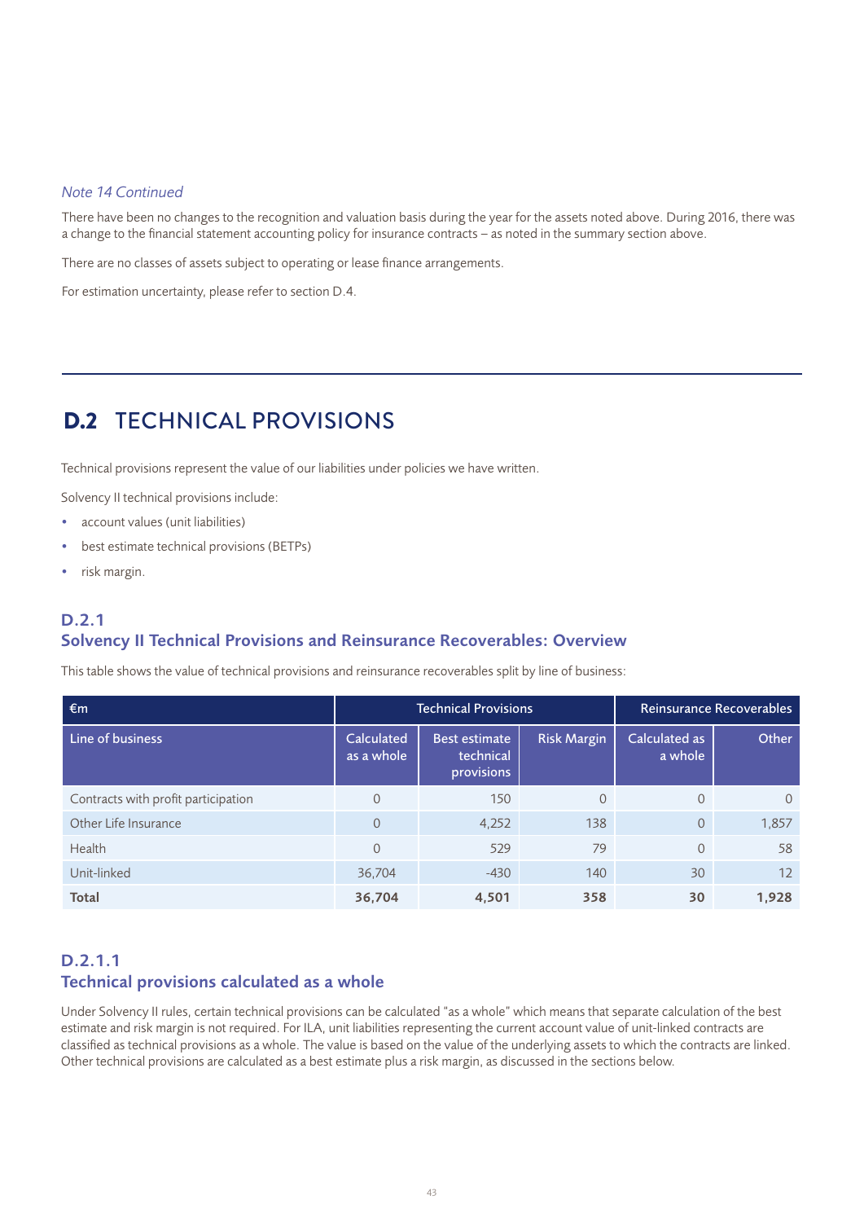*Note 14 Continued*

There have been no changes to the recognition and valuation basis during the year for the assets noted above. During 2016, there was a change to the financial statement accounting policy for insurance contracts – as noted in the summary section above.

There are no classes of assets subject to operating or lease finance arrangements.

For estimation uncertainty, please refer to section D.4.

# D.2 TECHNICAL PROVISIONS

Technical provisions represent the value of our liabilities under policies we have written.

Solvency II technical provisions include:

- account values (unit liabilities)
- best estimate technical provisions (BETPs)
- risk margin.

## D.2.1
## Solvency II Technical Provisions and Reinsurance Recoverables: Overview

This table shows the value of technical provisions and reinsurance recoverables split by line of business:

| €m | Technical Provisions | | | Reinsurance Recoverables | |
|---|---|---|---|---|---|
| Line of business | Calculated as a whole | Best estimate technical provisions | Risk Margin | Calculated as a whole | Other |
| Contracts with profit participation | 0 | 150 | 0 | 0 | 0 |
| Other Life Insurance | 0 | 4,252 | 138 | 0 | 1,857 |
| Health | 0 | 529 | 79 | 0 | 58 |
| Unit-linked | 36,704 | -430 | 140 | 30 | 12 |
| **Total** | **36,704** | **4,501** | **358** | **30** | **1,928** |

### D.2.1.1
### Technical provisions calculated as a whole

Under Solvency II rules, certain technical provisions can be calculated "as a whole" which means that separate calculation of the best estimate and risk margin is not required. For ILA, unit liabilities representing the current account value of unit-linked contracts are classified as technical provisions as a whole. The value is based on the value of the underlying assets to which the contracts are linked. Other technical provisions are calculated as a best estimate plus a risk margin, as discussed in the sections below.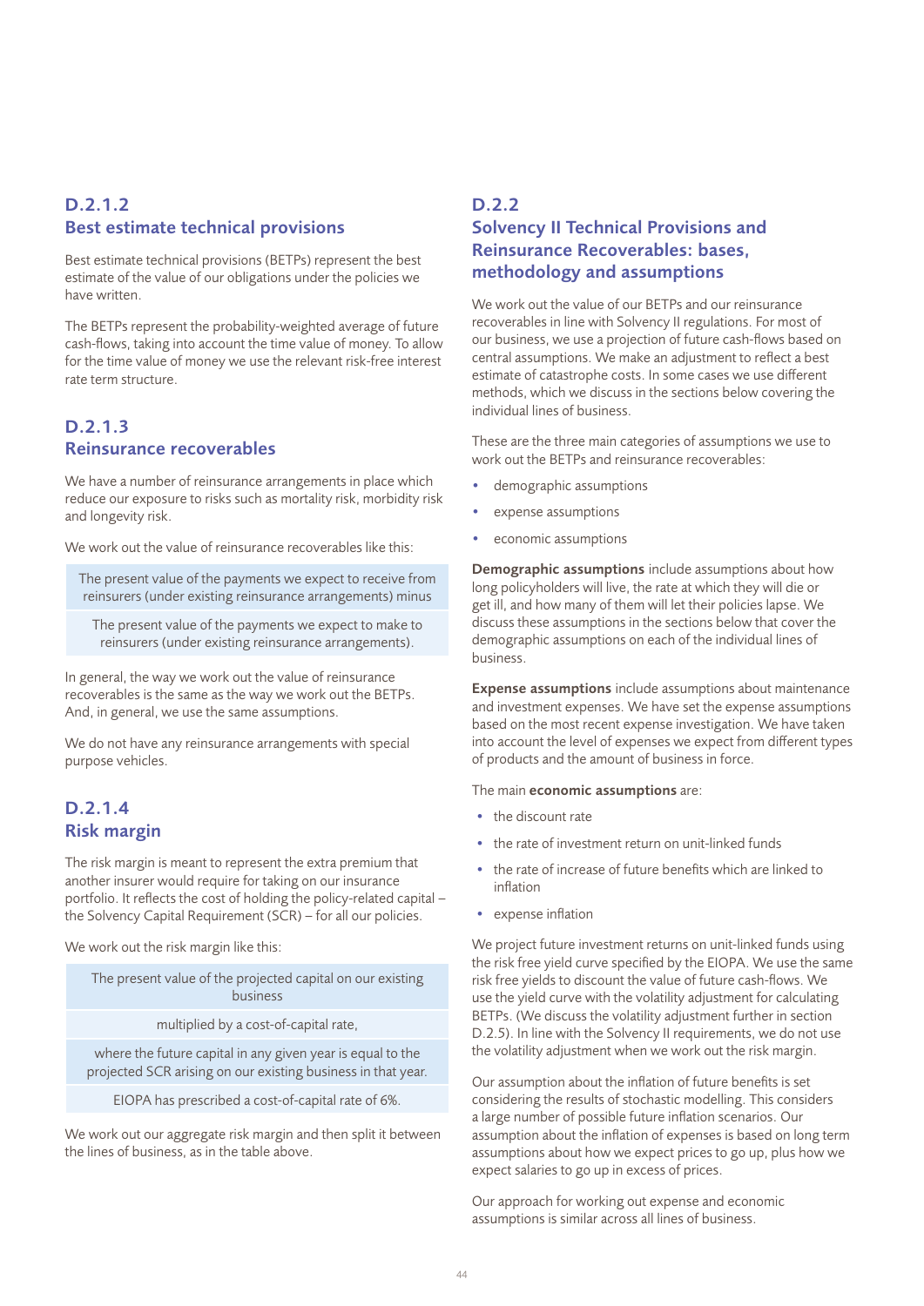### D.2.1.2
### Best estimate technical provisions

Best estimate technical provisions (BETPs) represent the best estimate of the value of our obligations under the policies we have written.

The BETPs represent the probability-weighted average of future cash-flows, taking into account the time value of money. To allow for the time value of money we use the relevant risk-free interest rate term structure.

### D.2.1.3
### Reinsurance recoverables

We have a number of reinsurance arrangements in place which reduce our exposure to risks such as mortality risk, morbidity risk and longevity risk.

We work out the value of reinsurance recoverables like this:

| The present value of the payments we expect to receive from reinsurers (under existing reinsurance arrangements) minus |
|---|
| The present value of the payments we expect to make to reinsurers (under existing reinsurance arrangements). |

In general, the way we work out the value of reinsurance recoverables is the same as the way we work out the BETPs. And, in general, we use the same assumptions.

We do not have any reinsurance arrangements with special purpose vehicles.

### D.2.1.4
### Risk margin

The risk margin is meant to represent the extra premium that another insurer would require for taking on our insurance portfolio. It reflects the cost of holding the policy-related capital – the Solvency Capital Requirement (SCR) – for all our policies.

We work out the risk margin like this:

| The present value of the projected capital on our existing business |
|---|
| multiplied by a cost-of-capital rate, |
| where the future capital in any given year is equal to the projected SCR arising on our existing business in that year. |
| EIOPA has prescribed a cost-of-capital rate of 6%. |

We work out our aggregate risk margin and then split it between the lines of business, as in the table above.

### D.2.2
### Solvency II Technical Provisions and Reinsurance Recoverables: bases, methodology and assumptions

We work out the value of our BETPs and our reinsurance recoverables in line with Solvency II regulations. For most of our business, we use a projection of future cash-flows based on central assumptions. We make an adjustment to reflect a best estimate of catastrophe costs. In some cases we use different methods, which we discuss in the sections below covering the individual lines of business.

These are the three main categories of assumptions we use to work out the BETPs and reinsurance recoverables:

- demographic assumptions
- expense assumptions
- economic assumptions

**Demographic assumptions** include assumptions about how long policyholders will live, the rate at which they will die or get ill, and how many of them will let their policies lapse. We discuss these assumptions in the sections below that cover the demographic assumptions on each of the individual lines of business.

**Expense assumptions** include assumptions about maintenance and investment expenses. We have set the expense assumptions based on the most recent expense investigation. We have taken into account the level of expenses we expect from different types of products and the amount of business in force.

The main **economic assumptions** are:

- the discount rate
- the rate of investment return on unit-linked funds
- the rate of increase of future benefits which are linked to inflation
- expense inflation

We project future investment returns on unit-linked funds using the risk free yield curve specified by the EIOPA. We use the same risk free yields to discount the value of future cash-flows. We use the yield curve with the volatility adjustment for calculating BETPs. (We discuss the volatility adjustment further in section D.2.5). In line with the Solvency II requirements, we do not use the volatility adjustment when we work out the risk margin.

Our assumption about the inflation of future benefits is set considering the results of stochastic modelling. This considers a large number of possible future inflation scenarios. Our assumption about the inflation of expenses is based on long term assumptions about how we expect prices to go up, plus how we expect salaries to go up in excess of prices.

Our approach for working out expense and economic assumptions is similar across all lines of business.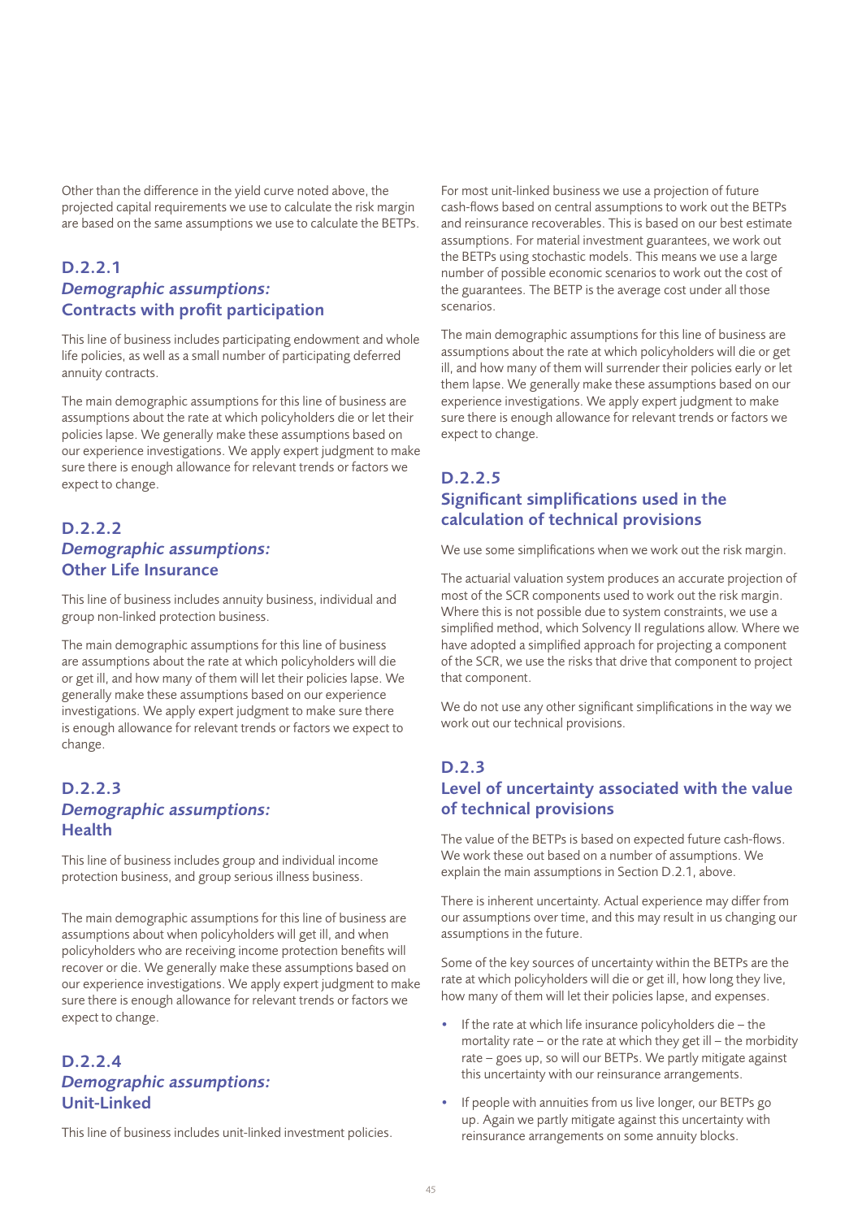Other than the difference in the yield curve noted above, the projected capital requirements we use to calculate the risk margin are based on the same assumptions we use to calculate the BETPs.

### D.2.2.1 *Demographic assumptions:* Contracts with profit participation

This line of business includes participating endowment and whole life policies, as well as a small number of participating deferred annuity contracts.

The main demographic assumptions for this line of business are assumptions about the rate at which policyholders die or let their policies lapse. We generally make these assumptions based on our experience investigations. We apply expert judgment to make sure there is enough allowance for relevant trends or factors we expect to change.

### D.2.2.2 *Demographic assumptions:* Other Life Insurance

This line of business includes annuity business, individual and group non-linked protection business.

The main demographic assumptions for this line of business are assumptions about the rate at which policyholders will die or get ill, and how many of them will let their policies lapse. We generally make these assumptions based on our experience investigations. We apply expert judgment to make sure there is enough allowance for relevant trends or factors we expect to change.

### D.2.2.3 *Demographic assumptions:* Health

This line of business includes group and individual income protection business, and group serious illness business.

The main demographic assumptions for this line of business are assumptions about when policyholders will get ill, and when policyholders who are receiving income protection benefits will recover or die. We generally make these assumptions based on our experience investigations. We apply expert judgment to make sure there is enough allowance for relevant trends or factors we expect to change.

### D.2.2.4 *Demographic assumptions:* Unit-Linked

This line of business includes unit-linked investment policies.

For most unit-linked business we use a projection of future cash-flows based on central assumptions to work out the BETPs and reinsurance recoverables. This is based on our best estimate assumptions. For material investment guarantees, we work out the BETPs using stochastic models. This means we use a large number of possible economic scenarios to work out the cost of the guarantees. The BETP is the average cost under all those scenarios.

The main demographic assumptions for this line of business are assumptions about the rate at which policyholders will die or get ill, and how many of them will surrender their policies early or let them lapse. We generally make these assumptions based on our experience investigations. We apply expert judgment to make sure there is enough allowance for relevant trends or factors we expect to change.

### D.2.2.5 Significant simplifications used in the calculation of technical provisions

We use some simplifications when we work out the risk margin.

The actuarial valuation system produces an accurate projection of most of the SCR components used to work out the risk margin. Where this is not possible due to system constraints, we use a simplified method, which Solvency II regulations allow. Where we have adopted a simplified approach for projecting a component of the SCR, we use the risks that drive that component to project that component.

We do not use any other significant simplifications in the way we work out our technical provisions.

## D.2.3 Level of uncertainty associated with the value of technical provisions

The value of the BETPs is based on expected future cash-flows. We work these out based on a number of assumptions. We explain the main assumptions in Section D.2.1, above.

There is inherent uncertainty. Actual experience may differ from our assumptions over time, and this may result in us changing our assumptions in the future.

Some of the key sources of uncertainty within the BETPs are the rate at which policyholders will die or get ill, how long they live, how many of them will let their policies lapse, and expenses.

- If the rate at which life insurance policyholders die – the mortality rate – or the rate at which they get ill – the morbidity rate – goes up, so will our BETPs. We partly mitigate against this uncertainty with our reinsurance arrangements.
- If people with annuities from us live longer, our BETPs go up. Again we partly mitigate against this uncertainty with reinsurance arrangements on some annuity blocks.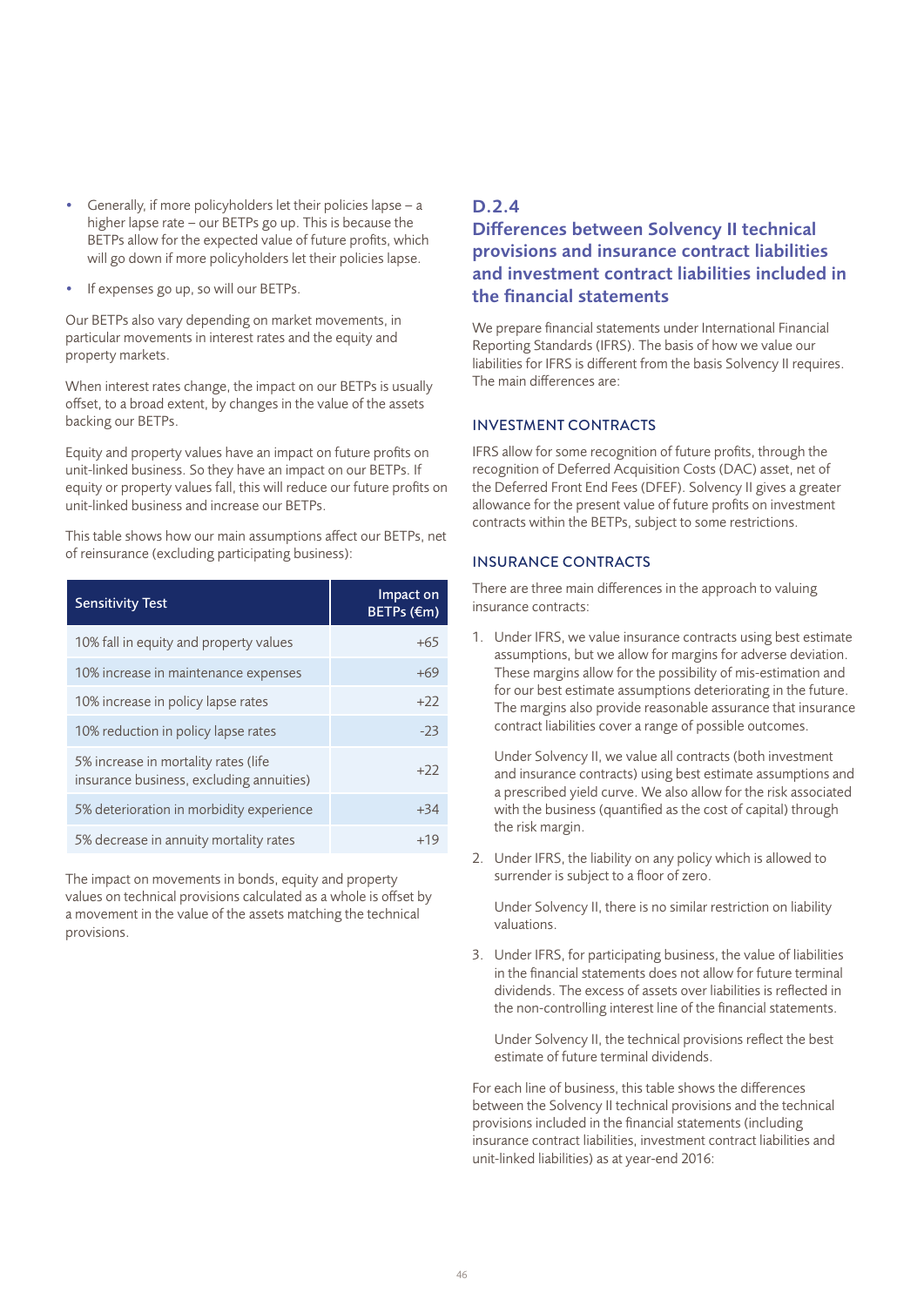- Generally, if more policyholders let their policies lapse – a higher lapse rate – our BETPs go up. This is because the BETPs allow for the expected value of future profits, which will go down if more policyholders let their policies lapse.
- If expenses go up, so will our BETPs.

Our BETPs also vary depending on market movements, in particular movements in interest rates and the equity and property markets.

When interest rates change, the impact on our BETPs is usually offset, to a broad extent, by changes in the value of the assets backing our BETPs.

Equity and property values have an impact on future profits on unit-linked business. So they have an impact on our BETPs. If equity or property values fall, this will reduce our future profits on unit-linked business and increase our BETPs.

This table shows how our main assumptions affect our BETPs, net of reinsurance (excluding participating business):

| Sensitivity Test | Impact on BETPs (€m) |
| --- | --- |
| 10% fall in equity and property values | +65 |
| 10% increase in maintenance expenses | +69 |
| 10% increase in policy lapse rates | +22 |
| 10% reduction in policy lapse rates | -23 |
| 5% increase in mortality rates (life insurance business, excluding annuities) | +22 |
| 5% deterioration in morbidity experience | +34 |
| 5% decrease in annuity mortality rates | +19 |

The impact on movements in bonds, equity and property values on technical provisions calculated as a whole is offset by a movement in the value of the assets matching the technical provisions.

## D.2.4 Differences between Solvency II technical provisions and insurance contract liabilities and investment contract liabilities included in the financial statements

We prepare financial statements under International Financial Reporting Standards (IFRS). The basis of how we value our liabilities for IFRS is different from the basis Solvency II requires. The main differences are:

### INVESTMENT CONTRACTS

IFRS allow for some recognition of future profits, through the recognition of Deferred Acquisition Costs (DAC) asset, net of the Deferred Front End Fees (DFEF). Solvency II gives a greater allowance for the present value of future profits on investment contracts within the BETPs, subject to some restrictions.

### INSURANCE CONTRACTS

There are three main differences in the approach to valuing insurance contracts:

1. Under IFRS, we value insurance contracts using best estimate assumptions, but we allow for margins for adverse deviation. These margins allow for the possibility of mis-estimation and for our best estimate assumptions deteriorating in the future. The margins also provide reasonable assurance that insurance contract liabilities cover a range of possible outcomes.

   Under Solvency II, we value all contracts (both investment and insurance contracts) using best estimate assumptions and a prescribed yield curve. We also allow for the risk associated with the business (quantified as the cost of capital) through the risk margin.

2. Under IFRS, the liability on any policy which is allowed to surrender is subject to a floor of zero.

   Under Solvency II, there is no similar restriction on liability valuations.

3. Under IFRS, for participating business, the value of liabilities in the financial statements does not allow for future terminal dividends. The excess of assets over liabilities is reflected in the non-controlling interest line of the financial statements.

   Under Solvency II, the technical provisions reflect the best estimate of future terminal dividends.

For each line of business, this table shows the differences between the Solvency II technical provisions and the technical provisions included in the financial statements (including insurance contract liabilities, investment contract liabilities and unit-linked liabilities) as at year-end 2016: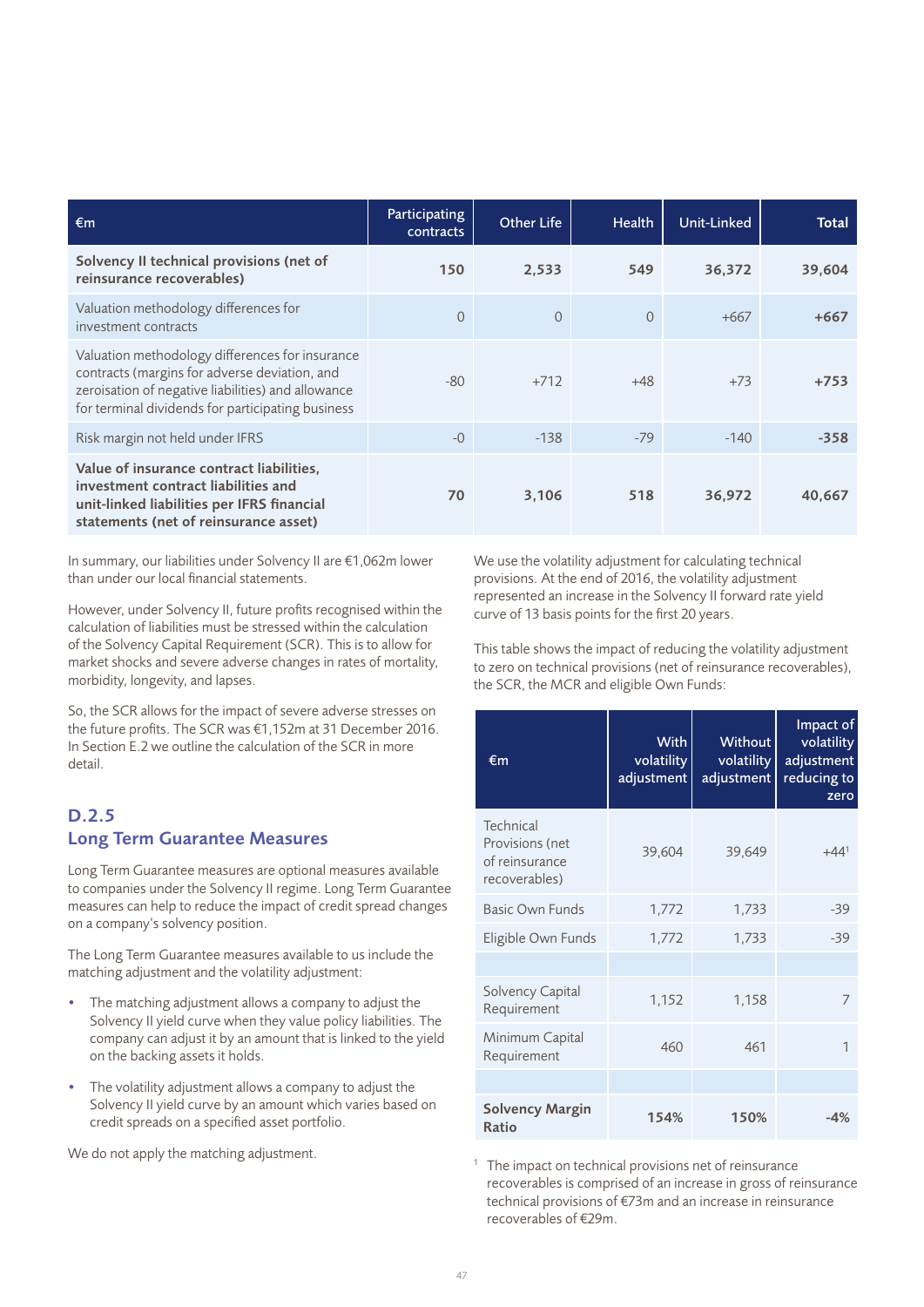| €m | Participating contracts | Other Life | Health | Unit-Linked | Total |
|---|---|---|---|---|---|
| **Solvency II technical provisions (net of reinsurance recoverables)** | **150** | **2,533** | **549** | **36,372** | **39,604** |
| Valuation methodology differences for investment contracts | 0 | 0 | 0 | +667 | **+667** |
| Valuation methodology differences for insurance contracts (margins for adverse deviation, and zeroisation of negative liabilities) and allowance for terminal dividends for participating business | -80 | +712 | +48 | +73 | **+753** |
| Risk margin not held under IFRS | -0 | -138 | -79 | -140 | **-358** |
| **Value of insurance contract liabilities, investment contract liabilities and unit-linked liabilities per IFRS financial statements (net of reinsurance asset)** | **70** | **3,106** | **518** | **36,972** | **40,667** |

In summary, our liabilities under Solvency II are €1,062m lower than under our local financial statements.

However, under Solvency II, future profits recognised within the calculation of liabilities must be stressed within the calculation of the Solvency Capital Requirement (SCR). This is to allow for market shocks and severe adverse changes in rates of mortality, morbidity, longevity, and lapses.

So, the SCR allows for the impact of severe adverse stresses on the future profits. The SCR was €1,152m at 31 December 2016. In Section E.2 we outline the calculation of the SCR in more detail.

## D.2.5 Long Term Guarantee Measures

Long Term Guarantee measures are optional measures available to companies under the Solvency II regime. Long Term Guarantee measures can help to reduce the impact of credit spread changes on a company's solvency position.

The Long Term Guarantee measures available to us include the matching adjustment and the volatility adjustment:

- The matching adjustment allows a company to adjust the Solvency II yield curve when they value policy liabilities. The company can adjust it by an amount that is linked to the yield on the backing assets it holds.
- The volatility adjustment allows a company to adjust the Solvency II yield curve by an amount which varies based on credit spreads on a specified asset portfolio.

We do not apply the matching adjustment.

We use the volatility adjustment for calculating technical provisions. At the end of 2016, the volatility adjustment represented an increase in the Solvency II forward rate yield curve of 13 basis points for the first 20 years.

This table shows the impact of reducing the volatility adjustment to zero on technical provisions (net of reinsurance recoverables), the SCR, the MCR and eligible Own Funds:

| €m | With volatility adjustment | Without volatility adjustment | Impact of volatility adjustment reducing to zero |
|---|---|---|---|
| Technical Provisions (net of reinsurance recoverables) | 39,604 | 39,649 | +44[1] |
| Basic Own Funds | 1,772 | 1,733 | -39 |
| Eligible Own Funds | 1,772 | 1,733 | -39 |
| | | | |
| Solvency Capital Requirement | 1,152 | 1,158 | 7 |
| Minimum Capital Requirement | 460 | 461 | 1 |
| | | | |
| **Solvency Margin Ratio** | **154%** | **150%** | **-4%** |

[1] The impact on technical provisions net of reinsurance recoverables is comprised of an increase in gross of reinsurance technical provisions of €73m and an increase in reinsurance recoverables of €29m.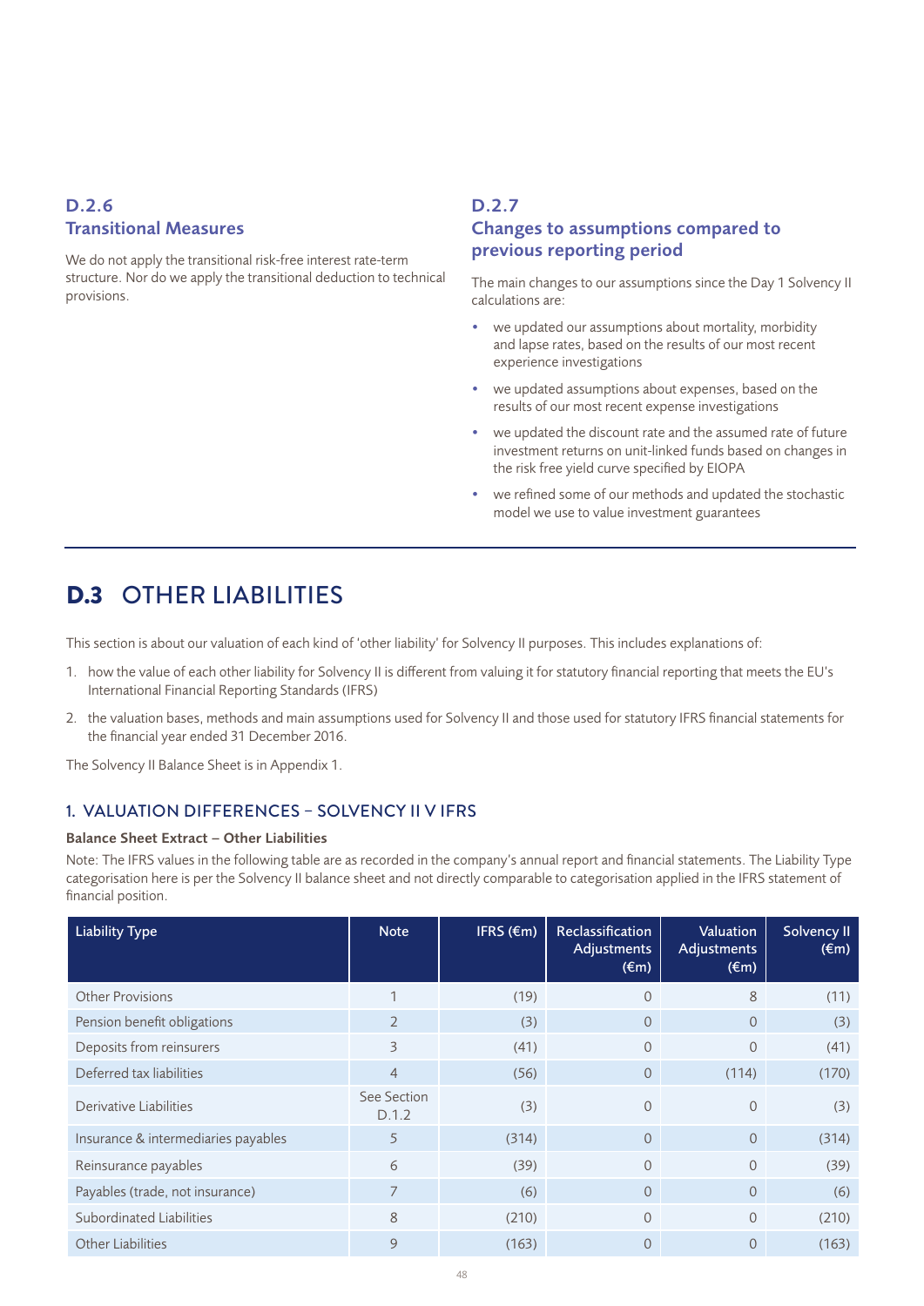### D.2.6
### Transitional Measures

We do not apply the transitional risk-free interest rate-term structure. Nor do we apply the transitional deduction to technical provisions.

### D.2.7
### Changes to assumptions compared to previous reporting period

The main changes to our assumptions since the Day 1 Solvency II calculations are:

- we updated our assumptions about mortality, morbidity and lapse rates, based on the results of our most recent experience investigations
- we updated assumptions about expenses, based on the results of our most recent expense investigations
- we updated the discount rate and the assumed rate of future investment returns on unit-linked funds based on changes in the risk free yield curve specified by EIOPA
- we refined some of our methods and updated the stochastic model we use to value investment guarantees

# D.3 OTHER LIABILITIES

This section is about our valuation of each kind of 'other liability' for Solvency II purposes. This includes explanations of:

1. how the value of each other liability for Solvency II is different from valuing it for statutory financial reporting that meets the EU's International Financial Reporting Standards (IFRS)
2. the valuation bases, methods and main assumptions used for Solvency II and those used for statutory IFRS financial statements for the financial year ended 31 December 2016.

The Solvency II Balance Sheet is in Appendix 1.

## 1. VALUATION DIFFERENCES – SOLVENCY II V IFRS

**Balance Sheet Extract – Other Liabilities**

Note: The IFRS values in the following table are as recorded in the company's annual report and financial statements. The Liability Type categorisation here is per the Solvency II balance sheet and not directly comparable to categorisation applied in the IFRS statement of financial position.

| Liability Type | Note | IFRS (€m) | Reclassification Adjustments (€m) | Valuation Adjustments (€m) | Solvency II (€m) |
|---|---|---|---|---|---|
| Other Provisions | 1 | (19) | 0 | 8 | (11) |
| Pension benefit obligations | 2 | (3) | 0 | 0 | (3) |
| Deposits from reinsurers | 3 | (41) | 0 | 0 | (41) |
| Deferred tax liabilities | 4 | (56) | 0 | (114) | (170) |
| Derivative Liabilities | See Section D.1.2 | (3) | 0 | 0 | (3) |
| Insurance & intermediaries payables | 5 | (314) | 0 | 0 | (314) |
| Reinsurance payables | 6 | (39) | 0 | 0 | (39) |
| Payables (trade, not insurance) | 7 | (6) | 0 | 0 | (6) |
| Subordinated Liabilities | 8 | (210) | 0 | 0 | (210) |
| Other Liabilities | 9 | (163) | 0 | 0 | (163) |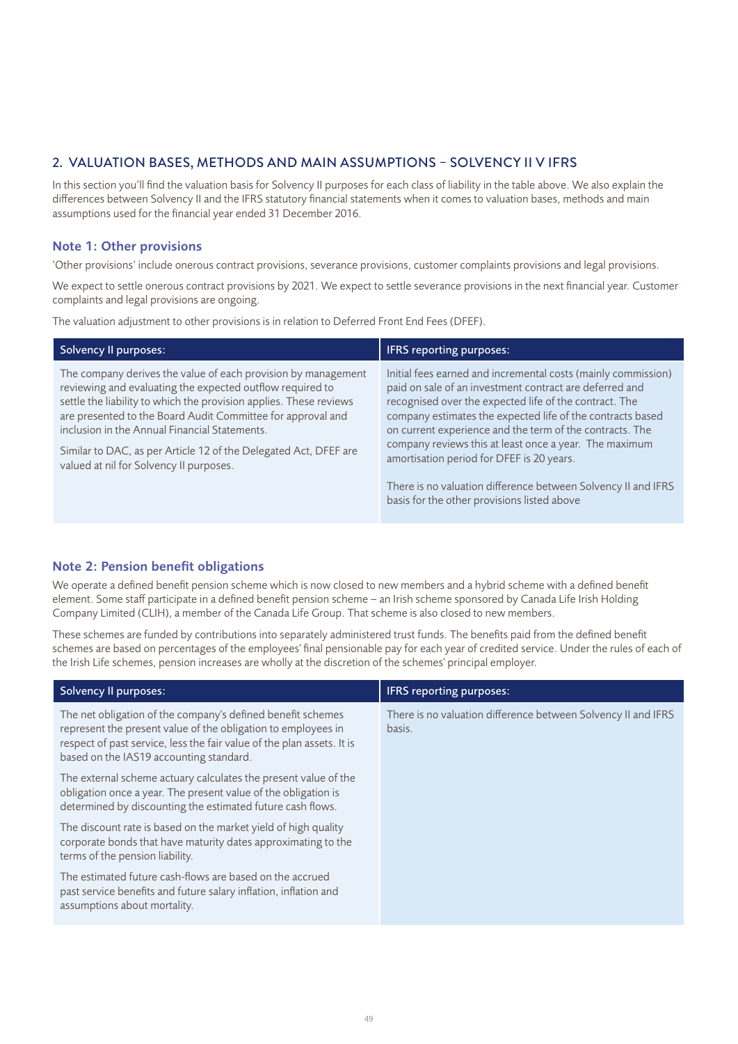## 2. VALUATION BASES, METHODS AND MAIN ASSUMPTIONS – SOLVENCY II V IFRS

In this section you'll find the valuation basis for Solvency II purposes for each class of liability in the table above. We also explain the differences between Solvency II and the IFRS statutory financial statements when it comes to valuation bases, methods and main assumptions used for the financial year ended 31 December 2016.

### Note 1: Other provisions

'Other provisions' include onerous contract provisions, severance provisions, customer complaints provisions and legal provisions.

We expect to settle onerous contract provisions by 2021. We expect to settle severance provisions in the next financial year. Customer complaints and legal provisions are ongoing.

The valuation adjustment to other provisions is in relation to Deferred Front End Fees (DFEF).

| Solvency II purposes: | IFRS reporting purposes: |
|---|---|
| The company derives the value of each provision by management reviewing and evaluating the expected outflow required to settle the liability to which the provision applies. These reviews are presented to the Board Audit Committee for approval and inclusion in the Annual Financial Statements.<br><br>Similar to DAC, as per Article 12 of the Delegated Act, DFEF are valued at nil for Solvency II purposes. | Initial fees earned and incremental costs (mainly commission) paid on sale of an investment contract are deferred and recognised over the expected life of the contract. The company estimates the expected life of the contracts based on current experience and the term of the contracts. The company reviews this at least once a year. The maximum amortisation period for DFEF is 20 years.<br><br>There is no valuation difference between Solvency II and IFRS basis for the other provisions listed above |

### Note 2: Pension benefit obligations

We operate a defined benefit pension scheme which is now closed to new members and a hybrid scheme with a defined benefit element. Some staff participate in a defined benefit pension scheme – an Irish scheme sponsored by Canada Life Irish Holding Company Limited (CLIH), a member of the Canada Life Group. That scheme is also closed to new members.

These schemes are funded by contributions into separately administered trust funds. The benefits paid from the defined benefit schemes are based on percentages of the employees' final pensionable pay for each year of credited service. Under the rules of each of the Irish Life schemes, pension increases are wholly at the discretion of the schemes' principal employer.

| Solvency II purposes: | IFRS reporting purposes: |
|---|---|
| The net obligation of the company's defined benefit schemes represent the present value of the obligation to employees in respect of past service, less the fair value of the plan assets. It is based on the IAS19 accounting standard.<br><br>The external scheme actuary calculates the present value of the obligation once a year. The present value of the obligation is determined by discounting the estimated future cash flows.<br><br>The discount rate is based on the market yield of high quality corporate bonds that have maturity dates approximating to the terms of the pension liability.<br><br>The estimated future cash-flows are based on the accrued past service benefits and future salary inflation, inflation and assumptions about mortality. | There is no valuation difference between Solvency II and IFRS basis. |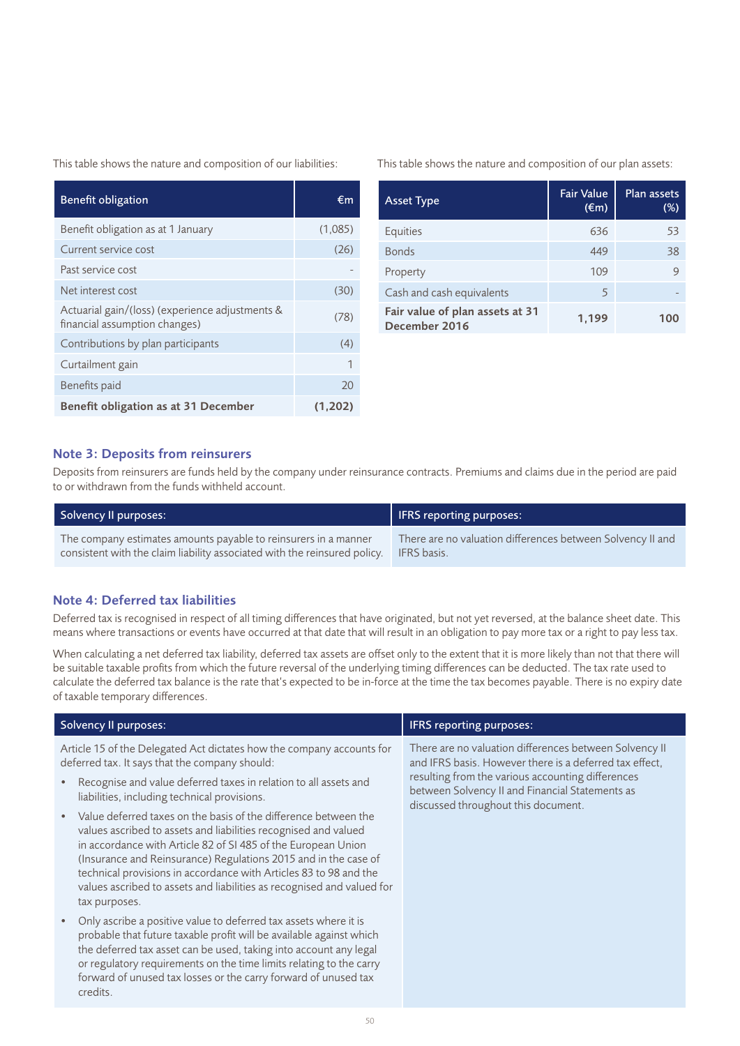This table shows the nature and composition of our liabilities:

| Benefit obligation | €m |
|---|---|
| Benefit obligation as at 1 January | (1,085) |
| Current service cost | (26) |
| Past service cost | - |
| Net interest cost | (30) |
| Actuarial gain/(loss) (experience adjustments & financial assumption changes) | (78) |
| Contributions by plan participants | (4) |
| Curtailment gain | 1 |
| Benefits paid | 20 |
| **Benefit obligation as at 31 December** | **(1,202)** |

This table shows the nature and composition of our plan assets:

| Asset Type | Fair Value (€m) | Plan assets (%) |
|---|---|---|
| Equities | 636 | 53 |
| Bonds | 449 | 38 |
| Property | 109 | 9 |
| Cash and cash equivalents | 5 | - |
| **Fair value of plan assets at 31 December 2016** | **1,199** | **100** |

## Note 3: Deposits from reinsurers

Deposits from reinsurers are funds held by the company under reinsurance contracts. Premiums and claims due in the period are paid to or withdrawn from the funds withheld account.

| Solvency II purposes: | IFRS reporting purposes: |
|---|---|
| The company estimates amounts payable to reinsurers in a manner consistent with the claim liability associated with the reinsured policy. | There are no valuation differences between Solvency II and IFRS basis. |

## Note 4: Deferred tax liabilities

Deferred tax is recognised in respect of all timing differences that have originated, but not yet reversed, at the balance sheet date. This means where transactions or events have occurred at that date that will result in an obligation to pay more tax or a right to pay less tax.

When calculating a net deferred tax liability, deferred tax assets are offset only to the extent that it is more likely than not that there will be suitable taxable profits from which the future reversal of the underlying timing differences can be deducted. The tax rate used to calculate the deferred tax balance is the rate that's expected to be in-force at the time the tax becomes payable. There is no expiry date of taxable temporary differences.

| Solvency II purposes: | IFRS reporting purposes: |
|---|---|
| Article 15 of the Delegated Act dictates how the company accounts for deferred tax. It says that the company should:<br>• Recognise and value deferred taxes in relation to all assets and liabilities, including technical provisions.<br>• Value deferred taxes on the basis of the difference between the values ascribed to assets and liabilities recognised and valued in accordance with Article 82 of SI 485 of the European Union (Insurance and Reinsurance) Regulations 2015 and in the case of technical provisions in accordance with Articles 83 to 98 and the values ascribed to assets and liabilities as recognised and valued for tax purposes.<br>• Only ascribe a positive value to deferred tax assets where it is probable that future taxable profit will be available against which the deferred tax asset can be used, taking into account any legal or regulatory requirements on the time limits relating to the carry forward of unused tax losses or the carry forward of unused tax credits. | There are no valuation differences between Solvency II and IFRS basis. However there is a deferred tax effect, resulting from the various accounting differences between Solvency II and Financial Statements as discussed throughout this document. |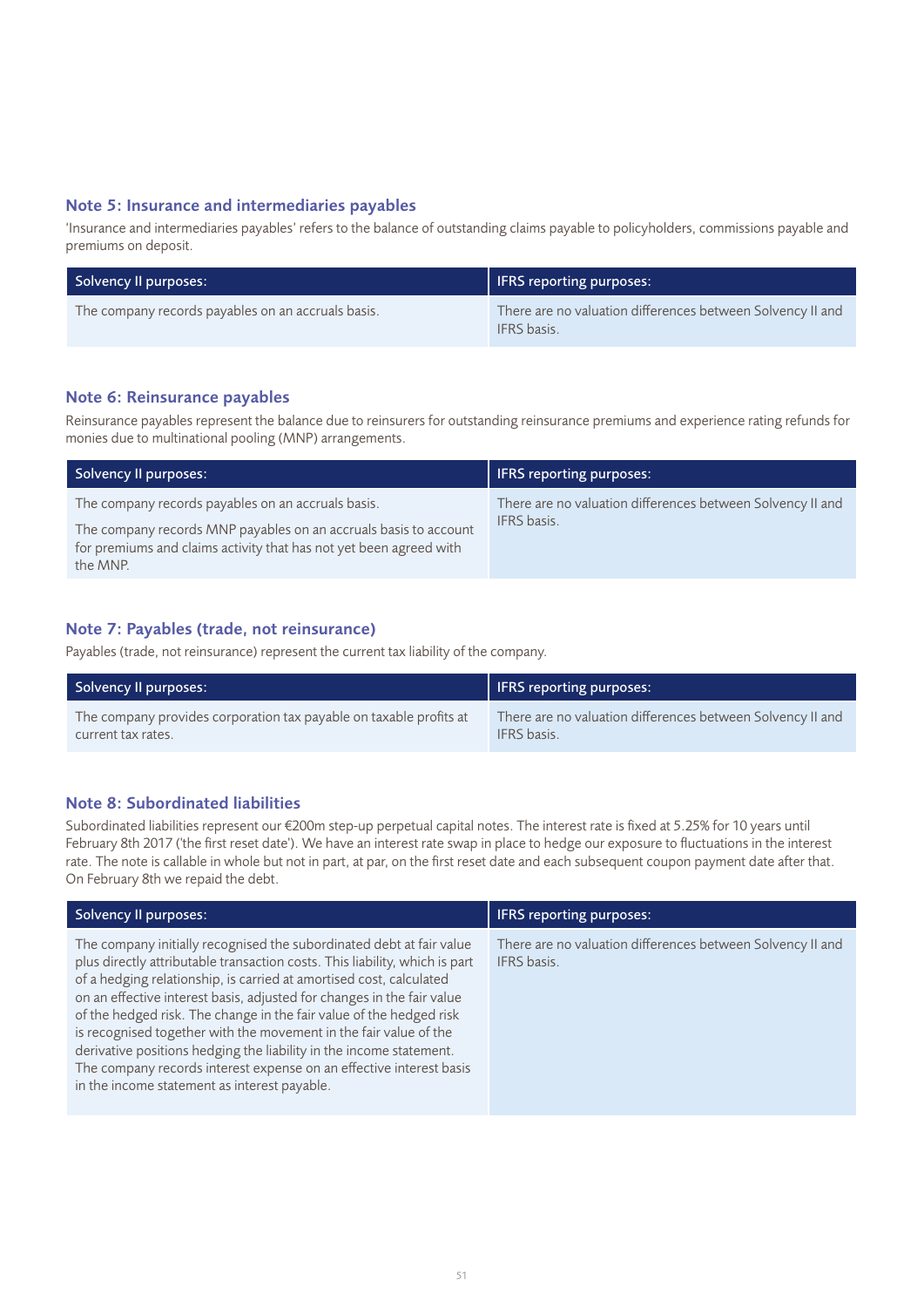### Note 5: Insurance and intermediaries payables

'Insurance and intermediaries payables' refers to the balance of outstanding claims payable to policyholders, commissions payable and premiums on deposit.

| Solvency II purposes: | IFRS reporting purposes: |
| --- | --- |
| The company records payables on an accruals basis. | There are no valuation differences between Solvency II and IFRS basis. |

### Note 6: Reinsurance payables

Reinsurance payables represent the balance due to reinsurers for outstanding reinsurance premiums and experience rating refunds for monies due to multinational pooling (MNP) arrangements.

| Solvency II purposes: | IFRS reporting purposes: |
| --- | --- |
| The company records payables on an accruals basis.<br><br>The company records MNP payables on an accruals basis to account for premiums and claims activity that has not yet been agreed with the MNP. | There are no valuation differences between Solvency II and IFRS basis. |

### Note 7: Payables (trade, not reinsurance)

Payables (trade, not reinsurance) represent the current tax liability of the company.

| Solvency II purposes: | IFRS reporting purposes: |
| --- | --- |
| The company provides corporation tax payable on taxable profits at current tax rates. | There are no valuation differences between Solvency II and IFRS basis. |

### Note 8: Subordinated liabilities

Subordinated liabilities represent our €200m step-up perpetual capital notes. The interest rate is fixed at 5.25% for 10 years until February 8th 2017 ('the first reset date'). We have an interest rate swap in place to hedge our exposure to fluctuations in the interest rate. The note is callable in whole but not in part, at par, on the first reset date and each subsequent coupon payment date after that. On February 8th we repaid the debt.

| Solvency II purposes: | IFRS reporting purposes: |
| --- | --- |
| The company initially recognised the subordinated debt at fair value plus directly attributable transaction costs. This liability, which is part of a hedging relationship, is carried at amortised cost, calculated on an effective interest basis, adjusted for changes in the fair value of the hedged risk. The change in the fair value of the hedged risk is recognised together with the movement in the fair value of the derivative positions hedging the liability in the income statement. The company records interest expense on an effective interest basis in the income statement as interest payable. | There are no valuation differences between Solvency II and IFRS basis. |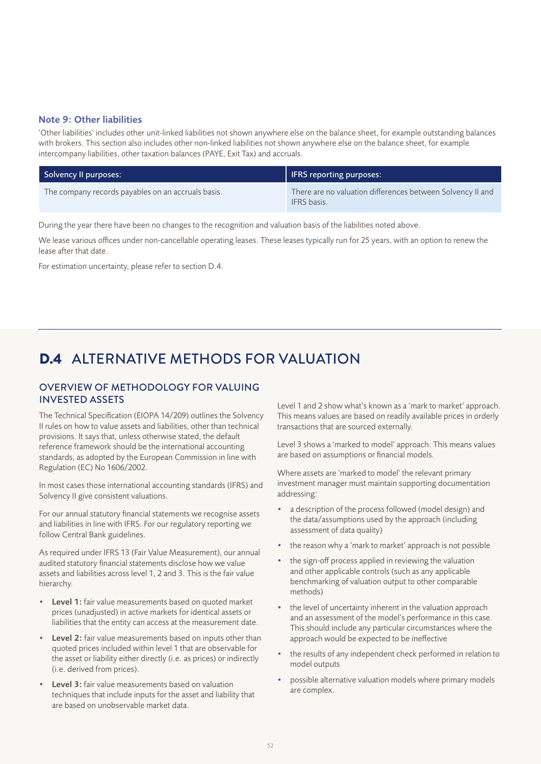### Note 9: Other liabilities

'Other liabilities' includes other unit-linked liabilities not shown anywhere else on the balance sheet, for example outstanding balances with brokers. This section also includes other non-linked liabilities not shown anywhere else on the balance sheet, for example intercompany liabilities, other taxation balances (PAYE, Exit Tax) and accruals.

| Solvency II purposes: | IFRS reporting purposes: |
|---|---|
| The company records payables on an accruals basis. | There are no valuation differences between Solvency II and IFRS basis. |

During the year there have been no changes to the recognition and valuation basis of the liabilities noted above.

We lease various offices under non-cancellable operating leases. These leases typically run for 25 years, with an option to renew the lease after that date.

For estimation uncertainty, please refer to section D.4.

# D.4 ALTERNATIVE METHODS FOR VALUATION

## OVERVIEW OF METHODOLOGY FOR VALUING INVESTED ASSETS

The Technical Specification (EIOPA 14/209) outlines the Solvency II rules on how to value assets and liabilities, other than technical provisions. It says that, unless otherwise stated, the default reference framework should be the international accounting standards, as adopted by the European Commission in line with Regulation (EC) No 1606/2002.

In most cases those international accounting standards (IFRS) and Solvency II give consistent valuations.

For our annual statutory financial statements we recognise assets and liabilities in line with IFRS. For our regulatory reporting we follow Central Bank guidelines.

As required under IFRS 13 (Fair Value Measurement), our annual audited statutory financial statements disclose how we value assets and liabilities across level 1, 2 and 3. This is the fair value hierarchy.

- **Level 1:** fair value measurements based on quoted market prices (unadjusted) in active markets for identical assets or liabilities that the entity can access at the measurement date.
- **Level 2:** fair value measurements based on inputs other than quoted prices included within level 1 that are observable for the asset or liability either directly (i.e. as prices) or indirectly (i.e. derived from prices).
- **Level 3:** fair value measurements based on valuation techniques that include inputs for the asset and liability that are based on unobservable market data.

Level 1 and 2 show what's known as a 'mark to market' approach. This means values are based on readily available prices in orderly transactions that are sourced externally.

Level 3 shows a 'marked to model' approach. This means values are based on assumptions or financial models.

Where assets are 'marked to model' the relevant primary investment manager must maintain supporting documentation addressing:

- a description of the process followed (model design) and the data/assumptions used by the approach (including assessment of data quality)
- the reason why a 'mark to market' approach is not possible
- the sign-off process applied in reviewing the valuation and other applicable controls (such as any applicable benchmarking of valuation output to other comparable methods)
- the level of uncertainty inherent in the valuation approach and an assessment of the model's performance in this case. This should include any particular circumstances where the approach would be expected to be ineffective
- the results of any independent check performed in relation to model outputs
- possible alternative valuation models where primary models are complex.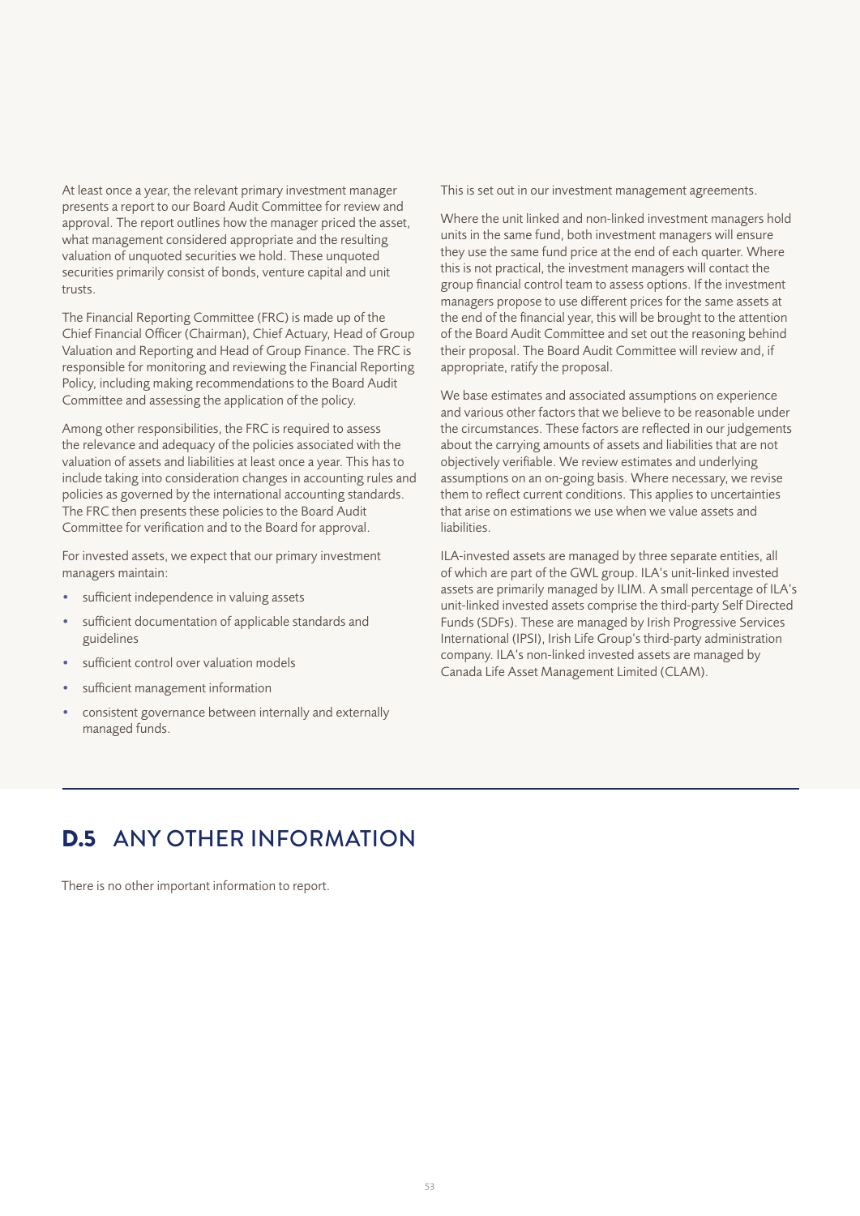At least once a year, the relevant primary investment manager presents a report to our Board Audit Committee for review and approval. The report outlines how the manager priced the asset, what management considered appropriate and the resulting valuation of unquoted securities we hold. These unquoted securities primarily consist of bonds, venture capital and unit trusts.

The Financial Reporting Committee (FRC) is made up of the Chief Financial Officer (Chairman), Chief Actuary, Head of Group Valuation and Reporting and Head of Group Finance. The FRC is responsible for monitoring and reviewing the Financial Reporting Policy, including making recommendations to the Board Audit Committee and assessing the application of the policy.

Among other responsibilities, the FRC is required to assess the relevance and adequacy of the policies associated with the valuation of assets and liabilities at least once a year. This has to include taking into consideration changes in accounting rules and policies as governed by the international accounting standards. The FRC then presents these policies to the Board Audit Committee for verification and to the Board for approval.

For invested assets, we expect that our primary investment managers maintain:

- sufficient independence in valuing assets
- sufficient documentation of applicable standards and guidelines
- sufficient control over valuation models
- sufficient management information
- consistent governance between internally and externally managed funds.

This is set out in our investment management agreements.

Where the unit linked and non-linked investment managers hold units in the same fund, both investment managers will ensure they use the same fund price at the end of each quarter. Where this is not practical, the investment managers will contact the group financial control team to assess options. If the investment managers propose to use different prices for the same assets at the end of the financial year, this will be brought to the attention of the Board Audit Committee and set out the reasoning behind their proposal. The Board Audit Committee will review and, if appropriate, ratify the proposal.

We base estimates and associated assumptions on experience and various other factors that we believe to be reasonable under the circumstances. These factors are reflected in our judgements about the carrying amounts of assets and liabilities that are not objectively verifiable. We review estimates and underlying assumptions on an on-going basis. Where necessary, we revise them to reflect current conditions. This applies to uncertainties that arise on estimations we use when we value assets and liabilities.

ILA-invested assets are managed by three separate entities, all of which are part of the GWL group. ILA's unit-linked invested assets are primarily managed by ILIM. A small percentage of ILA's unit-linked invested assets comprise the third-party Self Directed Funds (SDFs). These are managed by Irish Progressive Services International (IPSI), Irish Life Group's third-party administration company. ILA's non-linked invested assets are managed by Canada Life Asset Management Limited (CLAM).

## D.5 ANY OTHER INFORMATION

There is no other important information to report.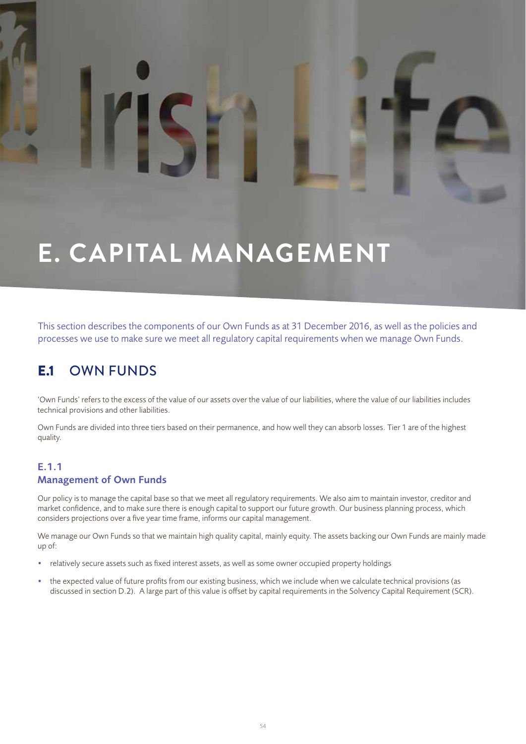# E. CAPITAL MANAGEMENT

This section describes the components of our Own Funds as at 31 December 2016, as well as the policies and processes we use to make sure we meet all regulatory capital requirements when we manage Own Funds.

## E.1 OWN FUNDS

'Own Funds' refers to the excess of the value of our assets over the value of our liabilities, where the value of our liabilities includes technical provisions and other liabilities.

Own Funds are divided into three tiers based on their permanence, and how well they can absorb losses. Tier 1 are of the highest quality.

### E.1.1 Management of Own Funds

Our policy is to manage the capital base so that we meet all regulatory requirements. We also aim to maintain investor, creditor and market confidence, and to make sure there is enough capital to support our future growth. Our business planning process, which considers projections over a five year time frame, informs our capital management.

We manage our Own Funds so that we maintain high quality capital, mainly equity. The assets backing our Own Funds are mainly made up of:

- relatively secure assets such as fixed interest assets, as well as some owner occupied property holdings
- the expected value of future profits from our existing business, which we include when we calculate technical provisions (as discussed in section D.2). A large part of this value is offset by capital requirements in the Solvency Capital Requirement (SCR).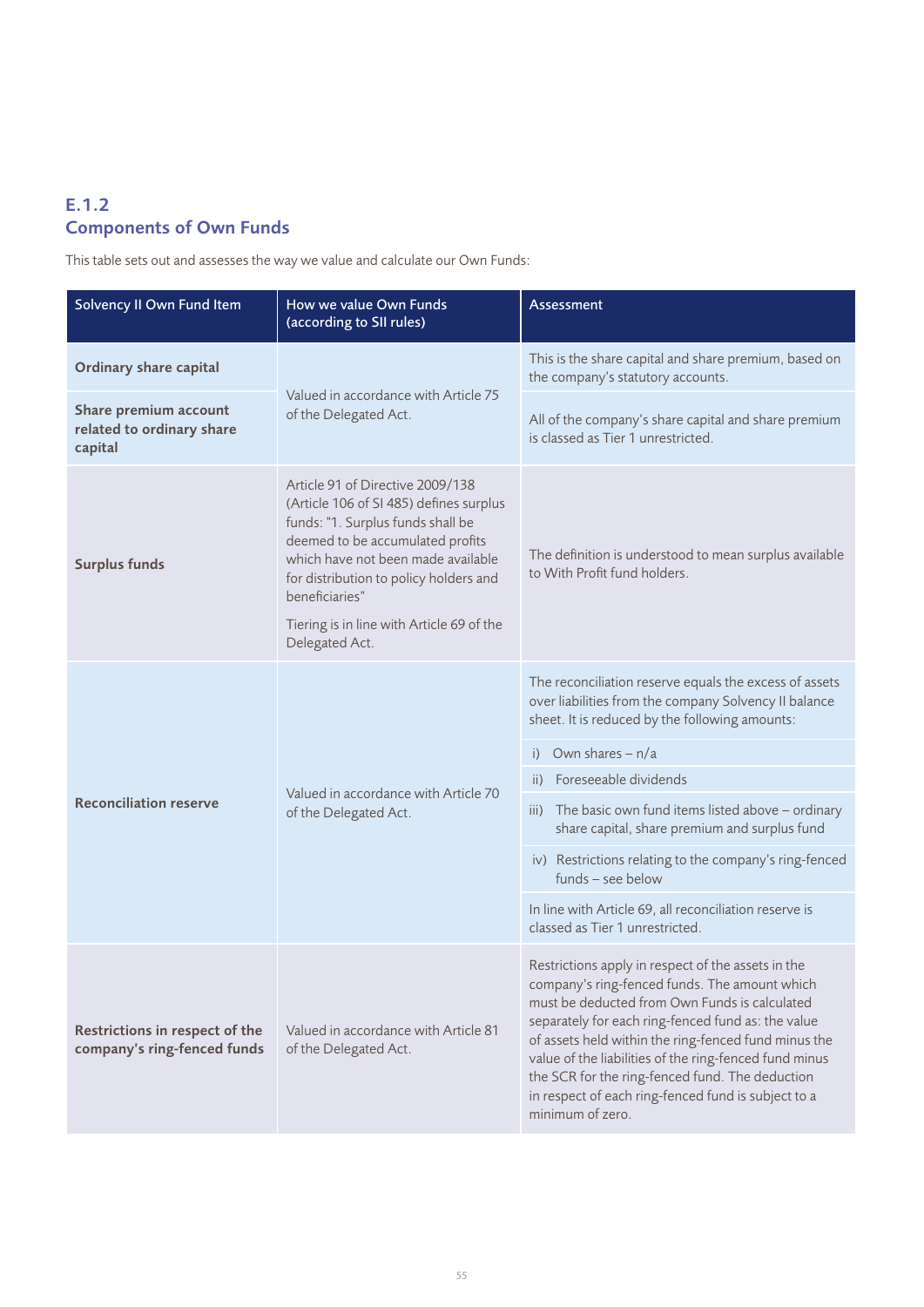## E.1.2
## Components of Own Funds

This table sets out and assesses the way we value and calculate our Own Funds:

| Solvency II Own Fund Item | How we value Own Funds (according to SII rules) | Assessment |
|---|---|---|
| **Ordinary share capital** | Valued in accordance with Article 75 of the Delegated Act. | This is the share capital and share premium, based on the company's statutory accounts. |
| **Share premium account related to ordinary share capital** | | All of the company's share capital and share premium is classed as Tier 1 unrestricted. |
| **Surplus funds** | Article 91 of Directive 2009/138 (Article 106 of SI 485) defines surplus funds: "1. Surplus funds shall be deemed to be accumulated profits which have not been made available for distribution to policy holders and beneficiaries"<br><br>Tiering is in line with Article 69 of the Delegated Act. | The definition is understood to mean surplus available to With Profit fund holders. |
| **Reconciliation reserve** | Valued in accordance with Article 70 of the Delegated Act. | The reconciliation reserve equals the excess of assets over liabilities from the company Solvency II balance sheet. It is reduced by the following amounts:<br><br>i) Own shares – n/a<br>ii) Foreseeable dividends<br>iii) The basic own fund items listed above – ordinary share capital, share premium and surplus fund<br>iv) Restrictions relating to the company's ring-fenced funds – see below<br><br>In line with Article 69, all reconciliation reserve is classed as Tier 1 unrestricted. |
| **Restrictions in respect of the company's ring-fenced funds** | Valued in accordance with Article 81 of the Delegated Act. | Restrictions apply in respect of the assets in the company's ring-fenced funds. The amount which must be deducted from Own Funds is calculated separately for each ring-fenced fund as: the value of assets held within the ring-fenced fund minus the value of the liabilities of the ring-fenced fund minus the SCR for the ring-fenced fund. The deduction in respect of each ring-fenced fund is subject to a minimum of zero. |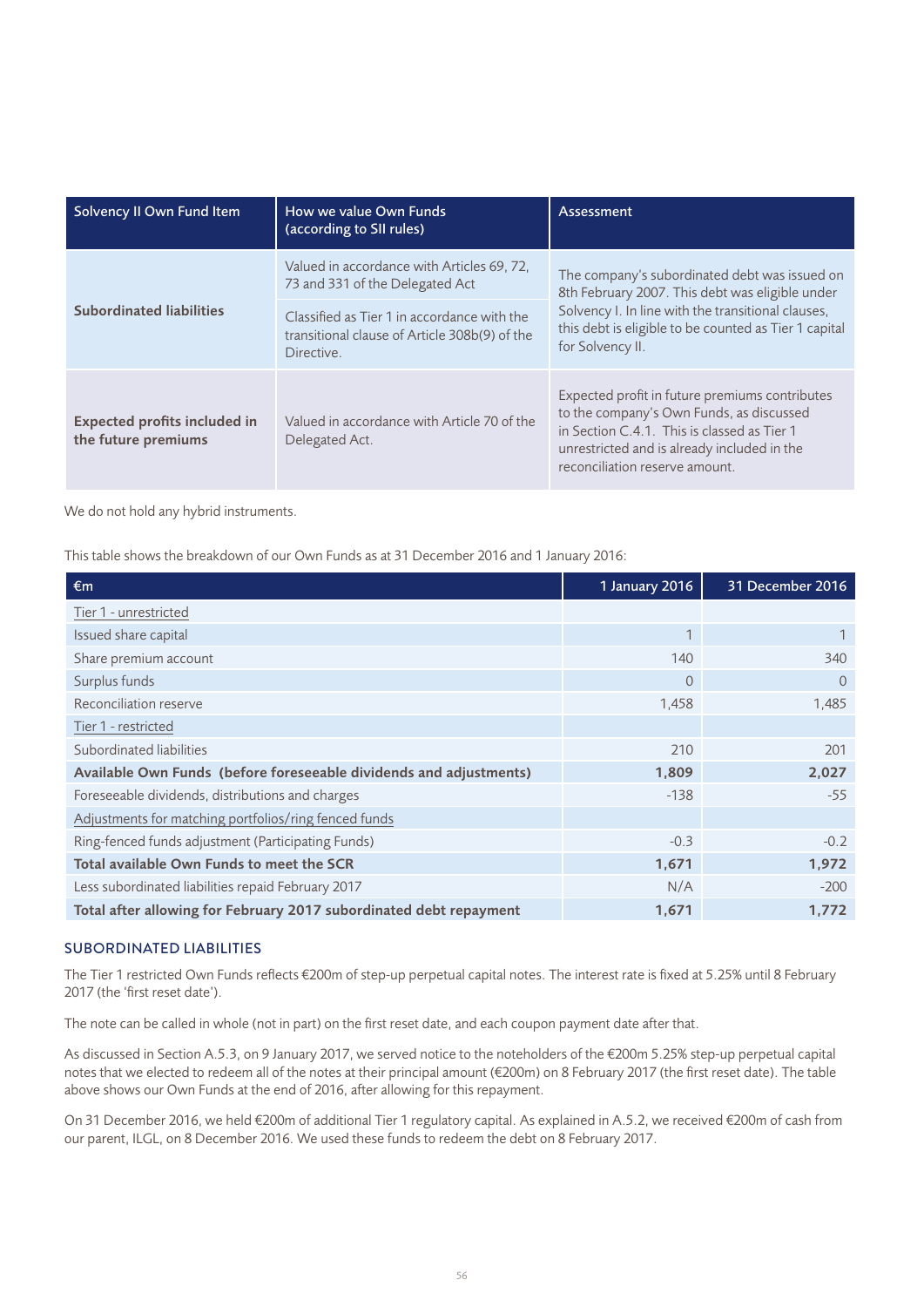| Solvency II Own Fund Item | How we value Own Funds (according to SII rules) | Assessment |
|---|---|---|
| **Subordinated liabilities** | Valued in accordance with Articles 69, 72, 73 and 331 of the Delegated Act<br>Classified as Tier 1 in accordance with the transitional clause of Article 308b(9) of the Directive. | The company's subordinated debt was issued on 8th February 2007. This debt was eligible under Solvency I. In line with the transitional clauses, this debt is eligible to be counted as Tier 1 capital for Solvency II. |
| **Expected profits included in the future premiums** | Valued in accordance with Article 70 of the Delegated Act. | Expected profit in future premiums contributes to the company's Own Funds, as discussed in Section C.4.1. This is classed as Tier 1 unrestricted and is already included in the reconciliation reserve amount. |

We do not hold any hybrid instruments.

This table shows the breakdown of our Own Funds as at 31 December 2016 and 1 January 2016:

| €m | 1 January 2016 | 31 December 2016 |
|---|---|---|
| Tier 1 - unrestricted | | |
| Issued share capital | 1 | 1 |
| Share premium account | 140 | 340 |
| Surplus funds | 0 | 0 |
| Reconciliation reserve | 1,458 | 1,485 |
| Tier 1 - restricted | | |
| Subordinated liabilities | 210 | 201 |
| **Available Own Funds (before foreseeable dividends and adjustments)** | **1,809** | **2,027** |
| Foreseeable dividends, distributions and charges | -138 | -55 |
| Adjustments for matching portfolios/ring fenced funds | | |
| Ring-fenced funds adjustment (Participating Funds) | -0.3 | -0.2 |
| **Total available Own Funds to meet the SCR** | **1,671** | **1,972** |
| Less subordinated liabilities repaid February 2017 | N/A | -200 |
| **Total after allowing for February 2017 subordinated debt repayment** | **1,671** | **1,772** |

## SUBORDINATED LIABILITIES

The Tier 1 restricted Own Funds reflects €200m of step-up perpetual capital notes. The interest rate is fixed at 5.25% until 8 February 2017 (the 'first reset date').

The note can be called in whole (not in part) on the first reset date, and each coupon payment date after that.

As discussed in Section A.5.3, on 9 January 2017, we served notice to the noteholders of the €200m 5.25% step-up perpetual capital notes that we elected to redeem all of the notes at their principal amount (€200m) on 8 February 2017 (the first reset date). The table above shows our Own Funds at the end of 2016, after allowing for this repayment.

On 31 December 2016, we held €200m of additional Tier 1 regulatory capital. As explained in A.5.2, we received €200m of cash from our parent, ILGL, on 8 December 2016. We used these funds to redeem the debt on 8 February 2017.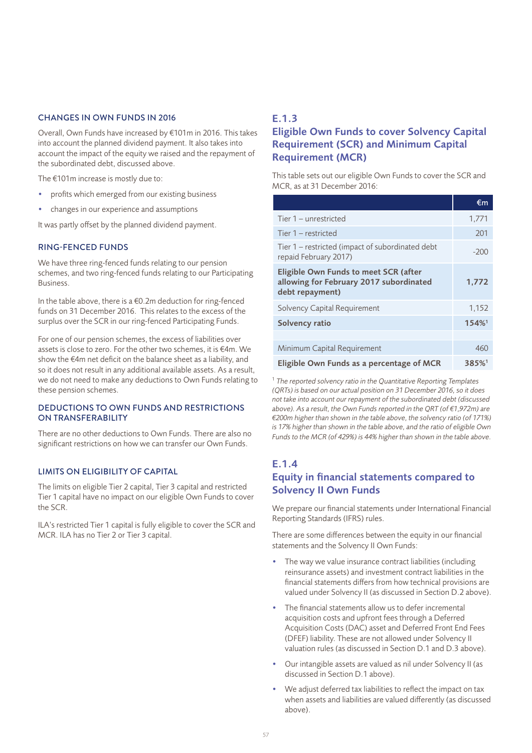### CHANGES IN OWN FUNDS IN 2016

Overall, Own Funds have increased by €101m in 2016. This takes into account the planned dividend payment. It also takes into account the impact of the equity we raised and the repayment of the subordinated debt, discussed above.

The €101m increase is mostly due to:

- profits which emerged from our existing business
- changes in our experience and assumptions

It was partly offset by the planned dividend payment.

### RING-FENCED FUNDS

We have three ring-fenced funds relating to our pension schemes, and two ring-fenced funds relating to our Participating Business.

In the table above, there is a €0.2m deduction for ring-fenced funds on 31 December 2016. This relates to the excess of the surplus over the SCR in our ring-fenced Participating Funds.

For one of our pension schemes, the excess of liabilities over assets is close to zero. For the other two schemes, it is €4m. We show the €4m net deficit on the balance sheet as a liability, and so it does not result in any additional available assets. As a result, we do not need to make any deductions to Own Funds relating to these pension schemes.

### DEDUCTIONS TO OWN FUNDS AND RESTRICTIONS ON TRANSFERABILITY

There are no other deductions to Own Funds. There are also no significant restrictions on how we can transfer our Own Funds.

### LIMITS ON ELIGIBILITY OF CAPITAL

The limits on eligible Tier 2 capital, Tier 3 capital and restricted Tier 1 capital have no impact on our eligible Own Funds to cover the SCR.

ILA's restricted Tier 1 capital is fully eligible to cover the SCR and MCR. ILA has no Tier 2 or Tier 3 capital.

## E.1.3 Eligible Own Funds to cover Solvency Capital Requirement (SCR) and Minimum Capital Requirement (MCR)

This table sets out our eligible Own Funds to cover the SCR and MCR, as at 31 December 2016:

| | €m |
|---|---|
| Tier 1 – unrestricted | 1,771 |
| Tier 1 – restricted | 201 |
| Tier 1 – restricted (impact of subordinated debt repaid February 2017) | -200 |
| **Eligible Own Funds to meet SCR (after allowing for February 2017 subordinated debt repayment)** | **1,772** |
| Solvency Capital Requirement | 1,152 |
| **Solvency ratio** | **154%[1]** |
| | |
| Minimum Capital Requirement | 460 |
| **Eligible Own Funds as a percentage of MCR** | **385%[1]** |

[1] *The reported solvency ratio in the Quantitative Reporting Templates (QRTs) is based on our actual position on 31 December 2016, so it does not take into account our repayment of the subordinated debt (discussed above). As a result, the Own Funds reported in the QRT (of €1,972m) are €200m higher than shown in the table above, the solvency ratio (of 171%) is 17% higher than shown in the table above, and the ratio of eligible Own Funds to the MCR (of 429%) is 44% higher than shown in the table above.*

## E.1.4 Equity in financial statements compared to Solvency II Own Funds

We prepare our financial statements under International Financial Reporting Standards (IFRS) rules.

There are some differences between the equity in our financial statements and the Solvency II Own Funds:

- The way we value insurance contract liabilities (including reinsurance assets) and investment contract liabilities in the financial statements differs from how technical provisions are valued under Solvency II (as discussed in Section D.2 above).
- The financial statements allow us to defer incremental acquisition costs and upfront fees through a Deferred Acquisition Costs (DAC) asset and Deferred Front End Fees (DFEF) liability. These are not allowed under Solvency II valuation rules (as discussed in Section D.1 and D.3 above).
- Our intangible assets are valued as nil under Solvency II (as discussed in Section D.1 above).
- We adjust deferred tax liabilities to reflect the impact on tax when assets and liabilities are valued differently (as discussed above).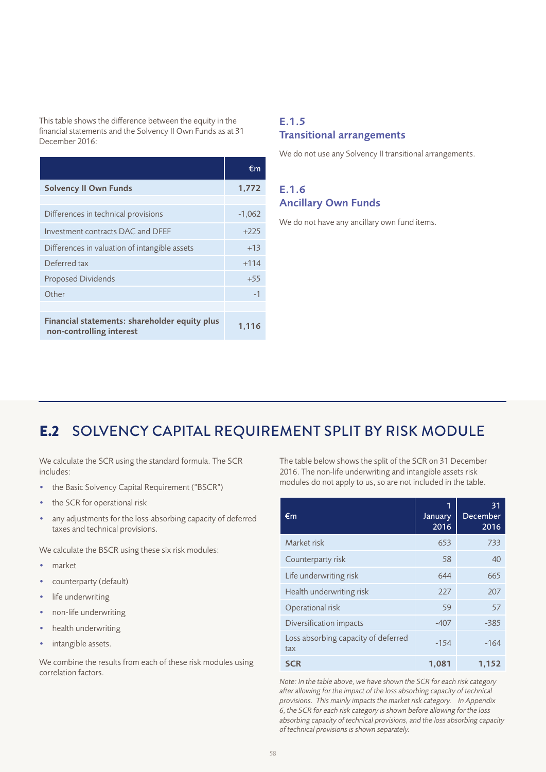This table shows the difference between the equity in the financial statements and the Solvency II Own Funds as at 31 December 2016:

| | €m |
|---|---|
| **Solvency II Own Funds** | **1,772** |
| | |
| Differences in technical provisions | -1,062 |
| Investment contracts DAC and DFEF | +225 |
| Differences in valuation of intangible assets | +13 |
| Deferred tax | +114 |
| Proposed Dividends | +55 |
| Other | -1 |
| | |
| **Financial statements: shareholder equity plus non-controlling interest** | **1,116** |

### E.1.5 Transitional arrangements

We do not use any Solvency II transitional arrangements.

### E.1.6 Ancillary Own Funds

We do not have any ancillary own fund items.

## E.2 SOLVENCY CAPITAL REQUIREMENT SPLIT BY RISK MODULE

We calculate the SCR using the standard formula. The SCR includes:

- the Basic Solvency Capital Requirement ("BSCR")
- the SCR for operational risk
- any adjustments for the loss-absorbing capacity of deferred taxes and technical provisions.

We calculate the BSCR using these six risk modules:

- market
- counterparty (default)
- life underwriting
- non-life underwriting
- health underwriting
- intangible assets.

We combine the results from each of these risk modules using correlation factors.

The table below shows the split of the SCR on 31 December 2016. The non-life underwriting and intangible assets risk modules do not apply to us, so are not included in the table.

| €m | 1 January 2016 | 31 December 2016 |
|---|---|---|
| Market risk | 653 | 733 |
| Counterparty risk | 58 | 40 |
| Life underwriting risk | 644 | 665 |
| Health underwriting risk | 227 | 207 |
| Operational risk | 59 | 57 |
| Diversification impacts | -407 | -385 |
| Loss absorbing capacity of deferred tax | -154 | -164 |
| **SCR** | **1,081** | **1,152** |

*Note: In the table above, we have shown the SCR for each risk category after allowing for the impact of the loss absorbing capacity of technical provisions. This mainly impacts the market risk category. In Appendix 6, the SCR for each risk category is shown before allowing for the loss absorbing capacity of technical provisions, and the loss absorbing capacity of technical provisions is shown separately.*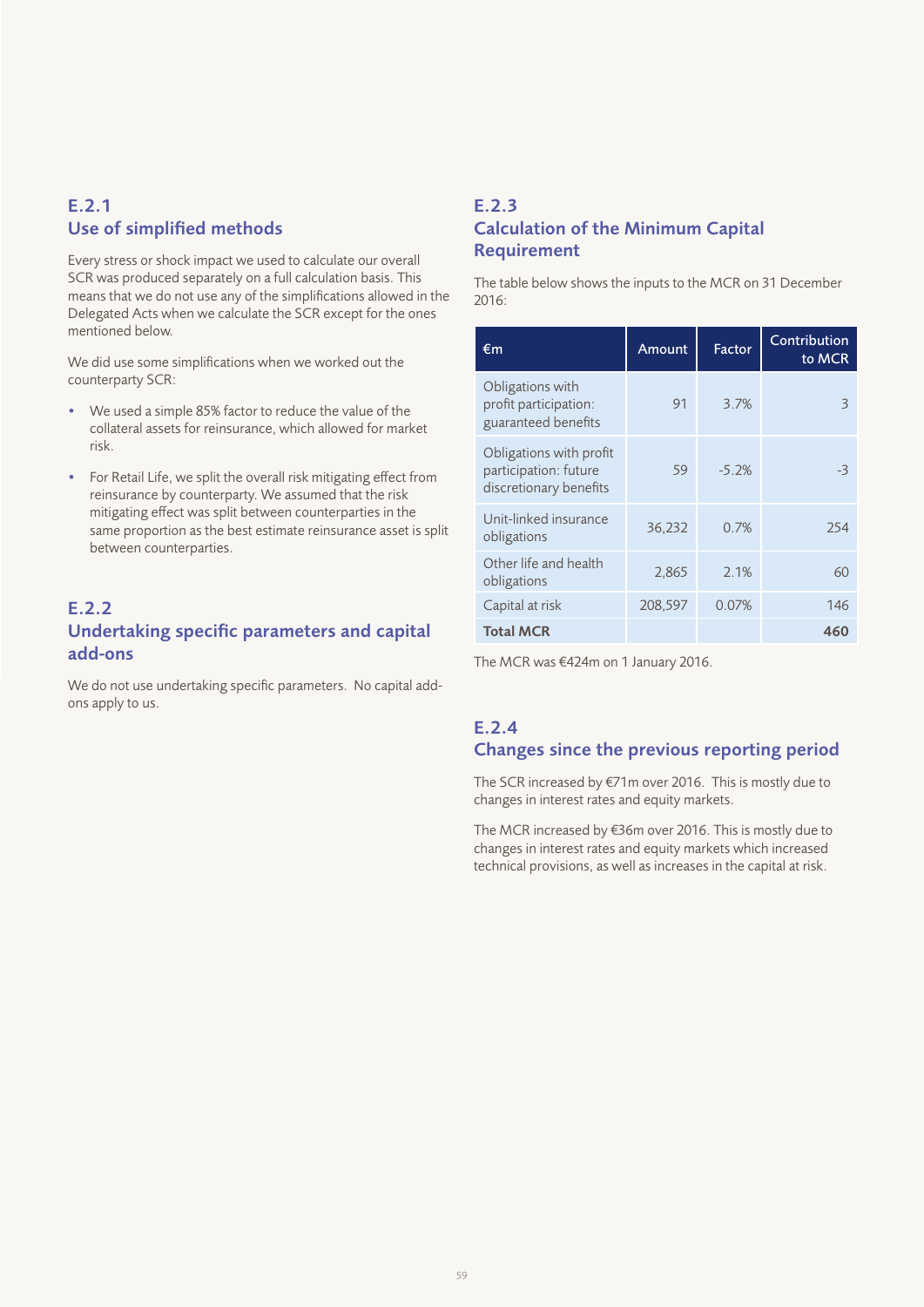## E.2.1
## Use of simplified methods

Every stress or shock impact we used to calculate our overall SCR was produced separately on a full calculation basis. This means that we do not use any of the simplifications allowed in the Delegated Acts when we calculate the SCR except for the ones mentioned below.

We did use some simplifications when we worked out the counterparty SCR:

- We used a simple 85% factor to reduce the value of the collateral assets for reinsurance, which allowed for market risk.
- For Retail Life, we split the overall risk mitigating effect from reinsurance by counterparty. We assumed that the risk mitigating effect was split between counterparties in the same proportion as the best estimate reinsurance asset is split between counterparties.

## E.2.2
## Undertaking specific parameters and capital add-ons

We do not use undertaking specific parameters. No capital add-ons apply to us.

## E.2.3
## Calculation of the Minimum Capital Requirement

The table below shows the inputs to the MCR on 31 December 2016:

| €m | Amount | Factor | Contribution to MCR |
|---|---|---|---|
| Obligations with profit participation: guaranteed benefits | 91 | 3.7% | 3 |
| Obligations with profit participation: future discretionary benefits | 59 | -5.2% | -3 |
| Unit-linked insurance obligations | 36,232 | 0.7% | 254 |
| Other life and health obligations | 2,865 | 2.1% | 60 |
| Capital at risk | 208,597 | 0.07% | 146 |
| **Total MCR** | | | **460** |

The MCR was €424m on 1 January 2016.

## E.2.4
## Changes since the previous reporting period

The SCR increased by €71m over 2016. This is mostly due to changes in interest rates and equity markets.

The MCR increased by €36m over 2016. This is mostly due to changes in interest rates and equity markets which increased technical provisions, as well as increases in the capital at risk.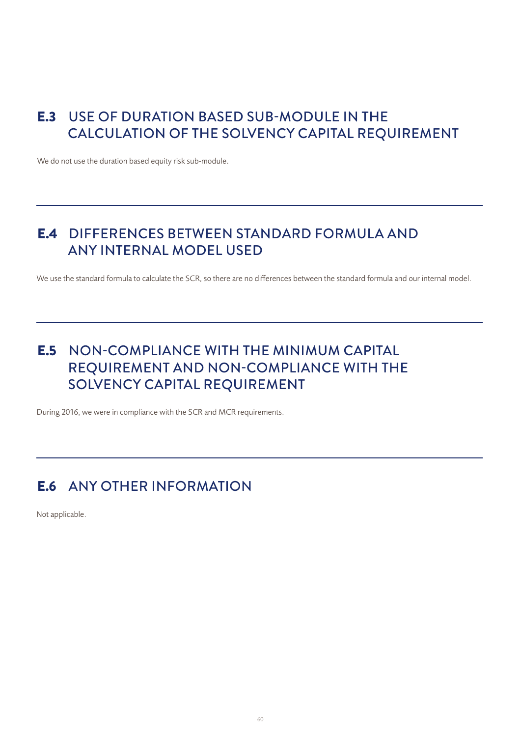## E.3 USE OF DURATION BASED SUB-MODULE IN THE CALCULATION OF THE SOLVENCY CAPITAL REQUIREMENT

We do not use the duration based equity risk sub-module.

---

## E.4 DIFFERENCES BETWEEN STANDARD FORMULA AND ANY INTERNAL MODEL USED

We use the standard formula to calculate the SCR, so there are no differences between the standard formula and our internal model.

---

## E.5 NON-COMPLIANCE WITH THE MINIMUM CAPITAL REQUIREMENT AND NON-COMPLIANCE WITH THE SOLVENCY CAPITAL REQUIREMENT

During 2016, we were in compliance with the SCR and MCR requirements.

---

## E.6 ANY OTHER INFORMATION

Not applicable.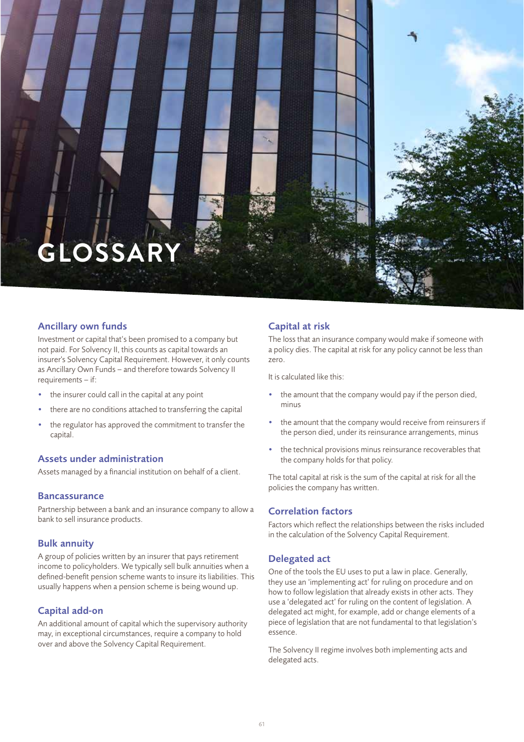# GLOSSARY

## Ancillary own funds

Investment or capital that's been promised to a company but not paid. For Solvency II, this counts as capital towards an insurer's Solvency Capital Requirement. However, it only counts as Ancillary Own Funds – and therefore towards Solvency II requirements – if:

- the insurer could call in the capital at any point
- there are no conditions attached to transferring the capital
- the regulator has approved the commitment to transfer the capital.

## Assets under administration

Assets managed by a financial institution on behalf of a client.

## Bancassurance

Partnership between a bank and an insurance company to allow a bank to sell insurance products.

## Bulk annuity

A group of policies written by an insurer that pays retirement income to policyholders. We typically sell bulk annuities when a defined-benefit pension scheme wants to insure its liabilities. This usually happens when a pension scheme is being wound up.

## Capital add-on

An additional amount of capital which the supervisory authority may, in exceptional circumstances, require a company to hold over and above the Solvency Capital Requirement.

## Capital at risk

The loss that an insurance company would make if someone with a policy dies. The capital at risk for any policy cannot be less than zero.

It is calculated like this:

- the amount that the company would pay if the person died, minus
- the amount that the company would receive from reinsurers if the person died, under its reinsurance arrangements, minus
- the technical provisions minus reinsurance recoverables that the company holds for that policy.

The total capital at risk is the sum of the capital at risk for all the policies the company has written.

## Correlation factors

Factors which reflect the relationships between the risks included in the calculation of the Solvency Capital Requirement.

## Delegated act

One of the tools the EU uses to put a law in place. Generally, they use an 'implementing act' for ruling on procedure and on how to follow legislation that already exists in other acts. They use a 'delegated act' for ruling on the content of legislation. A delegated act might, for example, add or change elements of a piece of legislation that are not fundamental to that legislation's essence.

The Solvency II regime involves both implementing acts and delegated acts.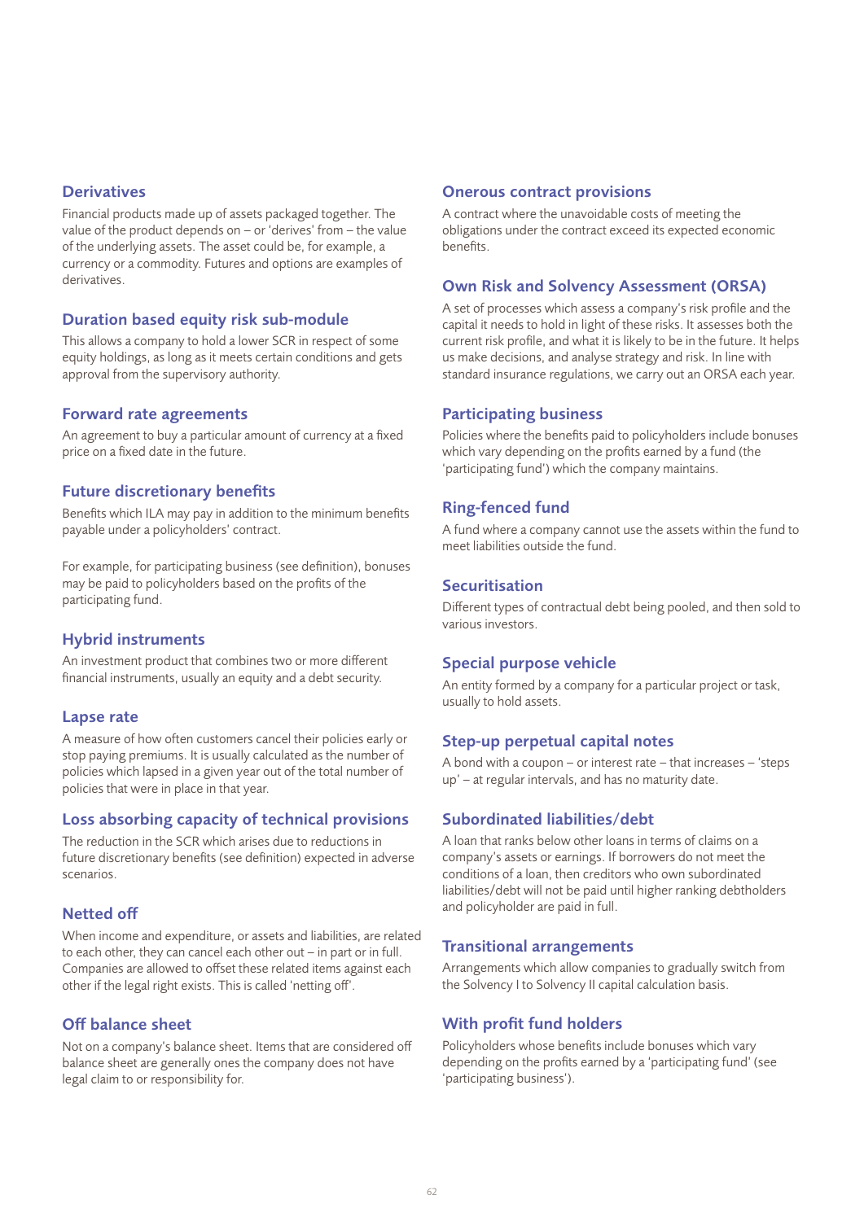### Derivatives

Financial products made up of assets packaged together. The value of the product depends on – or 'derives' from – the value of the underlying assets. The asset could be, for example, a currency or a commodity. Futures and options are examples of derivatives.

### Duration based equity risk sub-module

This allows a company to hold a lower SCR in respect of some equity holdings, as long as it meets certain conditions and gets approval from the supervisory authority.

### Forward rate agreements

An agreement to buy a particular amount of currency at a fixed price on a fixed date in the future.

### Future discretionary benefits

Benefits which ILA may pay in addition to the minimum benefits payable under a policyholders' contract.

For example, for participating business (see definition), bonuses may be paid to policyholders based on the profits of the participating fund.

### Hybrid instruments

An investment product that combines two or more different financial instruments, usually an equity and a debt security.

### Lapse rate

A measure of how often customers cancel their policies early or stop paying premiums. It is usually calculated as the number of policies which lapsed in a given year out of the total number of policies that were in place in that year.

### Loss absorbing capacity of technical provisions

The reduction in the SCR which arises due to reductions in future discretionary benefits (see definition) expected in adverse scenarios.

### Netted off

When income and expenditure, or assets and liabilities, are related to each other, they can cancel each other out – in part or in full. Companies are allowed to offset these related items against each other if the legal right exists. This is called 'netting off'.

### Off balance sheet

Not on a company's balance sheet. Items that are considered off balance sheet are generally ones the company does not have legal claim to or responsibility for.

### Onerous contract provisions

A contract where the unavoidable costs of meeting the obligations under the contract exceed its expected economic benefits.

### Own Risk and Solvency Assessment (ORSA)

A set of processes which assess a company's risk profile and the capital it needs to hold in light of these risks. It assesses both the current risk profile, and what it is likely to be in the future. It helps us make decisions, and analyse strategy and risk. In line with standard insurance regulations, we carry out an ORSA each year.

### Participating business

Policies where the benefits paid to policyholders include bonuses which vary depending on the profits earned by a fund (the 'participating fund') which the company maintains.

### Ring-fenced fund

A fund where a company cannot use the assets within the fund to meet liabilities outside the fund.

### Securitisation

Different types of contractual debt being pooled, and then sold to various investors.

### Special purpose vehicle

An entity formed by a company for a particular project or task, usually to hold assets.

### Step-up perpetual capital notes

A bond with a coupon – or interest rate – that increases – 'steps up' – at regular intervals, and has no maturity date.

### Subordinated liabilities/debt

A loan that ranks below other loans in terms of claims on a company's assets or earnings. If borrowers do not meet the conditions of a loan, then creditors who own subordinated liabilities/debt will not be paid until higher ranking debtholders and policyholder are paid in full.

### Transitional arrangements

Arrangements which allow companies to gradually switch from the Solvency I to Solvency II capital calculation basis.

### With profit fund holders

Policyholders whose benefits include bonuses which vary depending on the profits earned by a 'participating fund' (see 'participating business').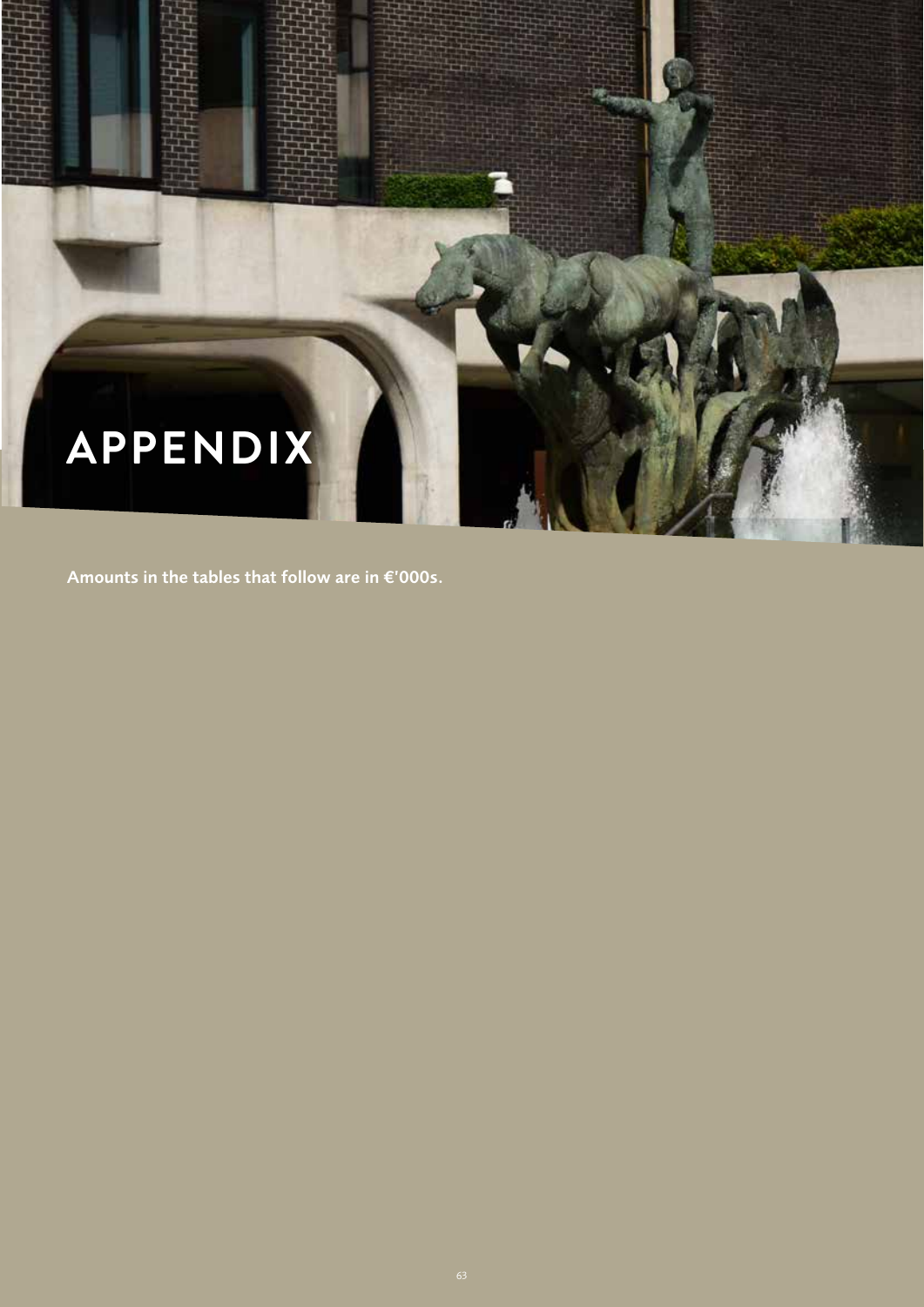# APPENDIX

**Amounts in the tables that follow are in €'000s.**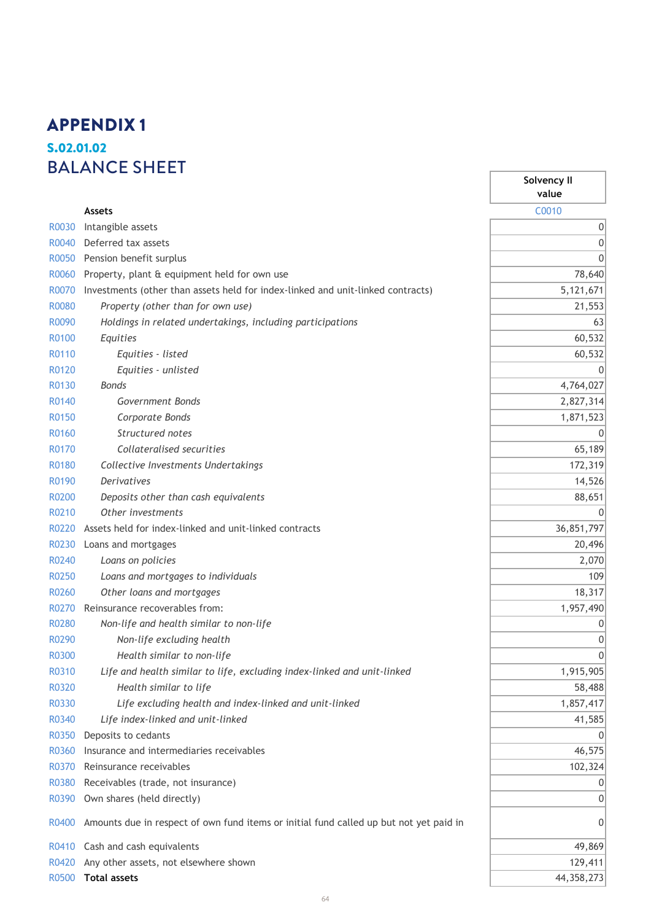# APPENDIX 1

## S.02.01.02

## BALANCE SHEET

| | | Solvency II value |
|---|---|---|
| | **Assets** | C0010 |
| R0030 | Intangible assets | 0 |
| R0040 | Deferred tax assets | 0 |
| R0050 | Pension benefit surplus | 0 |
| R0060 | Property, plant & equipment held for own use | 78,640 |
| R0070 | Investments (other than assets held for index-linked and unit-linked contracts) | 5,121,671 |
| R0080 | *Property (other than for own use)* | 21,553 |
| R0090 | *Holdings in related undertakings, including participations* | 63 |
| R0100 | *Equities* | 60,532 |
| R0110 | *Equities - listed* | 60,532 |
| R0120 | *Equities - unlisted* | 0 |
| R0130 | *Bonds* | 4,764,027 |
| R0140 | *Government Bonds* | 2,827,314 |
| R0150 | *Corporate Bonds* | 1,871,523 |
| R0160 | *Structured notes* | 0 |
| R0170 | *Collateralised securities* | 65,189 |
| R0180 | *Collective Investments Undertakings* | 172,319 |
| R0190 | *Derivatives* | 14,526 |
| R0200 | *Deposits other than cash equivalents* | 88,651 |
| R0210 | *Other investments* | 0 |
| R0220 | Assets held for index-linked and unit-linked contracts | 36,851,797 |
| R0230 | Loans and mortgages | 20,496 |
| R0240 | *Loans on policies* | 2,070 |
| R0250 | *Loans and mortgages to individuals* | 109 |
| R0260 | *Other loans and mortgages* | 18,317 |
| R0270 | Reinsurance recoverables from: | 1,957,490 |
| R0280 | *Non-life and health similar to non-life* | 0 |
| R0290 | *Non-life excluding health* | 0 |
| R0300 | *Health similar to non-life* | 0 |
| R0310 | *Life and health similar to life, excluding index-linked and unit-linked* | 1,915,905 |
| R0320 | *Health similar to life* | 58,488 |
| R0330 | *Life excluding health and index-linked and unit-linked* | 1,857,417 |
| R0340 | *Life index-linked and unit-linked* | 41,585 |
| R0350 | Deposits to cedants | 0 |
| R0360 | Insurance and intermediaries receivables | 46,575 |
| R0370 | Reinsurance receivables | 102,324 |
| R0380 | Receivables (trade, not insurance) | 0 |
| R0390 | Own shares (held directly) | 0 |
| R0400 | Amounts due in respect of own fund items or initial fund called up but not yet paid in | 0 |
| R0410 | Cash and cash equivalents | 49,869 |
| R0420 | Any other assets, not elsewhere shown | 129,411 |
| R0500 | **Total assets** | 44,358,273 |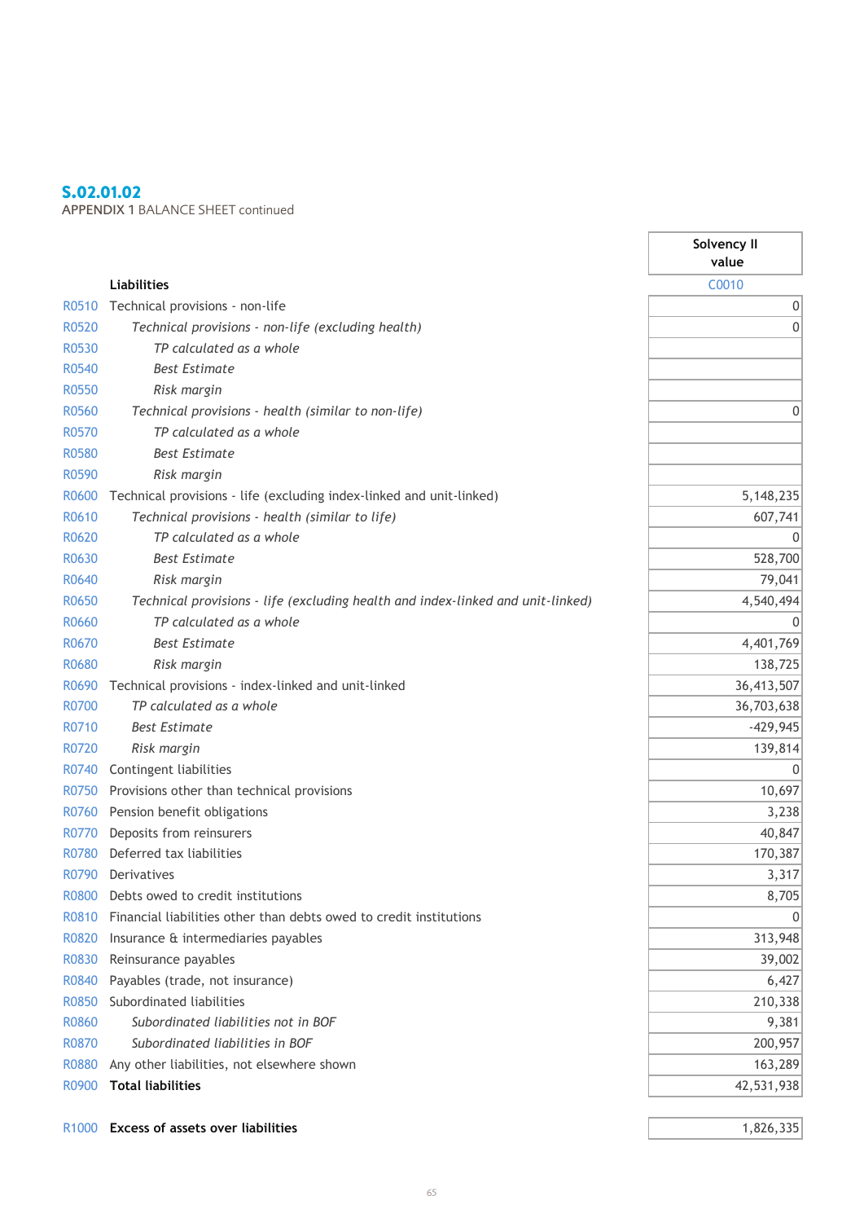## S.02.01.02

APPENDIX 1 BALANCE SHEET continued

| | | Solvency II value |
|---|---|---|
| | **Liabilities** | C0010 |
| R0510 | Technical provisions - non-life | 0 |
| R0520 | *Technical provisions - non-life (excluding health)* | 0 |
| R0530 | *TP calculated as a whole* | |
| R0540 | *Best Estimate* | |
| R0550 | *Risk margin* | |
| R0560 | *Technical provisions - health (similar to non-life)* | 0 |
| R0570 | *TP calculated as a whole* | |
| R0580 | *Best Estimate* | |
| R0590 | *Risk margin* | |
| R0600 | Technical provisions - life (excluding index-linked and unit-linked) | 5,148,235 |
| R0610 | *Technical provisions - health (similar to life)* | 607,741 |
| R0620 | *TP calculated as a whole* | 0 |
| R0630 | *Best Estimate* | 528,700 |
| R0640 | *Risk margin* | 79,041 |
| R0650 | *Technical provisions - life (excluding health and index-linked and unit-linked)* | 4,540,494 |
| R0660 | *TP calculated as a whole* | 0 |
| R0670 | *Best Estimate* | 4,401,769 |
| R0680 | *Risk margin* | 138,725 |
| R0690 | Technical provisions - index-linked and unit-linked | 36,413,507 |
| R0700 | *TP calculated as a whole* | 36,703,638 |
| R0710 | *Best Estimate* | -429,945 |
| R0720 | *Risk margin* | 139,814 |
| R0740 | Contingent liabilities | 0 |
| R0750 | Provisions other than technical provisions | 10,697 |
| R0760 | Pension benefit obligations | 3,238 |
| R0770 | Deposits from reinsurers | 40,847 |
| R0780 | Deferred tax liabilities | 170,387 |
| R0790 | Derivatives | 3,317 |
| R0800 | Debts owed to credit institutions | 8,705 |
| R0810 | Financial liabilities other than debts owed to credit institutions | 0 |
| R0820 | Insurance & intermediaries payables | 313,948 |
| R0830 | Reinsurance payables | 39,002 |
| R0840 | Payables (trade, not insurance) | 6,427 |
| R0850 | Subordinated liabilities | 210,338 |
| R0860 | *Subordinated liabilities not in BOF* | 9,381 |
| R0870 | *Subordinated liabilities in BOF* | 200,957 |
| R0880 | Any other liabilities, not elsewhere shown | 163,289 |
| R0900 | **Total liabilities** | 42,531,938 |
| | | |
| R1000 | **Excess of assets over liabilities** | 1,826,335 |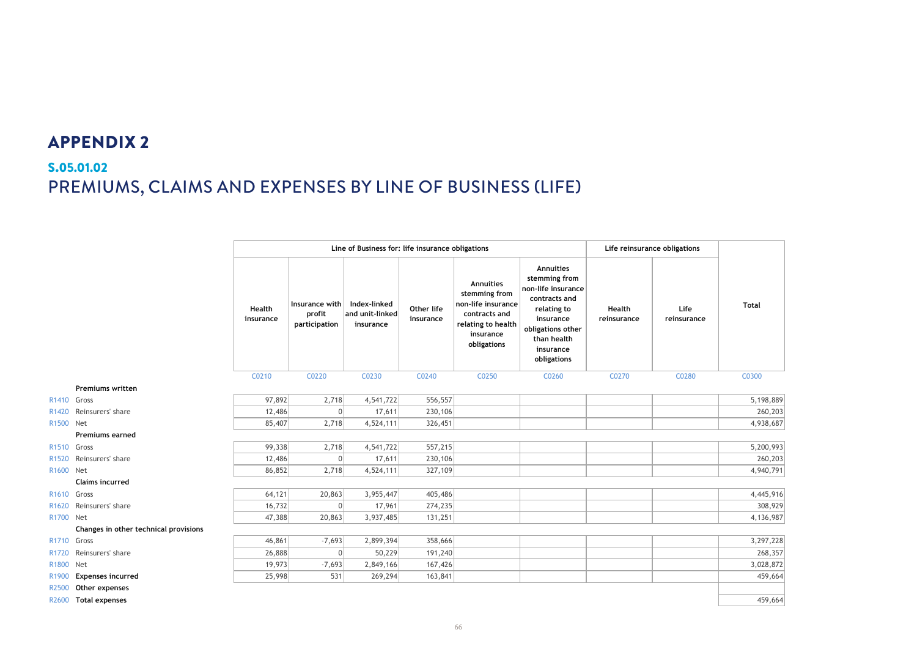# APPENDIX 2

## S.05.01.02

## PREMIUMS, CLAIMS AND EXPENSES BY LINE OF BUSINESS (LIFE)

| | | Line of Business for: life insurance obligations | | | | | | Life reinsurance obligations | | |
|---|---|---|---|---|---|---|---|---|---|---|
| | | Health insurance | Insurance with profit participation | Index-linked and unit-linked insurance | Other life insurance | Annuities stemming from non-life insurance contracts and relating to health insurance obligations | Annuities stemming from non-life insurance contracts and relating to insurance obligations other than health insurance obligations | Health reinsurance | Life reinsurance | Total |
| | | C0210 | C0220 | C0230 | C0240 | C0250 | C0260 | C0270 | C0280 | C0300 |
| | **Premiums written** | | | | | | | | | |
| R1410 | Gross | 97,892 | 2,718 | 4,541,722 | 556,557 | | | | | 5,198,889 |
| R1420 | Reinsurers' share | 12,486 | 0 | 17,611 | 230,106 | | | | | 260,203 |
| R1500 | Net | 85,407 | 2,718 | 4,524,111 | 326,451 | | | | | 4,938,687 |
| | **Premiums earned** | | | | | | | | | |
| R1510 | Gross | 99,338 | 2,718 | 4,541,722 | 557,215 | | | | | 5,200,993 |
| R1520 | Reinsurers' share | 12,486 | 0 | 17,611 | 230,106 | | | | | 260,203 |
| R1600 | Net | 86,852 | 2,718 | 4,524,111 | 327,109 | | | | | 4,940,791 |
| | **Claims incurred** | | | | | | | | | |
| R1610 | Gross | 64,121 | 20,863 | 3,955,447 | 405,486 | | | | | 4,445,916 |
| R1620 | Reinsurers' share | 16,732 | 0 | 17,961 | 274,235 | | | | | 308,929 |
| R1700 | Net | 47,388 | 20,863 | 3,937,485 | 131,251 | | | | | 4,136,987 |
| | **Changes in other technical provisions** | | | | | | | | | |
| R1710 | Gross | 46,861 | -7,693 | 2,899,394 | 358,666 | | | | | 3,297,228 |
| R1720 | Reinsurers' share | 26,888 | 0 | 50,229 | 191,240 | | | | | 268,357 |
| R1800 | Net | 19,973 | -7,693 | 2,849,166 | 167,426 | | | | | 3,028,872 |
| R1900 | **Expenses incurred** | 25,998 | 531 | 269,294 | 163,841 | | | | | 459,664 |
| R2500 | **Other expenses** | | | | | | | | | |
| R2600 | **Total expenses** | | | | | | | | | 459,664 |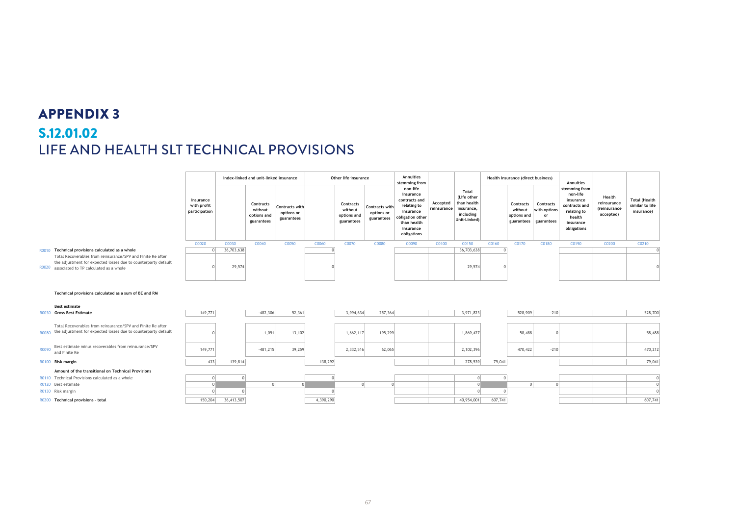# APPENDIX 3

## S.12.01.02

## LIFE AND HEALTH SLT TECHNICAL PROVISIONS

| | | Insurance with profit participation | Index-linked and unit-linked insurance | | | Other life insurance | | | Annuities stemming from non-life insurance contracts and relating to insurance obligation other than health insurance obligations | Accepted reinsurance | Total (Life other than health insurance, including Unit-Linked) | Health insurance (direct business) | | | Annuities stemming from non-life insurance contracts and relating to health insurance obligations | Health reinsurance (reinsurance accepted) | Total (Health similar to life insurance) |
|---|---|---|---|---|---|---|---|---|---|---|---|---|---|---|---|---|---|
| | | | | Contracts without options and guarantees | Contracts with options or guarantees | | Contracts without options and guarantees | Contracts with options or guarantees | | | | | Contracts without options and guarantees | Contracts with options or guarantees | | | |
| | | C0020 | C0030 | C0040 | C0050 | C0060 | C0070 | C0080 | C0090 | C0100 | C0150 | C0160 | C0170 | C0180 | C0190 | C0200 | C0210 |
| R0010 | **Technical provisions calculated as a whole** | 0 | 36,703,638 | | | 0 | | | | | 36,703,638 | 0 | | | | | 0 |
| R0020 | Total Recoverables from reinsurance/SPV and Finite Re after the adjustment for expected losses due to counterparty default associated to TP calculated as a whole | 0 | 29,574 | | | 0 | | | | | 29,574 | 0 | | | | | 0 |
| | **Technical provisions calculated as a sum of BE and RM** | | | | | | | | | | | | | | | | |
| | **Best estimate** | | | | | | | | | | | | | | | | |
| R0030 | **Gross Best Estimate** | 149,771 | | -482,306 | 52,361 | | 3,994,634 | 257,364 | | | 3,971,823 | | 528,909 | -210 | | | 528,700 |
| R0080 | Total Recoverables from reinsurance/SPV and Finite Re after the adjustment for expected losses due to counterparty default | 0 | | -1,091 | 13,102 | | 1,662,117 | 195,299 | | | 1,869,427 | | 58,488 | 0 | | | 58,488 |
| R0090 | Best estimate minus recoverables from reinsurance/SPV and Finite Re | 149,771 | | -481,215 | 39,259 | | 2,332,516 | 62,065 | | | 2,102,396 | | 470,422 | -210 | | | 470,212 |
| R0100 | **Risk margin** | 433 | 139,814 | | | 138,292 | | | | | 278,539 | 79,041 | | | | | 79,041 |
| | **Amount of the transitional on Technical Provisions** | | | | | | | | | | | | | | | | |
| R0110 | Technical Provisions calculated as a whole | 0 | 0 | | | 0 | | | | | 0 | 0 | | | | | 0 |
| R0120 | Best estimate | 0 | | 0 | 0 | | 0 | 0 | | | 0 | | 0 | 0 | | | 0 |
| R0130 | Risk margin | 0 | 0 | | | 0 | | | | | 0 | 0 | | | | | 0 |
| R0200 | **Technical provisions - total** | 150,204 | 36,413,507 | | | 4,390,290 | | | | | 40,954,001 | 607,741 | | | | | 607,741 |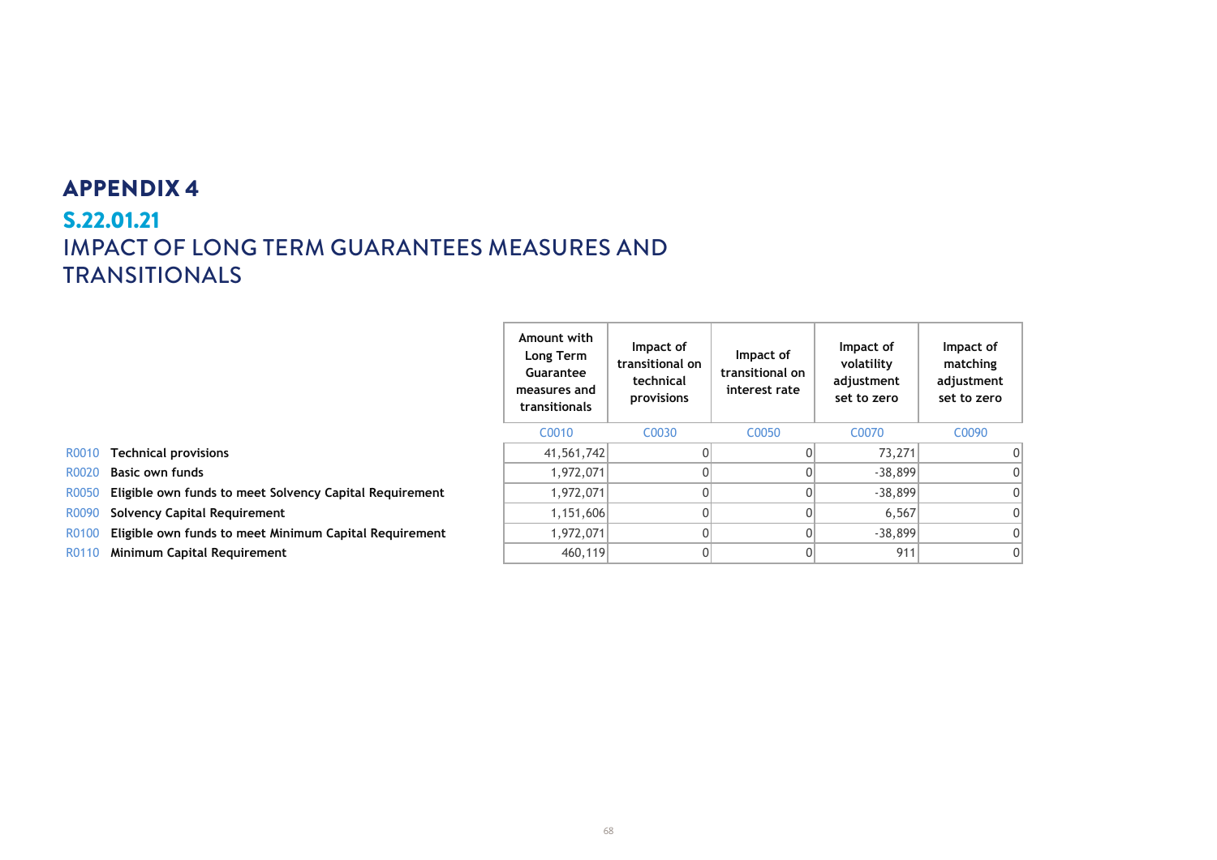# APPENDIX 4

## S.22.01.21

## IMPACT OF LONG TERM GUARANTEES MEASURES AND TRANSITIONALS

| | | Amount with Long Term Guarantee measures and transitionals | Impact of transitional on technical provisions | Impact of transitional on interest rate | Impact of volatility adjustment set to zero | Impact of matching adjustment set to zero |
|---|---|---|---|---|---|---|
| | | C0010 | C0030 | C0050 | C0070 | C0090 |
| R0010 | **Technical provisions** | 41,561,742 | 0 | 0 | 73,271 | 0 |
| R0020 | **Basic own funds** | 1,972,071 | 0 | 0 | -38,899 | 0 |
| R0050 | **Eligible own funds to meet Solvency Capital Requirement** | 1,972,071 | 0 | 0 | -38,899 | 0 |
| R0090 | **Solvency Capital Requirement** | 1,151,606 | 0 | 0 | 6,567 | 0 |
| R0100 | **Eligible own funds to meet Minimum Capital Requirement** | 1,972,071 | 0 | 0 | -38,899 | 0 |
| R0110 | **Minimum Capital Requirement** | 460,119 | 0 | 0 | 911 | 0 |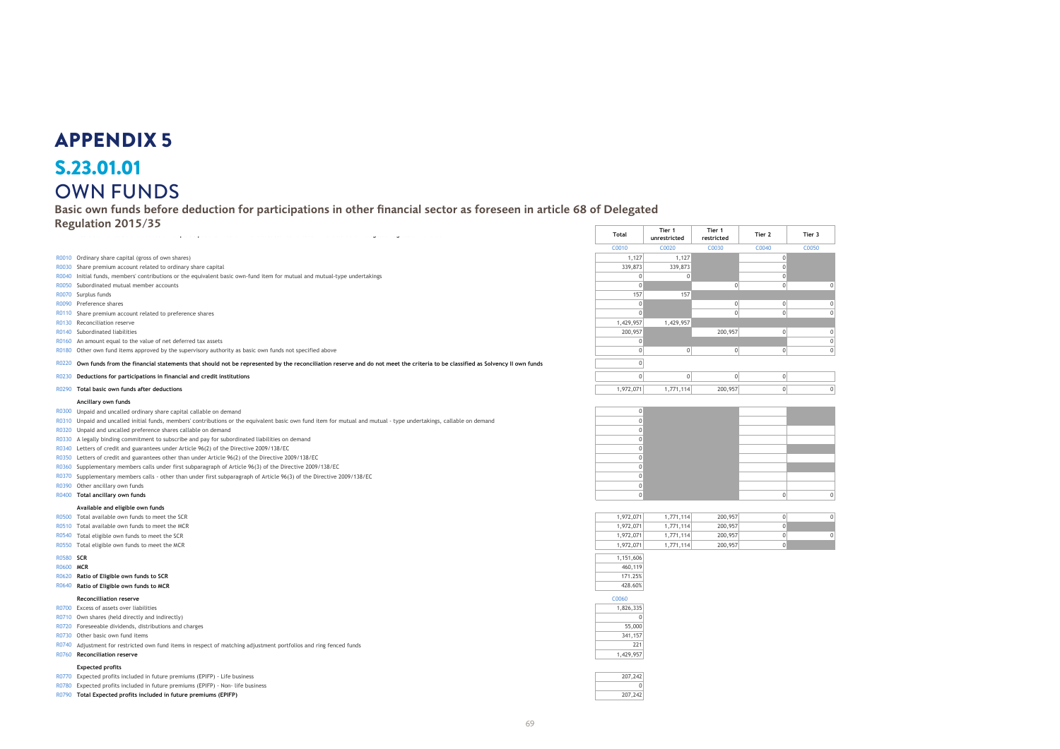# APPENDIX 5

## S.23.01.01

## OWN FUNDS

### Basic own funds before deduction for participations in other financial sector as foreseen in article 68 of Delegated Regulation 2015/35

| | | Total | Tier 1 unrestricted | Tier 1 restricted | Tier 2 | Tier 3 |
|---|---|---|---|---|---|---|
| | | C0010 | C0020 | C0030 | C0040 | C0050 |
| R0010 | Ordinary share capital (gross of own shares) | 1,127 | 1,127 | | 0 | |
| R0030 | Share premium account related to ordinary share capital | 339,873 | 339,873 | | 0 | |
| R0040 | Initial funds, members' contributions or the equivalent basic own-fund item for mutual and mutual-type undertakings | 0 | 0 | | 0 | |
| R0050 | Subordinated mutual member accounts | 0 | | 0 | 0 | 0 |
| R0070 | Surplus funds | 157 | 157 | | | |
| R0090 | Preference shares | 0 | | 0 | 0 | 0 |
| R0110 | Share premium account related to preference shares | 0 | | 0 | 0 | 0 |
| R0130 | Reconciliation reserve | 1,429,957 | 1,429,957 | | | |
| R0140 | Subordinated liabilities | 200,957 | | 200,957 | 0 | 0 |
| R0160 | An amount equal to the value of net deferred tax assets | 0 | | | | 0 |
| R0180 | Other own fund items approved by the supervisory authority as basic own funds not specified above | 0 | 0 | 0 | 0 | 0 |
| R0220 | **Own funds from the financial statements that should not be represented by the reconciliation reserve and do not meet the criteria to be classified as Solvency II own funds** | 0 | | | | |
| R0230 | **Deductions for participations in financial and credit institutions** | 0 | 0 | 0 | 0 | |
| R0290 | **Total basic own funds after deductions** | 1,972,071 | 1,771,114 | 200,957 | 0 | 0 |
| | **Ancillary own funds** | | | | | |
| R0300 | Unpaid and uncalled ordinary share capital callable on demand | 0 | | | | |
| R0310 | Unpaid and uncalled initial funds, members' contributions or the equivalent basic own fund item for mutual and mutual - type undertakings, callable on demand | 0 | | | | |
| R0320 | Unpaid and uncalled preference shares callable on demand | 0 | | | | |
| R0330 | A legally binding commitment to subscribe and pay for subordinated liabilities on demand | 0 | | | | |
| R0340 | Letters of credit and guarantees under Article 96(2) of the Directive 2009/138/EC | 0 | | | | |
| R0350 | Letters of credit and guarantees other than under Article 96(2) of the Directive 2009/138/EC | 0 | | | | |
| R0360 | Supplementary members calls under first subparagraph of Article 96(3) of the Directive 2009/138/EC | 0 | | | | |
| R0370 | Supplementary members calls - other than under first subparagraph of Article 96(3) of the Directive 2009/138/EC | 0 | | | | |
| R0390 | Other ancillary own funds | 0 | | | | |
| R0400 | **Total ancillary own funds** | 0 | | | 0 | 0 |
| | **Available and eligible own funds** | | | | | |
| R0500 | Total available own funds to meet the SCR | 1,972,071 | 1,771,114 | 200,957 | 0 | 0 |
| R0510 | Total available own funds to meet the MCR | 1,972,071 | 1,771,114 | 200,957 | 0 | |
| R0540 | Total eligible own funds to meet the SCR | 1,972,071 | 1,771,114 | 200,957 | 0 | 0 |
| R0550 | Total eligible own funds to meet the MCR | 1,972,071 | 1,771,114 | 200,957 | 0 | |
| R0580 | **SCR** | 1,151,606 | | | | |
| R0600 | **MCR** | 460,119 | | | | |
| R0620 | **Ratio of Eligible own funds to SCR** | 171.25% | | | | |
| R0640 | **Ratio of Eligible own funds to MCR** | 428.60% | | | | |

| | **Reconcilliation reserve** | C0060 |
|---|---|---|
| R0700 | Excess of assets over liabilities | 1,826,335 |
| R0710 | Own shares (held directly and indirectly) | 0 |
| R0720 | Foreseeable dividends, distributions and charges | 55,000 |
| R0730 | Other basic own fund items | 341,157 |
| R0740 | Adjustment for restricted own fund items in respect of matching adjustment portfolios and ring fenced funds | 221 |
| R0760 | **Reconciliation reserve** | 1,429,957 |
| | **Expected profits** | |
| R0770 | Expected profits included in future premiums (EPIFP) - Life business | 207,242 |
| R0780 | Expected profits included in future premiums (EPIFP) - Non- life business | 0 |
| R0790 | **Total Expected profits included in future premiums (EPIFP)** | 207,242 |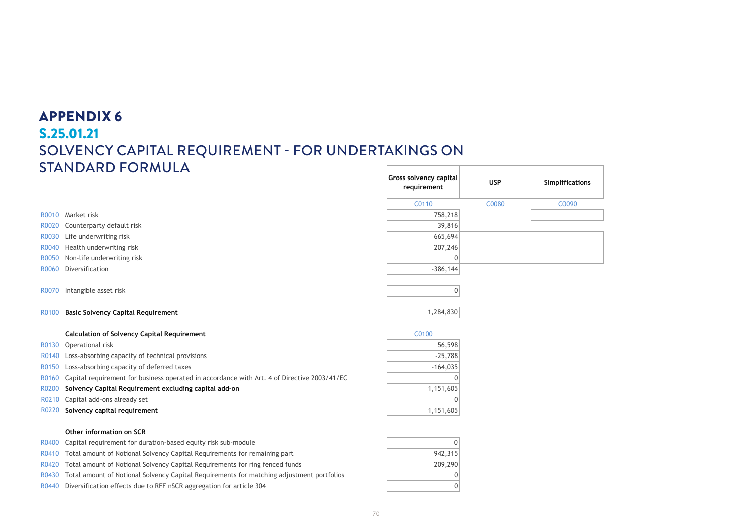# APPENDIX 6

## S.25.01.21

## SOLVENCY CAPITAL REQUIREMENT - FOR UNDERTAKINGS ON STANDARD FORMULA

| | | Gross solvency capital requirement | USP | Simplifications |
|---|---|---|---|---|
| | | C0110 | C0080 | C0090 |
| R0010 | Market risk | 758,218 | | |
| R0020 | Counterparty default risk | 39,816 | | |
| R0030 | Life underwriting risk | 665,694 | | |
| R0040 | Health underwriting risk | 207,246 | | |
| R0050 | Non-life underwriting risk | 0 | | |
| R0060 | Diversification | -386,144 | | |
| R0070 | Intangible asset risk | 0 | | |
| R0100 | **Basic Solvency Capital Requirement** | 1,284,830 | | |

| | **Calculation of Solvency Capital Requirement** | C0100 |
|---|---|---|
| R0130 | Operational risk | 56,598 |
| R0140 | Loss-absorbing capacity of technical provisions | -25,788 |
| R0150 | Loss-absorbing capacity of deferred taxes | -164,035 |
| R0160 | Capital requirement for business operated in accordance with Art. 4 of Directive 2003/41/EC | 0 |
| R0200 | **Solvency Capital Requirement excluding capital add-on** | 1,151,605 |
| R0210 | Capital add-ons already set | 0 |
| R0220 | **Solvency capital requirement** | 1,151,605 |
| | **Other information on SCR** | |
| R0400 | Capital requirement for duration-based equity risk sub-module | 0 |
| R0410 | Total amount of Notional Solvency Capital Requirements for remaining part | 942,315 |
| R0420 | Total amount of Notional Solvency Capital Requirements for ring fenced funds | 209,290 |
| R0430 | Total amount of Notional Solvency Capital Requirements for matching adjustment portfolios | 0 |
| R0440 | Diversification effects due to RFF nSCR aggregation for article 304 | 0 |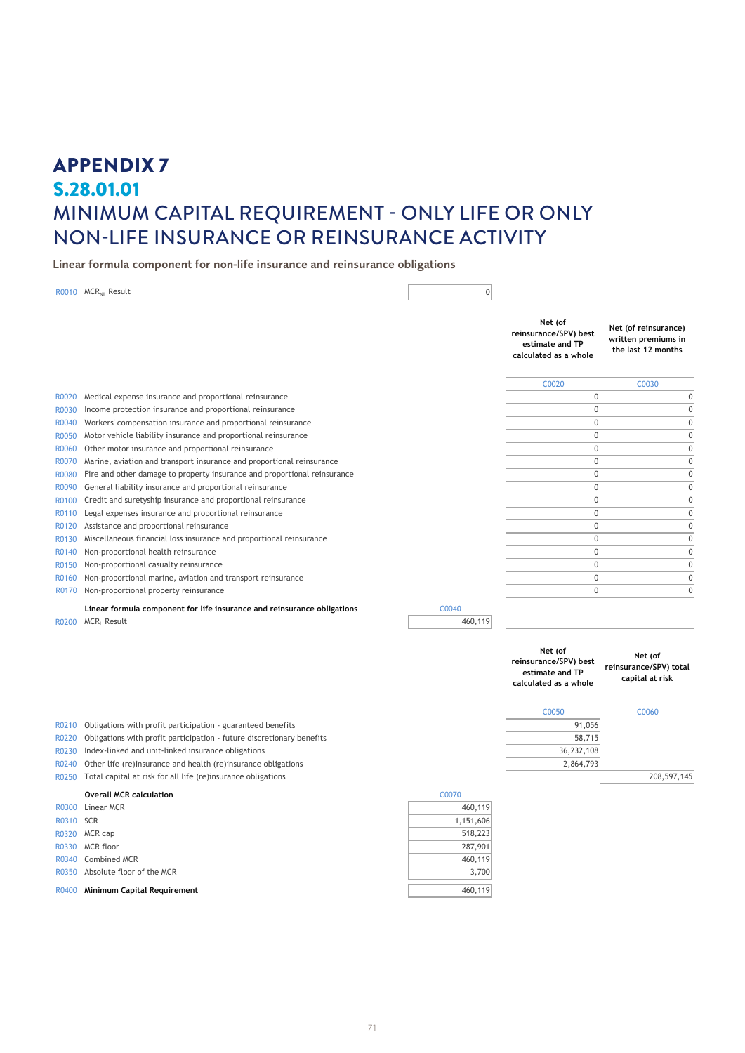# APPENDIX 7

## S.28.01.01

## MINIMUM CAPITAL REQUIREMENT - ONLY LIFE OR ONLY NON-LIFE INSURANCE OR REINSURANCE ACTIVITY

**Linear formula component for non-life insurance and reinsurance obligations**

| | | |
|---|---|---|
| R0010 | $MCR_{NL}$ Result | 0 |

| | | Net (of reinsurance/SPV) best estimate and TP calculated as a whole | Net (of reinsurance) written premiums in the last 12 months |
|---|---|---|---|
| | | C0020 | C0030 |
| R0020 | Medical expense insurance and proportional reinsurance | 0 | 0 |
| R0030 | Income protection insurance and proportional reinsurance | 0 | 0 |
| R0040 | Workers' compensation insurance and proportional reinsurance | 0 | 0 |
| R0050 | Motor vehicle liability insurance and proportional reinsurance | 0 | 0 |
| R0060 | Other motor insurance and proportional reinsurance | 0 | 0 |
| R0070 | Marine, aviation and transport insurance and proportional reinsurance | 0 | 0 |
| R0080 | Fire and other damage to property insurance and proportional reinsurance | 0 | 0 |
| R0090 | General liability insurance and proportional reinsurance | 0 | 0 |
| R0100 | Credit and suretyship insurance and proportional reinsurance | 0 | 0 |
| R0110 | Legal expenses insurance and proportional reinsurance | 0 | 0 |
| R0120 | Assistance and proportional reinsurance | 0 | 0 |
| R0130 | Miscellaneous financial loss insurance and proportional reinsurance | 0 | 0 |
| R0140 | Non-proportional health reinsurance | 0 | 0 |
| R0150 | Non-proportional casualty reinsurance | 0 | 0 |
| R0160 | Non-proportional marine, aviation and transport reinsurance | 0 | 0 |
| R0170 | Non-proportional property reinsurance | 0 | 0 |

**Linear formula component for life insurance and reinsurance obligations**

| | | C0040 |
|---|---|---|
| R0200 | $MCR_L$ Result | 460,119 |

| | | Net (of reinsurance/SPV) best estimate and TP calculated as a whole | Net (of reinsurance/SPV) total capital at risk |
|---|---|---|---|
| | | C0050 | C0060 |
| R0210 | Obligations with profit participation - guaranteed benefits | 91,056 | |
| R0220 | Obligations with profit participation - future discretionary benefits | 58,715 | |
| R0230 | Index-linked and unit-linked insurance obligations | 36,232,108 | |
| R0240 | Other life (re)insurance and health (re)insurance obligations | 2,864,793 | |
| R0250 | Total capital at risk for all life (re)insurance obligations | | 208,597,145 |

**Overall MCR calculation**

| | | C0070 |
|---|---|---|
| R0300 | Linear MCR | 460,119 |
| R0310 | SCR | 1,151,606 |
| R0320 | MCR cap | 518,223 |
| R0330 | MCR floor | 287,901 |
| R0340 | Combined MCR | 460,119 |
| R0350 | Absolute floor of the MCR | 3,700 |
| R0400 | **Minimum Capital Requirement** | 460,119 |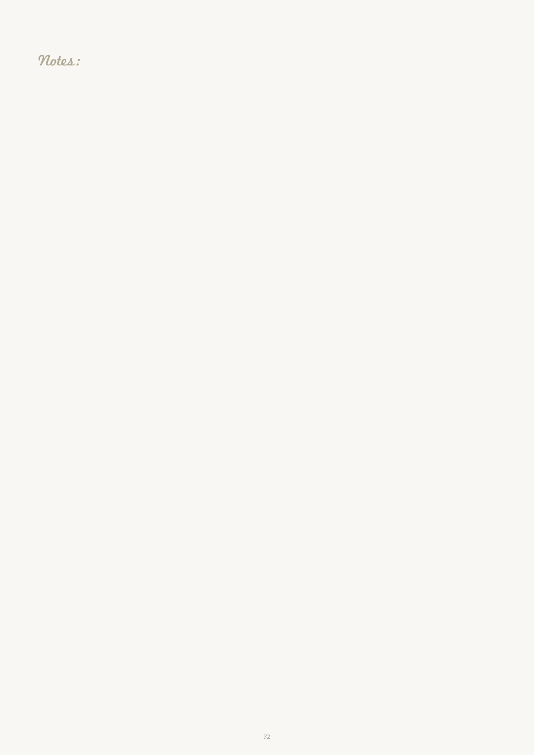Notes: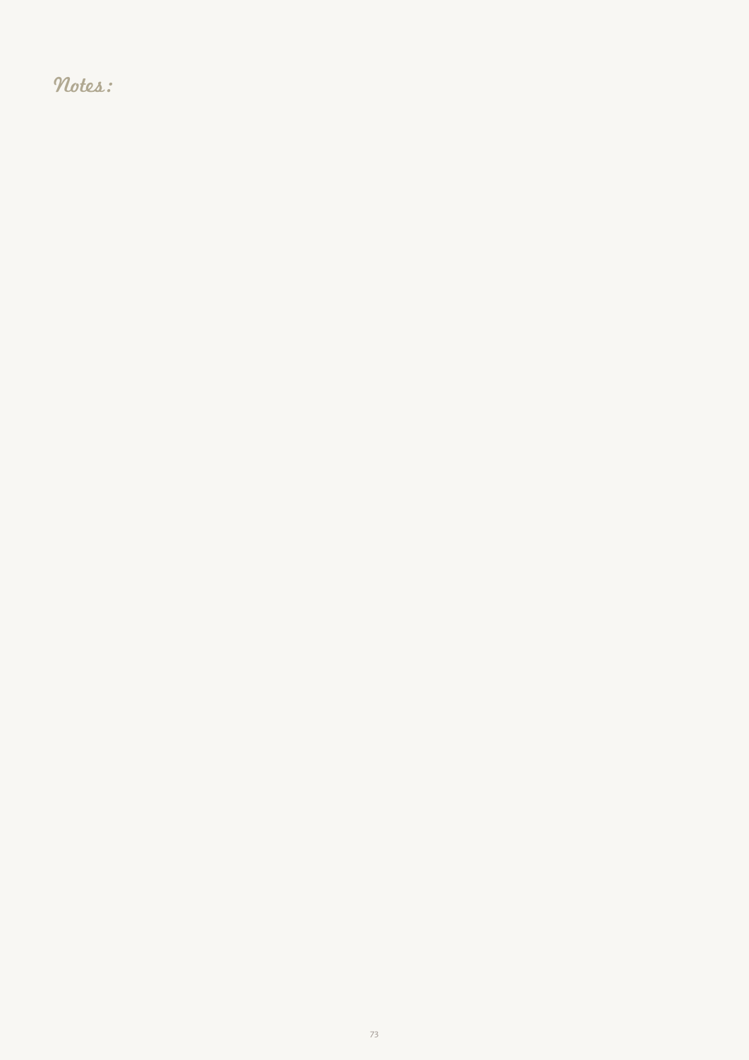Notes: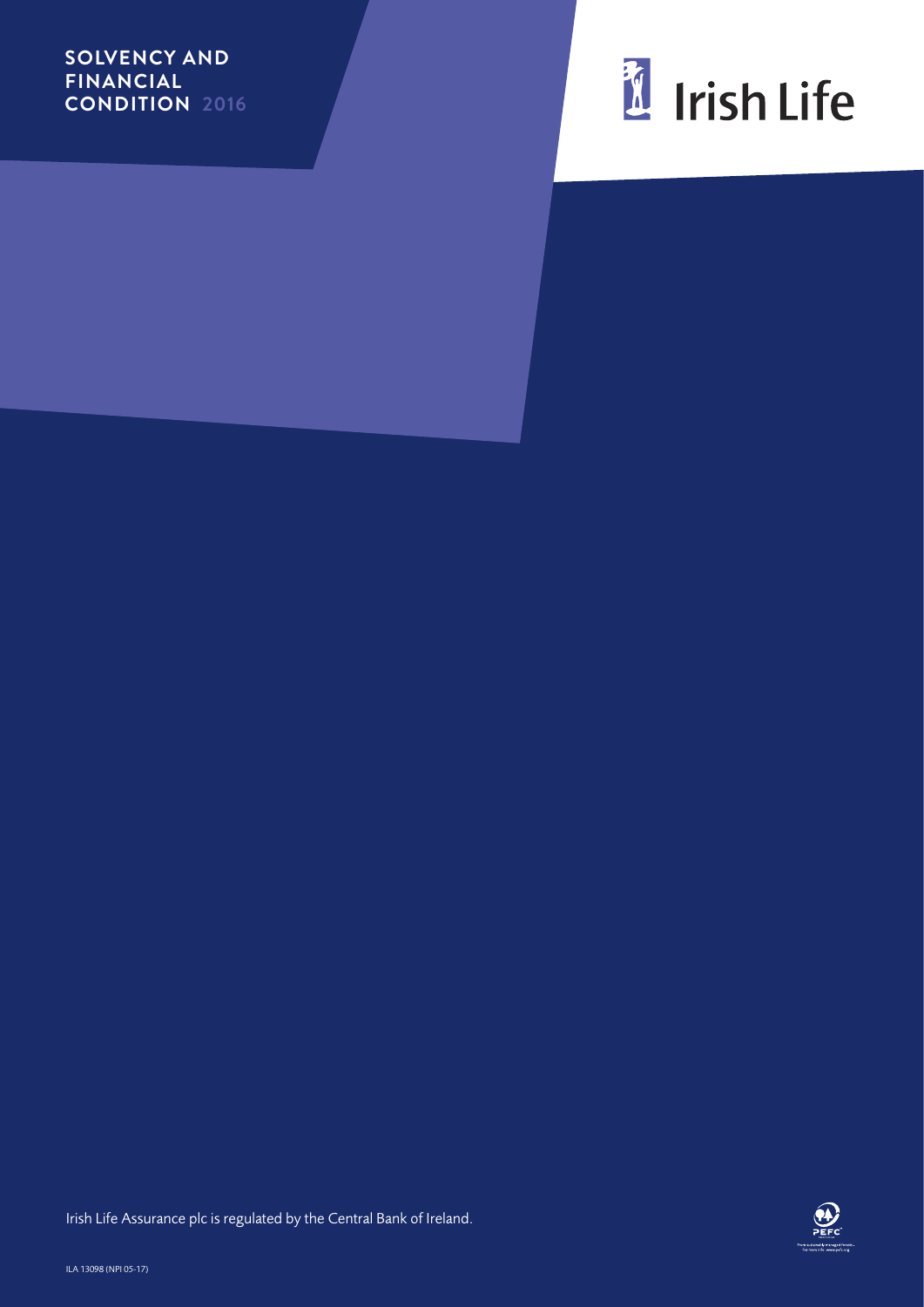**SOLVENCY AND FINANCIAL CONDITION** 2016

Irish Life

Irish Life Assurance plc is regulated by the Central Bank of Ireland.

ILA 13098 (NPI 05-17)